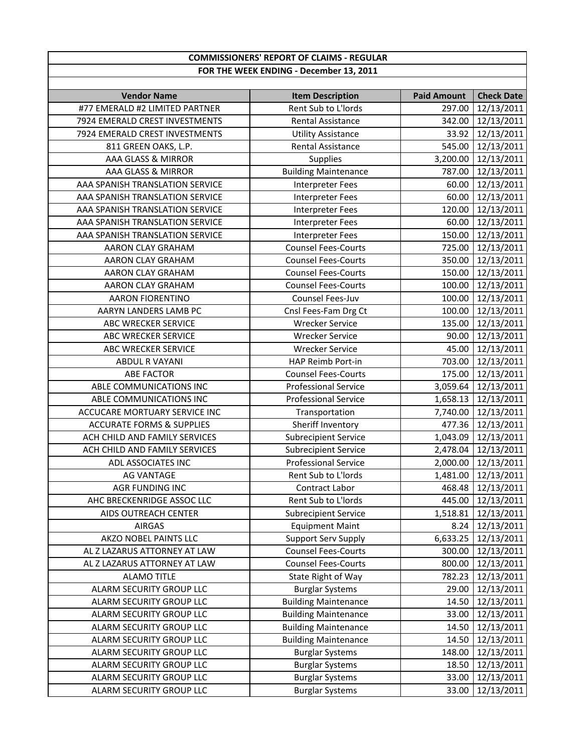| COMMISSIONERS' REPORT OF CLAIMS - REGULAR | | | |
|---|---|---|---|
| FOR THE WEEK ENDING - December 13, 2011 | | | |
| **Vendor Name** | **Item Description** | **Paid Amount** | **Check Date** |
| #77 EMERALD #2 LIMITED PARTNER | Rent Sub to L'lords | 297.00 | 12/13/2011 |
| 7924 EMERALD CREST INVESTMENTS | Rental Assistance | 342.00 | 12/13/2011 |
| 7924 EMERALD CREST INVESTMENTS | Utility Assistance | 33.92 | 12/13/2011 |
| 811 GREEN OAKS, L.P. | Rental Assistance | 545.00 | 12/13/2011 |
| AAA GLASS & MIRROR | Supplies | 3,200.00 | 12/13/2011 |
| AAA GLASS & MIRROR | Building Maintenance | 787.00 | 12/13/2011 |
| AAA SPANISH TRANSLATION SERVICE | Interpreter Fees | 60.00 | 12/13/2011 |
| AAA SPANISH TRANSLATION SERVICE | Interpreter Fees | 60.00 | 12/13/2011 |
| AAA SPANISH TRANSLATION SERVICE | Interpreter Fees | 120.00 | 12/13/2011 |
| AAA SPANISH TRANSLATION SERVICE | Interpreter Fees | 60.00 | 12/13/2011 |
| AAA SPANISH TRANSLATION SERVICE | Interpreter Fees | 150.00 | 12/13/2011 |
| AARON CLAY GRAHAM | Counsel Fees-Courts | 725.00 | 12/13/2011 |
| AARON CLAY GRAHAM | Counsel Fees-Courts | 350.00 | 12/13/2011 |
| AARON CLAY GRAHAM | Counsel Fees-Courts | 150.00 | 12/13/2011 |
| AARON CLAY GRAHAM | Counsel Fees-Courts | 100.00 | 12/13/2011 |
| AARON FIORENTINO | Counsel Fees-Juv | 100.00 | 12/13/2011 |
| AARYN LANDERS LAMB PC | Cnsl Fees-Fam Drg Ct | 100.00 | 12/13/2011 |
| ABC WRECKER SERVICE | Wrecker Service | 135.00 | 12/13/2011 |
| ABC WRECKER SERVICE | Wrecker Service | 90.00 | 12/13/2011 |
| ABC WRECKER SERVICE | Wrecker Service | 45.00 | 12/13/2011 |
| ABDUL R VAYANI | HAP Reimb Port-in | 703.00 | 12/13/2011 |
| ABE FACTOR | Counsel Fees-Courts | 175.00 | 12/13/2011 |
| ABLE COMMUNICATIONS INC | Professional Service | 3,059.64 | 12/13/2011 |
| ABLE COMMUNICATIONS INC | Professional Service | 1,658.13 | 12/13/2011 |
| ACCUCARE MORTUARY SERVICE INC | Transportation | 7,740.00 | 12/13/2011 |
| ACCURATE FORMS & SUPPLIES | Sheriff Inventory | 477.36 | 12/13/2011 |
| ACH CHILD AND FAMILY SERVICES | Subrecipient Service | 1,043.09 | 12/13/2011 |
| ACH CHILD AND FAMILY SERVICES | Subrecipient Service | 2,478.04 | 12/13/2011 |
| ADL ASSOCIATES INC | Professional Service | 2,000.00 | 12/13/2011 |
| AG VANTAGE | Rent Sub to L'lords | 1,481.00 | 12/13/2011 |
| AGR FUNDING INC | Contract Labor | 468.48 | 12/13/2011 |
| AHC BRECKENRIDGE ASSOC LLC | Rent Sub to L'lords | 445.00 | 12/13/2011 |
| AIDS OUTREACH CENTER | Subrecipient Service | 1,518.81 | 12/13/2011 |
| AIRGAS | Equipment Maint | 8.24 | 12/13/2011 |
| AKZO NOBEL PAINTS LLC | Support Serv Supply | 6,633.25 | 12/13/2011 |
| AL Z LAZARUS ATTORNEY AT LAW | Counsel Fees-Courts | 300.00 | 12/13/2011 |
| AL Z LAZARUS ATTORNEY AT LAW | Counsel Fees-Courts | 800.00 | 12/13/2011 |
| ALAMO TITLE | State Right of Way | 782.23 | 12/13/2011 |
| ALARM SECURITY GROUP LLC | Burglar Systems | 29.00 | 12/13/2011 |
| ALARM SECURITY GROUP LLC | Building Maintenance | 14.50 | 12/13/2011 |
| ALARM SECURITY GROUP LLC | Building Maintenance | 33.00 | 12/13/2011 |
| ALARM SECURITY GROUP LLC | Building Maintenance | 14.50 | 12/13/2011 |
| ALARM SECURITY GROUP LLC | Building Maintenance | 14.50 | 12/13/2011 |
| ALARM SECURITY GROUP LLC | Burglar Systems | 148.00 | 12/13/2011 |
| ALARM SECURITY GROUP LLC | Burglar Systems | 18.50 | 12/13/2011 |
| ALARM SECURITY GROUP LLC | Burglar Systems | 33.00 | 12/13/2011 |
| ALARM SECURITY GROUP LLC | Burglar Systems | 33.00 | 12/13/2011 |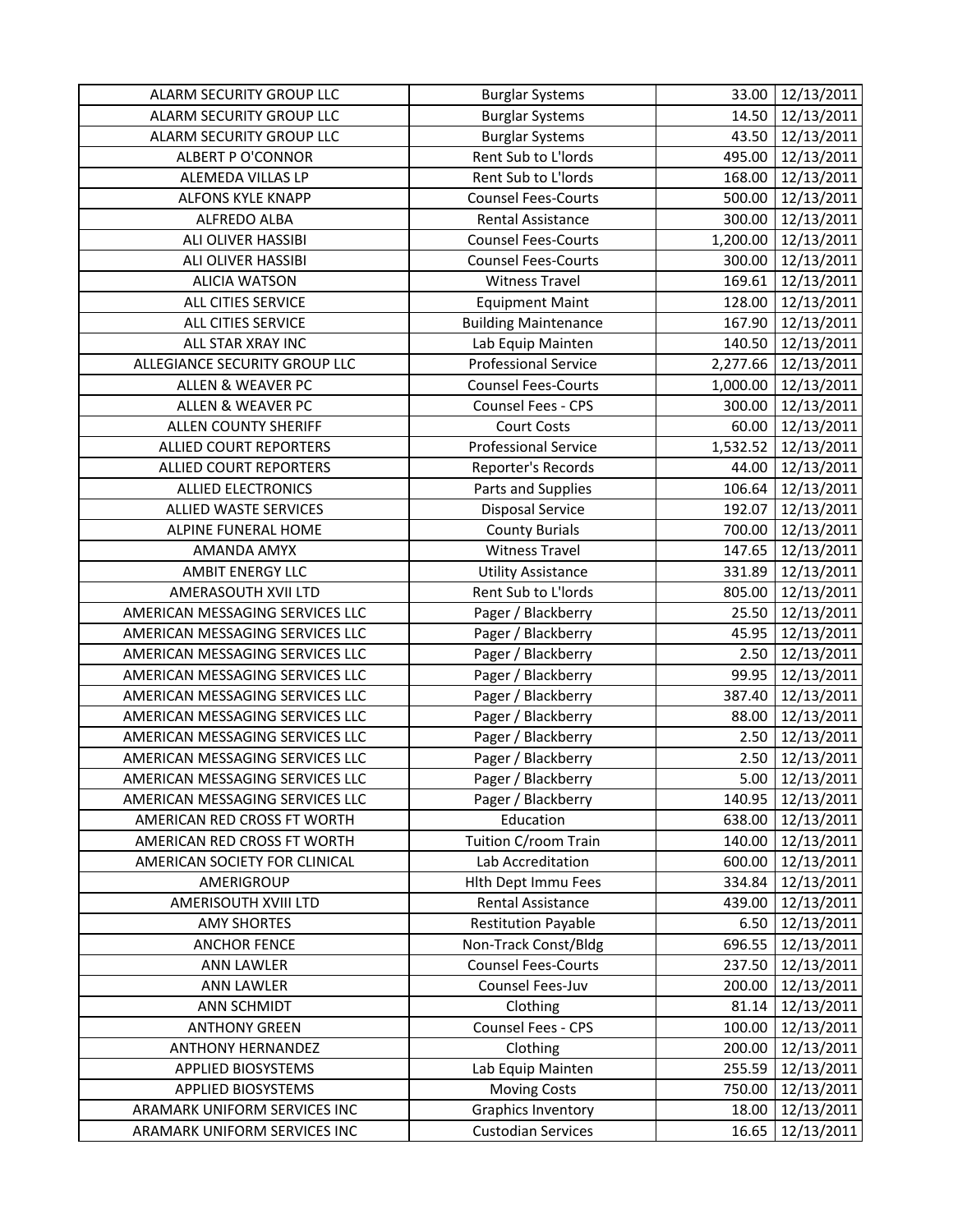| | | | |
|---|---|---|---|
| ALARM SECURITY GROUP LLC | Burglar Systems | 33.00 | 12/13/2011 |
| ALARM SECURITY GROUP LLC | Burglar Systems | 14.50 | 12/13/2011 |
| ALARM SECURITY GROUP LLC | Burglar Systems | 43.50 | 12/13/2011 |
| ALBERT P O'CONNOR | Rent Sub to L'lords | 495.00 | 12/13/2011 |
| ALEMEDA VILLAS LP | Rent Sub to L'lords | 168.00 | 12/13/2011 |
| ALFONS KYLE KNAPP | Counsel Fees-Courts | 500.00 | 12/13/2011 |
| ALFREDO ALBA | Rental Assistance | 300.00 | 12/13/2011 |
| ALI OLIVER HASSIBI | Counsel Fees-Courts | 1,200.00 | 12/13/2011 |
| ALI OLIVER HASSIBI | Counsel Fees-Courts | 300.00 | 12/13/2011 |
| ALICIA WATSON | Witness Travel | 169.61 | 12/13/2011 |
| ALL CITIES SERVICE | Equipment Maint | 128.00 | 12/13/2011 |
| ALL CITIES SERVICE | Building Maintenance | 167.90 | 12/13/2011 |
| ALL STAR XRAY INC | Lab Equip Mainten | 140.50 | 12/13/2011 |
| ALLEGIANCE SECURITY GROUP LLC | Professional Service | 2,277.66 | 12/13/2011 |
| ALLEN & WEAVER PC | Counsel Fees-Courts | 1,000.00 | 12/13/2011 |
| ALLEN & WEAVER PC | Counsel Fees - CPS | 300.00 | 12/13/2011 |
| ALLEN COUNTY SHERIFF | Court Costs | 60.00 | 12/13/2011 |
| ALLIED COURT REPORTERS | Professional Service | 1,532.52 | 12/13/2011 |
| ALLIED COURT REPORTERS | Reporter's Records | 44.00 | 12/13/2011 |
| ALLIED ELECTRONICS | Parts and Supplies | 106.64 | 12/13/2011 |
| ALLIED WASTE SERVICES | Disposal Service | 192.07 | 12/13/2011 |
| ALPINE FUNERAL HOME | County Burials | 700.00 | 12/13/2011 |
| AMANDA AMYX | Witness Travel | 147.65 | 12/13/2011 |
| AMBIT ENERGY LLC | Utility Assistance | 331.89 | 12/13/2011 |
| AMERASOUTH XVII LTD | Rent Sub to L'lords | 805.00 | 12/13/2011 |
| AMERICAN MESSAGING SERVICES LLC | Pager / Blackberry | 25.50 | 12/13/2011 |
| AMERICAN MESSAGING SERVICES LLC | Pager / Blackberry | 45.95 | 12/13/2011 |
| AMERICAN MESSAGING SERVICES LLC | Pager / Blackberry | 2.50 | 12/13/2011 |
| AMERICAN MESSAGING SERVICES LLC | Pager / Blackberry | 99.95 | 12/13/2011 |
| AMERICAN MESSAGING SERVICES LLC | Pager / Blackberry | 387.40 | 12/13/2011 |
| AMERICAN MESSAGING SERVICES LLC | Pager / Blackberry | 88.00 | 12/13/2011 |
| AMERICAN MESSAGING SERVICES LLC | Pager / Blackberry | 2.50 | 12/13/2011 |
| AMERICAN MESSAGING SERVICES LLC | Pager / Blackberry | 2.50 | 12/13/2011 |
| AMERICAN MESSAGING SERVICES LLC | Pager / Blackberry | 5.00 | 12/13/2011 |
| AMERICAN MESSAGING SERVICES LLC | Pager / Blackberry | 140.95 | 12/13/2011 |
| AMERICAN RED CROSS FT WORTH | Education | 638.00 | 12/13/2011 |
| AMERICAN RED CROSS FT WORTH | Tuition C/room Train | 140.00 | 12/13/2011 |
| AMERICAN SOCIETY FOR CLINICAL | Lab Accreditation | 600.00 | 12/13/2011 |
| AMERIGROUP | Hlth Dept Immu Fees | 334.84 | 12/13/2011 |
| AMERISOUTH XVIII LTD | Rental Assistance | 439.00 | 12/13/2011 |
| AMY SHORTES | Restitution Payable | 6.50 | 12/13/2011 |
| ANCHOR FENCE | Non-Track Const/Bldg | 696.55 | 12/13/2011 |
| ANN LAWLER | Counsel Fees-Courts | 237.50 | 12/13/2011 |
| ANN LAWLER | Counsel Fees-Juv | 200.00 | 12/13/2011 |
| ANN SCHMIDT | Clothing | 81.14 | 12/13/2011 |
| ANTHONY GREEN | Counsel Fees - CPS | 100.00 | 12/13/2011 |
| ANTHONY HERNANDEZ | Clothing | 200.00 | 12/13/2011 |
| APPLIED BIOSYSTEMS | Lab Equip Mainten | 255.59 | 12/13/2011 |
| APPLIED BIOSYSTEMS | Moving Costs | 750.00 | 12/13/2011 |
| ARAMARK UNIFORM SERVICES INC | Graphics Inventory | 18.00 | 12/13/2011 |
| ARAMARK UNIFORM SERVICES INC | Custodian Services | 16.65 | 12/13/2011 |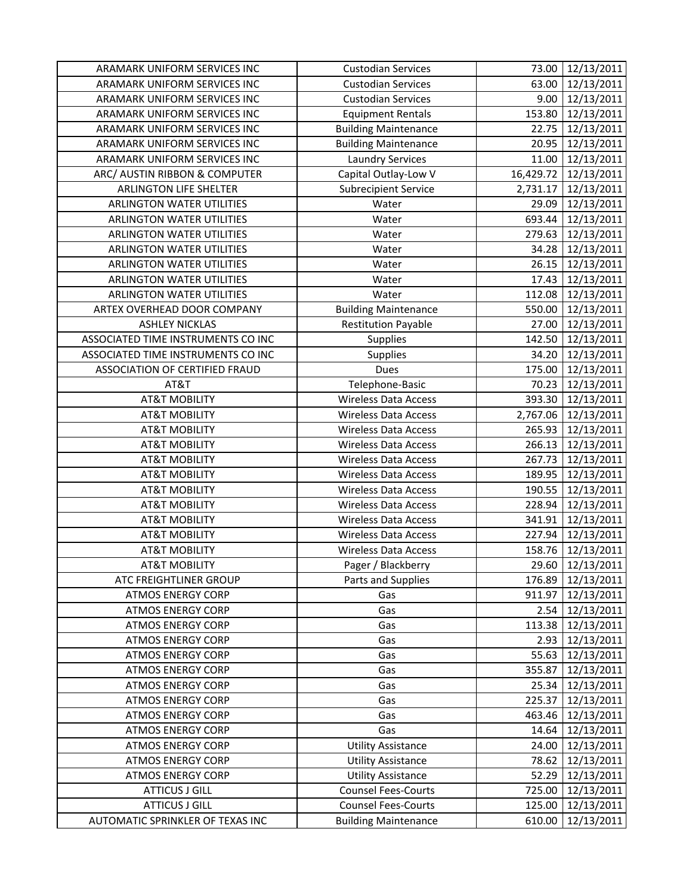| ARAMARK UNIFORM SERVICES INC | Custodian Services | 73.00 | 12/13/2011 |
|---|---|---|---|
| ARAMARK UNIFORM SERVICES INC | Custodian Services | 63.00 | 12/13/2011 |
| ARAMARK UNIFORM SERVICES INC | Custodian Services | 9.00 | 12/13/2011 |
| ARAMARK UNIFORM SERVICES INC | Equipment Rentals | 153.80 | 12/13/2011 |
| ARAMARK UNIFORM SERVICES INC | Building Maintenance | 22.75 | 12/13/2011 |
| ARAMARK UNIFORM SERVICES INC | Building Maintenance | 20.95 | 12/13/2011 |
| ARAMARK UNIFORM SERVICES INC | Laundry Services | 11.00 | 12/13/2011 |
| ARC/ AUSTIN RIBBON & COMPUTER | Capital Outlay-Low V | 16,429.72 | 12/13/2011 |
| ARLINGTON LIFE SHELTER | Subrecipient Service | 2,731.17 | 12/13/2011 |
| ARLINGTON WATER UTILITIES | Water | 29.09 | 12/13/2011 |
| ARLINGTON WATER UTILITIES | Water | 693.44 | 12/13/2011 |
| ARLINGTON WATER UTILITIES | Water | 279.63 | 12/13/2011 |
| ARLINGTON WATER UTILITIES | Water | 34.28 | 12/13/2011 |
| ARLINGTON WATER UTILITIES | Water | 26.15 | 12/13/2011 |
| ARLINGTON WATER UTILITIES | Water | 17.43 | 12/13/2011 |
| ARLINGTON WATER UTILITIES | Water | 112.08 | 12/13/2011 |
| ARTEX OVERHEAD DOOR COMPANY | Building Maintenance | 550.00 | 12/13/2011 |
| ASHLEY NICKLAS | Restitution Payable | 27.00 | 12/13/2011 |
| ASSOCIATED TIME INSTRUMENTS CO INC | Supplies | 142.50 | 12/13/2011 |
| ASSOCIATED TIME INSTRUMENTS CO INC | Supplies | 34.20 | 12/13/2011 |
| ASSOCIATION OF CERTIFIED FRAUD | Dues | 175.00 | 12/13/2011 |
| AT&T | Telephone-Basic | 70.23 | 12/13/2011 |
| AT&T MOBILITY | Wireless Data Access | 393.30 | 12/13/2011 |
| AT&T MOBILITY | Wireless Data Access | 2,767.06 | 12/13/2011 |
| AT&T MOBILITY | Wireless Data Access | 265.93 | 12/13/2011 |
| AT&T MOBILITY | Wireless Data Access | 266.13 | 12/13/2011 |
| AT&T MOBILITY | Wireless Data Access | 267.73 | 12/13/2011 |
| AT&T MOBILITY | Wireless Data Access | 189.95 | 12/13/2011 |
| AT&T MOBILITY | Wireless Data Access | 190.55 | 12/13/2011 |
| AT&T MOBILITY | Wireless Data Access | 228.94 | 12/13/2011 |
| AT&T MOBILITY | Wireless Data Access | 341.91 | 12/13/2011 |
| AT&T MOBILITY | Wireless Data Access | 227.94 | 12/13/2011 |
| AT&T MOBILITY | Wireless Data Access | 158.76 | 12/13/2011 |
| AT&T MOBILITY | Pager / Blackberry | 29.60 | 12/13/2011 |
| ATC FREIGHTLINER GROUP | Parts and Supplies | 176.89 | 12/13/2011 |
| ATMOS ENERGY CORP | Gas | 911.97 | 12/13/2011 |
| ATMOS ENERGY CORP | Gas | 2.54 | 12/13/2011 |
| ATMOS ENERGY CORP | Gas | 113.38 | 12/13/2011 |
| ATMOS ENERGY CORP | Gas | 2.93 | 12/13/2011 |
| ATMOS ENERGY CORP | Gas | 55.63 | 12/13/2011 |
| ATMOS ENERGY CORP | Gas | 355.87 | 12/13/2011 |
| ATMOS ENERGY CORP | Gas | 25.34 | 12/13/2011 |
| ATMOS ENERGY CORP | Gas | 225.37 | 12/13/2011 |
| ATMOS ENERGY CORP | Gas | 463.46 | 12/13/2011 |
| ATMOS ENERGY CORP | Gas | 14.64 | 12/13/2011 |
| ATMOS ENERGY CORP | Utility Assistance | 24.00 | 12/13/2011 |
| ATMOS ENERGY CORP | Utility Assistance | 78.62 | 12/13/2011 |
| ATMOS ENERGY CORP | Utility Assistance | 52.29 | 12/13/2011 |
| ATTICUS J GILL | Counsel Fees-Courts | 725.00 | 12/13/2011 |
| ATTICUS J GILL | Counsel Fees-Courts | 125.00 | 12/13/2011 |
| AUTOMATIC SPRINKLER OF TEXAS INC | Building Maintenance | 610.00 | 12/13/2011 |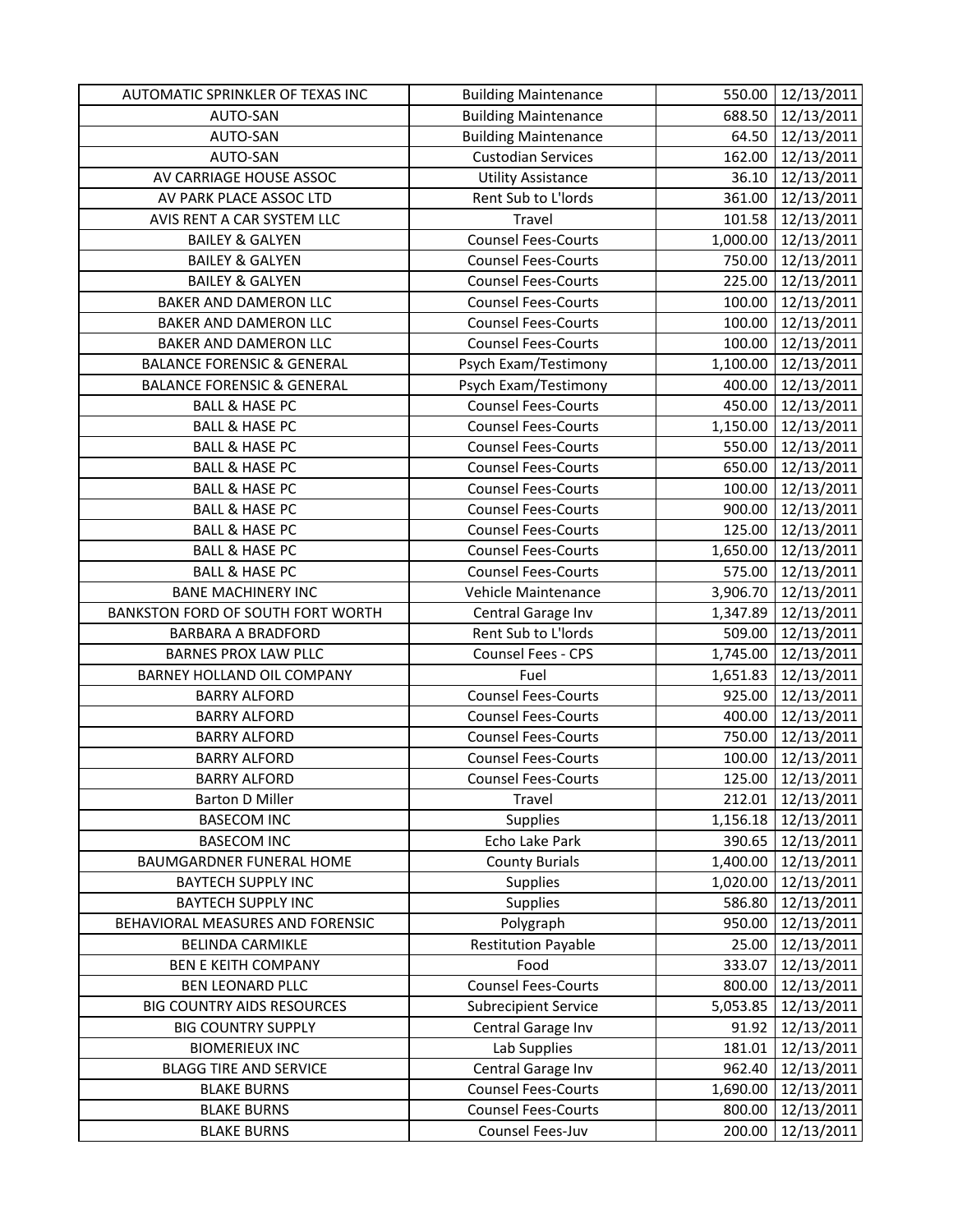| | | | |
|---|---|---|---|
| AUTOMATIC SPRINKLER OF TEXAS INC | Building Maintenance | 550.00 | 12/13/2011 |
| AUTO-SAN | Building Maintenance | 688.50 | 12/13/2011 |
| AUTO-SAN | Building Maintenance | 64.50 | 12/13/2011 |
| AUTO-SAN | Custodian Services | 162.00 | 12/13/2011 |
| AV CARRIAGE HOUSE ASSOC | Utility Assistance | 36.10 | 12/13/2011 |
| AV PARK PLACE ASSOC LTD | Rent Sub to L'lords | 361.00 | 12/13/2011 |
| AVIS RENT A CAR SYSTEM LLC | Travel | 101.58 | 12/13/2011 |
| BAILEY & GALYEN | Counsel Fees-Courts | 1,000.00 | 12/13/2011 |
| BAILEY & GALYEN | Counsel Fees-Courts | 750.00 | 12/13/2011 |
| BAILEY & GALYEN | Counsel Fees-Courts | 225.00 | 12/13/2011 |
| BAKER AND DAMERON LLC | Counsel Fees-Courts | 100.00 | 12/13/2011 |
| BAKER AND DAMERON LLC | Counsel Fees-Courts | 100.00 | 12/13/2011 |
| BAKER AND DAMERON LLC | Counsel Fees-Courts | 100.00 | 12/13/2011 |
| BALANCE FORENSIC & GENERAL | Psych Exam/Testimony | 1,100.00 | 12/13/2011 |
| BALANCE FORENSIC & GENERAL | Psych Exam/Testimony | 400.00 | 12/13/2011 |
| BALL & HASE PC | Counsel Fees-Courts | 450.00 | 12/13/2011 |
| BALL & HASE PC | Counsel Fees-Courts | 1,150.00 | 12/13/2011 |
| BALL & HASE PC | Counsel Fees-Courts | 550.00 | 12/13/2011 |
| BALL & HASE PC | Counsel Fees-Courts | 650.00 | 12/13/2011 |
| BALL & HASE PC | Counsel Fees-Courts | 100.00 | 12/13/2011 |
| BALL & HASE PC | Counsel Fees-Courts | 900.00 | 12/13/2011 |
| BALL & HASE PC | Counsel Fees-Courts | 125.00 | 12/13/2011 |
| BALL & HASE PC | Counsel Fees-Courts | 1,650.00 | 12/13/2011 |
| BALL & HASE PC | Counsel Fees-Courts | 575.00 | 12/13/2011 |
| BANE MACHINERY INC | Vehicle Maintenance | 3,906.70 | 12/13/2011 |
| BANKSTON FORD OF SOUTH FORT WORTH | Central Garage Inv | 1,347.89 | 12/13/2011 |
| BARBARA A BRADFORD | Rent Sub to L'lords | 509.00 | 12/13/2011 |
| BARNES PROX LAW PLLC | Counsel Fees - CPS | 1,745.00 | 12/13/2011 |
| BARNEY HOLLAND OIL COMPANY | Fuel | 1,651.83 | 12/13/2011 |
| BARRY ALFORD | Counsel Fees-Courts | 925.00 | 12/13/2011 |
| BARRY ALFORD | Counsel Fees-Courts | 400.00 | 12/13/2011 |
| BARRY ALFORD | Counsel Fees-Courts | 750.00 | 12/13/2011 |
| BARRY ALFORD | Counsel Fees-Courts | 100.00 | 12/13/2011 |
| BARRY ALFORD | Counsel Fees-Courts | 125.00 | 12/13/2011 |
| Barton D Miller | Travel | 212.01 | 12/13/2011 |
| BASECOM INC | Supplies | 1,156.18 | 12/13/2011 |
| BASECOM INC | Echo Lake Park | 390.65 | 12/13/2011 |
| BAUMGARDNER FUNERAL HOME | County Burials | 1,400.00 | 12/13/2011 |
| BAYTECH SUPPLY INC | Supplies | 1,020.00 | 12/13/2011 |
| BAYTECH SUPPLY INC | Supplies | 586.80 | 12/13/2011 |
| BEHAVIORAL MEASURES AND FORENSIC | Polygraph | 950.00 | 12/13/2011 |
| BELINDA CARMIKLE | Restitution Payable | 25.00 | 12/13/2011 |
| BEN E KEITH COMPANY | Food | 333.07 | 12/13/2011 |
| BEN LEONARD PLLC | Counsel Fees-Courts | 800.00 | 12/13/2011 |
| BIG COUNTRY AIDS RESOURCES | Subrecipient Service | 5,053.85 | 12/13/2011 |
| BIG COUNTRY SUPPLY | Central Garage Inv | 91.92 | 12/13/2011 |
| BIOMERIEUX INC | Lab Supplies | 181.01 | 12/13/2011 |
| BLAGG TIRE AND SERVICE | Central Garage Inv | 962.40 | 12/13/2011 |
| BLAKE BURNS | Counsel Fees-Courts | 1,690.00 | 12/13/2011 |
| BLAKE BURNS | Counsel Fees-Courts | 800.00 | 12/13/2011 |
| BLAKE BURNS | Counsel Fees-Juv | 200.00 | 12/13/2011 |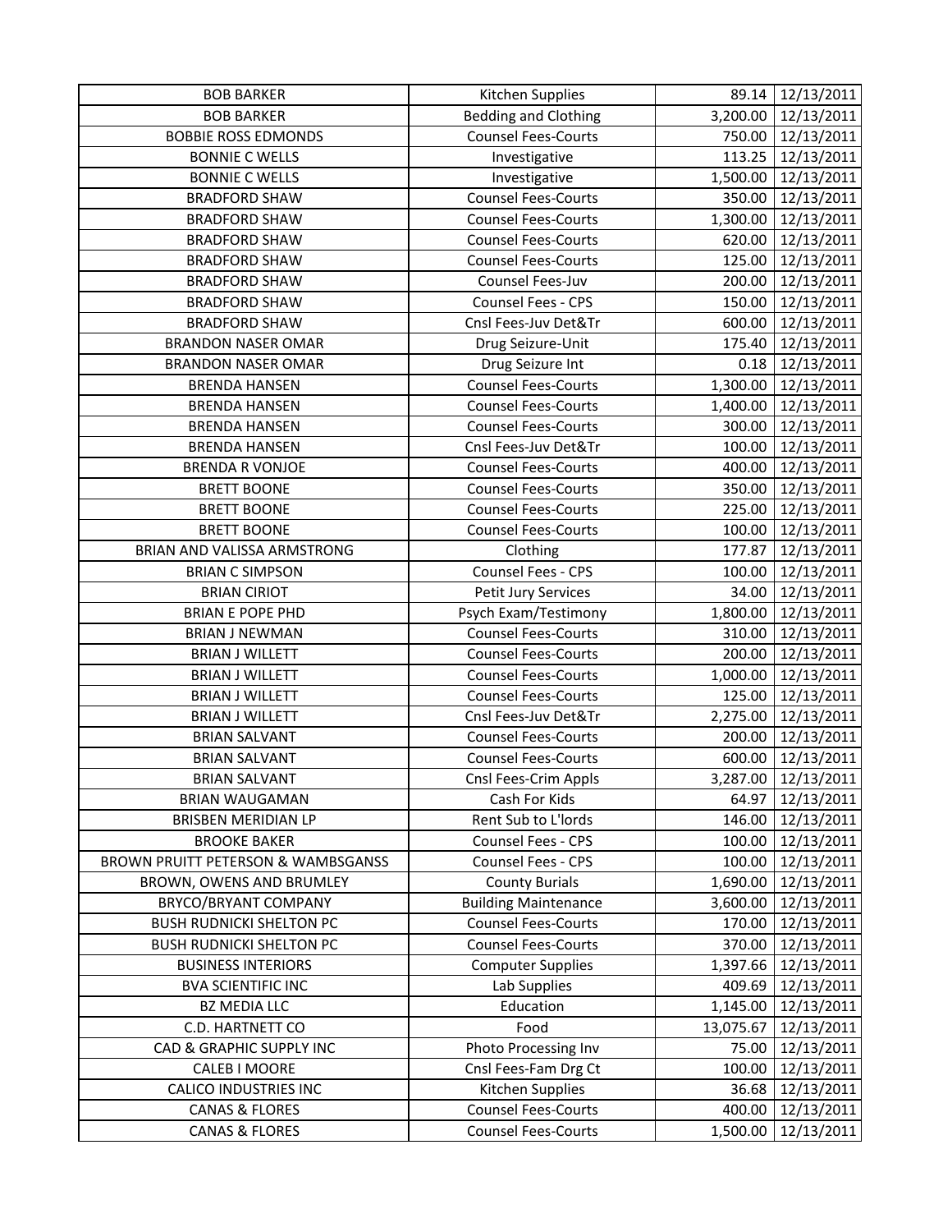| BOB BARKER | Kitchen Supplies | 89.14 | 12/13/2011 |
|---|---|---|---|
| BOB BARKER | Bedding and Clothing | 3,200.00 | 12/13/2011 |
| BOBBIE ROSS EDMONDS | Counsel Fees-Courts | 750.00 | 12/13/2011 |
| BONNIE C WELLS | Investigative | 113.25 | 12/13/2011 |
| BONNIE C WELLS | Investigative | 1,500.00 | 12/13/2011 |
| BRADFORD SHAW | Counsel Fees-Courts | 350.00 | 12/13/2011 |
| BRADFORD SHAW | Counsel Fees-Courts | 1,300.00 | 12/13/2011 |
| BRADFORD SHAW | Counsel Fees-Courts | 620.00 | 12/13/2011 |
| BRADFORD SHAW | Counsel Fees-Courts | 125.00 | 12/13/2011 |
| BRADFORD SHAW | Counsel Fees-Juv | 200.00 | 12/13/2011 |
| BRADFORD SHAW | Counsel Fees - CPS | 150.00 | 12/13/2011 |
| BRADFORD SHAW | Cnsl Fees-Juv Det&Tr | 600.00 | 12/13/2011 |
| BRANDON NASER OMAR | Drug Seizure-Unit | 175.40 | 12/13/2011 |
| BRANDON NASER OMAR | Drug Seizure Int | 0.18 | 12/13/2011 |
| BRENDA HANSEN | Counsel Fees-Courts | 1,300.00 | 12/13/2011 |
| BRENDA HANSEN | Counsel Fees-Courts | 1,400.00 | 12/13/2011 |
| BRENDA HANSEN | Counsel Fees-Courts | 300.00 | 12/13/2011 |
| BRENDA HANSEN | Cnsl Fees-Juv Det&Tr | 100.00 | 12/13/2011 |
| BRENDA R VONJOE | Counsel Fees-Courts | 400.00 | 12/13/2011 |
| BRETT BOONE | Counsel Fees-Courts | 350.00 | 12/13/2011 |
| BRETT BOONE | Counsel Fees-Courts | 225.00 | 12/13/2011 |
| BRETT BOONE | Counsel Fees-Courts | 100.00 | 12/13/2011 |
| BRIAN AND VALISSA ARMSTRONG | Clothing | 177.87 | 12/13/2011 |
| BRIAN C SIMPSON | Counsel Fees - CPS | 100.00 | 12/13/2011 |
| BRIAN CIRIOT | Petit Jury Services | 34.00 | 12/13/2011 |
| BRIAN E POPE PHD | Psych Exam/Testimony | 1,800.00 | 12/13/2011 |
| BRIAN J NEWMAN | Counsel Fees-Courts | 310.00 | 12/13/2011 |
| BRIAN J WILLETT | Counsel Fees-Courts | 200.00 | 12/13/2011 |
| BRIAN J WILLETT | Counsel Fees-Courts | 1,000.00 | 12/13/2011 |
| BRIAN J WILLETT | Counsel Fees-Courts | 125.00 | 12/13/2011 |
| BRIAN J WILLETT | Cnsl Fees-Juv Det&Tr | 2,275.00 | 12/13/2011 |
| BRIAN SALVANT | Counsel Fees-Courts | 200.00 | 12/13/2011 |
| BRIAN SALVANT | Counsel Fees-Courts | 600.00 | 12/13/2011 |
| BRIAN SALVANT | Cnsl Fees-Crim Appls | 3,287.00 | 12/13/2011 |
| BRIAN WAUGAMAN | Cash For Kids | 64.97 | 12/13/2011 |
| BRISBEN MERIDIAN LP | Rent Sub to L'lords | 146.00 | 12/13/2011 |
| BROOKE BAKER | Counsel Fees - CPS | 100.00 | 12/13/2011 |
| BROWN PRUITT PETERSON & WAMBSGANSS | Counsel Fees - CPS | 100.00 | 12/13/2011 |
| BROWN, OWENS AND BRUMLEY | County Burials | 1,690.00 | 12/13/2011 |
| BRYCO/BRYANT COMPANY | Building Maintenance | 3,600.00 | 12/13/2011 |
| BUSH RUDNICKI SHELTON PC | Counsel Fees-Courts | 170.00 | 12/13/2011 |
| BUSH RUDNICKI SHELTON PC | Counsel Fees-Courts | 370.00 | 12/13/2011 |
| BUSINESS INTERIORS | Computer Supplies | 1,397.66 | 12/13/2011 |
| BVA SCIENTIFIC INC | Lab Supplies | 409.69 | 12/13/2011 |
| BZ MEDIA LLC | Education | 1,145.00 | 12/13/2011 |
| C.D. HARTNETT CO | Food | 13,075.67 | 12/13/2011 |
| CAD & GRAPHIC SUPPLY INC | Photo Processing Inv | 75.00 | 12/13/2011 |
| CALEB I MOORE | Cnsl Fees-Fam Drg Ct | 100.00 | 12/13/2011 |
| CALICO INDUSTRIES INC | Kitchen Supplies | 36.68 | 12/13/2011 |
| CANAS & FLORES | Counsel Fees-Courts | 400.00 | 12/13/2011 |
| CANAS & FLORES | Counsel Fees-Courts | 1,500.00 | 12/13/2011 |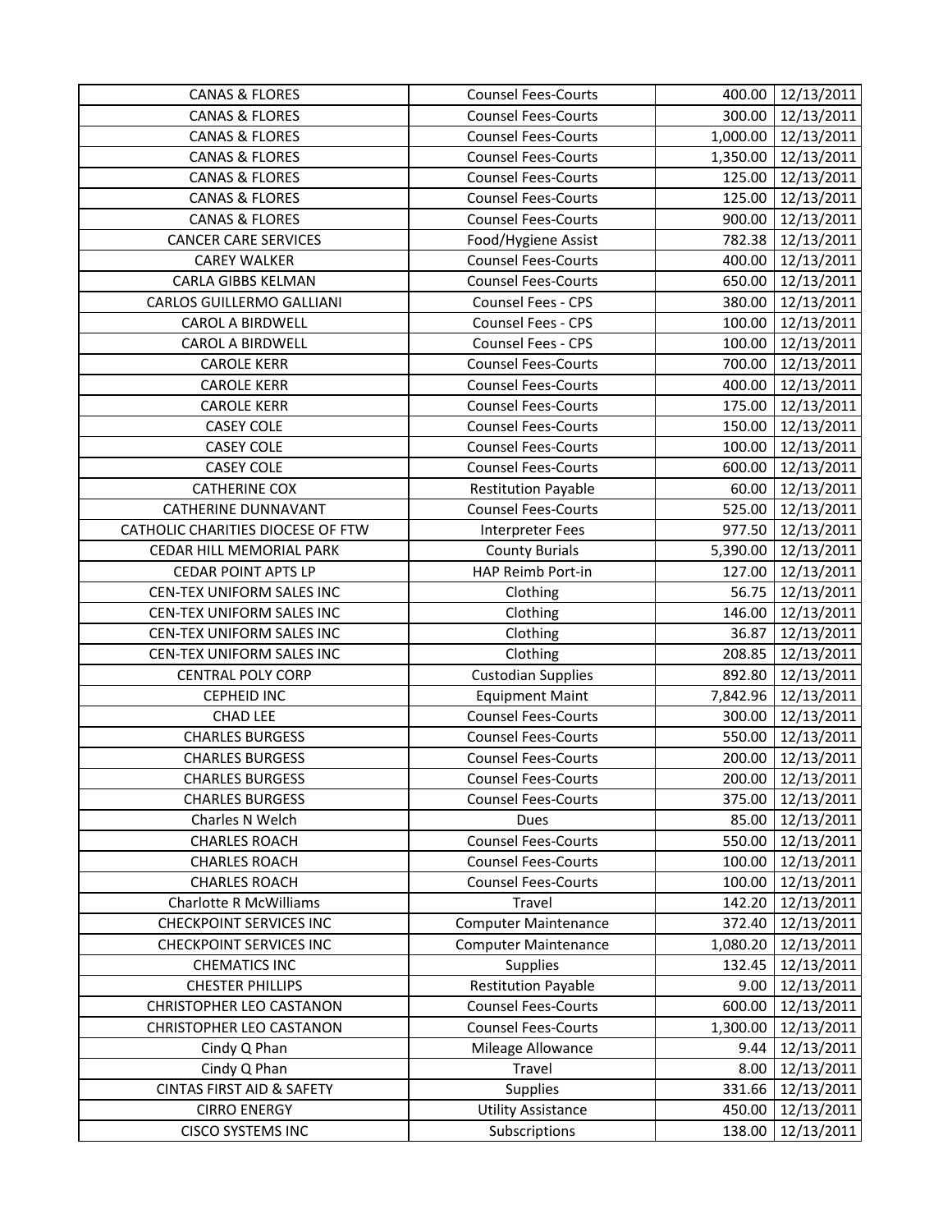| CANAS & FLORES | Counsel Fees-Courts | 400.00 | 12/13/2011 |
|---|---|---|---|
| CANAS & FLORES | Counsel Fees-Courts | 300.00 | 12/13/2011 |
| CANAS & FLORES | Counsel Fees-Courts | 1,000.00 | 12/13/2011 |
| CANAS & FLORES | Counsel Fees-Courts | 1,350.00 | 12/13/2011 |
| CANAS & FLORES | Counsel Fees-Courts | 125.00 | 12/13/2011 |
| CANAS & FLORES | Counsel Fees-Courts | 125.00 | 12/13/2011 |
| CANAS & FLORES | Counsel Fees-Courts | 900.00 | 12/13/2011 |
| CANCER CARE SERVICES | Food/Hygiene Assist | 782.38 | 12/13/2011 |
| CAREY WALKER | Counsel Fees-Courts | 400.00 | 12/13/2011 |
| CARLA GIBBS KELMAN | Counsel Fees-Courts | 650.00 | 12/13/2011 |
| CARLOS GUILLERMO GALLIANI | Counsel Fees - CPS | 380.00 | 12/13/2011 |
| CAROL A BIRDWELL | Counsel Fees - CPS | 100.00 | 12/13/2011 |
| CAROL A BIRDWELL | Counsel Fees - CPS | 100.00 | 12/13/2011 |
| CAROLE KERR | Counsel Fees-Courts | 700.00 | 12/13/2011 |
| CAROLE KERR | Counsel Fees-Courts | 400.00 | 12/13/2011 |
| CAROLE KERR | Counsel Fees-Courts | 175.00 | 12/13/2011 |
| CASEY COLE | Counsel Fees-Courts | 150.00 | 12/13/2011 |
| CASEY COLE | Counsel Fees-Courts | 100.00 | 12/13/2011 |
| CASEY COLE | Counsel Fees-Courts | 600.00 | 12/13/2011 |
| CATHERINE COX | Restitution Payable | 60.00 | 12/13/2011 |
| CATHERINE DUNNAVANT | Counsel Fees-Courts | 525.00 | 12/13/2011 |
| CATHOLIC CHARITIES DIOCESE OF FTW | Interpreter Fees | 977.50 | 12/13/2011 |
| CEDAR HILL MEMORIAL PARK | County Burials | 5,390.00 | 12/13/2011 |
| CEDAR POINT APTS LP | HAP Reimb Port-in | 127.00 | 12/13/2011 |
| CEN-TEX UNIFORM SALES INC | Clothing | 56.75 | 12/13/2011 |
| CEN-TEX UNIFORM SALES INC | Clothing | 146.00 | 12/13/2011 |
| CEN-TEX UNIFORM SALES INC | Clothing | 36.87 | 12/13/2011 |
| CEN-TEX UNIFORM SALES INC | Clothing | 208.85 | 12/13/2011 |
| CENTRAL POLY CORP | Custodian Supplies | 892.80 | 12/13/2011 |
| CEPHEID INC | Equipment Maint | 7,842.96 | 12/13/2011 |
| CHAD LEE | Counsel Fees-Courts | 300.00 | 12/13/2011 |
| CHARLES BURGESS | Counsel Fees-Courts | 550.00 | 12/13/2011 |
| CHARLES BURGESS | Counsel Fees-Courts | 200.00 | 12/13/2011 |
| CHARLES BURGESS | Counsel Fees-Courts | 200.00 | 12/13/2011 |
| CHARLES BURGESS | Counsel Fees-Courts | 375.00 | 12/13/2011 |
| Charles N Welch | Dues | 85.00 | 12/13/2011 |
| CHARLES ROACH | Counsel Fees-Courts | 550.00 | 12/13/2011 |
| CHARLES ROACH | Counsel Fees-Courts | 100.00 | 12/13/2011 |
| CHARLES ROACH | Counsel Fees-Courts | 100.00 | 12/13/2011 |
| Charlotte R McWilliams | Travel | 142.20 | 12/13/2011 |
| CHECKPOINT SERVICES INC | Computer Maintenance | 372.40 | 12/13/2011 |
| CHECKPOINT SERVICES INC | Computer Maintenance | 1,080.20 | 12/13/2011 |
| CHEMATICS INC | Supplies | 132.45 | 12/13/2011 |
| CHESTER PHILLIPS | Restitution Payable | 9.00 | 12/13/2011 |
| CHRISTOPHER LEO CASTANON | Counsel Fees-Courts | 600.00 | 12/13/2011 |
| CHRISTOPHER LEO CASTANON | Counsel Fees-Courts | 1,300.00 | 12/13/2011 |
| Cindy Q Phan | Mileage Allowance | 9.44 | 12/13/2011 |
| Cindy Q Phan | Travel | 8.00 | 12/13/2011 |
| CINTAS FIRST AID & SAFETY | Supplies | 331.66 | 12/13/2011 |
| CIRRO ENERGY | Utility Assistance | 450.00 | 12/13/2011 |
| CISCO SYSTEMS INC | Subscriptions | 138.00 | 12/13/2011 |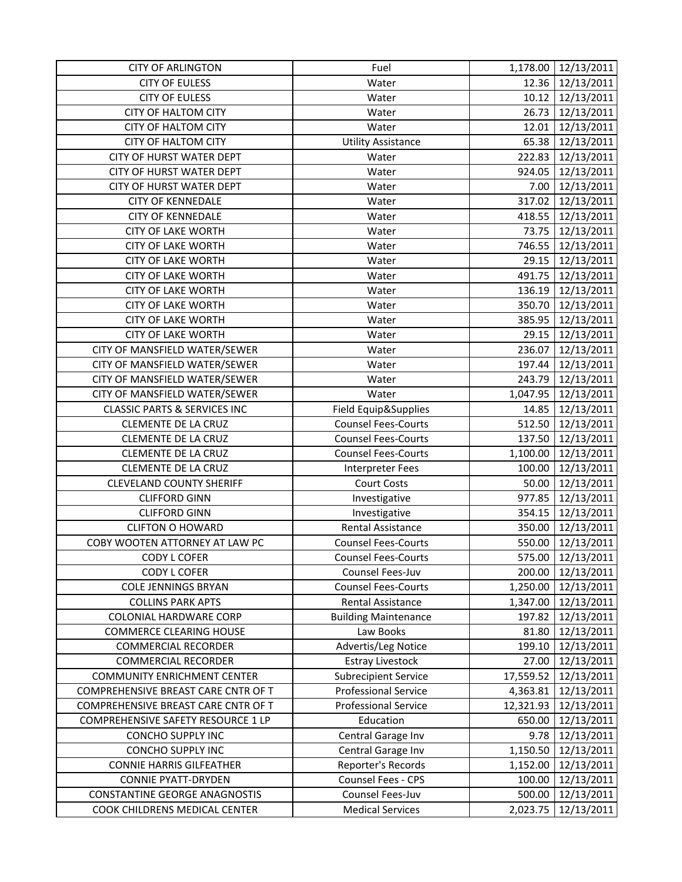| | | | |
|---|---|---|---|
| CITY OF ARLINGTON | Fuel | 1,178.00 | 12/13/2011 |
| CITY OF EULESS | Water | 12.36 | 12/13/2011 |
| CITY OF EULESS | Water | 10.12 | 12/13/2011 |
| CITY OF HALTOM CITY | Water | 26.73 | 12/13/2011 |
| CITY OF HALTOM CITY | Water | 12.01 | 12/13/2011 |
| CITY OF HALTOM CITY | Utility Assistance | 65.38 | 12/13/2011 |
| CITY OF HURST WATER DEPT | Water | 222.83 | 12/13/2011 |
| CITY OF HURST WATER DEPT | Water | 924.05 | 12/13/2011 |
| CITY OF HURST WATER DEPT | Water | 7.00 | 12/13/2011 |
| CITY OF KENNEDALE | Water | 317.02 | 12/13/2011 |
| CITY OF KENNEDALE | Water | 418.55 | 12/13/2011 |
| CITY OF LAKE WORTH | Water | 73.75 | 12/13/2011 |
| CITY OF LAKE WORTH | Water | 746.55 | 12/13/2011 |
| CITY OF LAKE WORTH | Water | 29.15 | 12/13/2011 |
| CITY OF LAKE WORTH | Water | 491.75 | 12/13/2011 |
| CITY OF LAKE WORTH | Water | 136.19 | 12/13/2011 |
| CITY OF LAKE WORTH | Water | 350.70 | 12/13/2011 |
| CITY OF LAKE WORTH | Water | 385.95 | 12/13/2011 |
| CITY OF LAKE WORTH | Water | 29.15 | 12/13/2011 |
| CITY OF MANSFIELD WATER/SEWER | Water | 236.07 | 12/13/2011 |
| CITY OF MANSFIELD WATER/SEWER | Water | 197.44 | 12/13/2011 |
| CITY OF MANSFIELD WATER/SEWER | Water | 243.79 | 12/13/2011 |
| CITY OF MANSFIELD WATER/SEWER | Water | 1,047.95 | 12/13/2011 |
| CLASSIC PARTS & SERVICES INC | Field Equip&Supplies | 14.85 | 12/13/2011 |
| CLEMENTE DE LA CRUZ | Counsel Fees-Courts | 512.50 | 12/13/2011 |
| CLEMENTE DE LA CRUZ | Counsel Fees-Courts | 137.50 | 12/13/2011 |
| CLEMENTE DE LA CRUZ | Counsel Fees-Courts | 1,100.00 | 12/13/2011 |
| CLEMENTE DE LA CRUZ | Interpreter Fees | 100.00 | 12/13/2011 |
| CLEVELAND COUNTY SHERIFF | Court Costs | 50.00 | 12/13/2011 |
| CLIFFORD GINN | Investigative | 977.85 | 12/13/2011 |
| CLIFFORD GINN | Investigative | 354.15 | 12/13/2011 |
| CLIFTON O HOWARD | Rental Assistance | 350.00 | 12/13/2011 |
| COBY WOOTEN ATTORNEY AT LAW PC | Counsel Fees-Courts | 550.00 | 12/13/2011 |
| CODY L COFER | Counsel Fees-Courts | 575.00 | 12/13/2011 |
| CODY L COFER | Counsel Fees-Juv | 200.00 | 12/13/2011 |
| COLE JENNINGS BRYAN | Counsel Fees-Courts | 1,250.00 | 12/13/2011 |
| COLLINS PARK APTS | Rental Assistance | 1,347.00 | 12/13/2011 |
| COLONIAL HARDWARE CORP | Building Maintenance | 197.82 | 12/13/2011 |
| COMMERCE CLEARING HOUSE | Law Books | 81.80 | 12/13/2011 |
| COMMERCIAL RECORDER | Advertis/Leg Notice | 199.10 | 12/13/2011 |
| COMMERCIAL RECORDER | Estray Livestock | 27.00 | 12/13/2011 |
| COMMUNITY ENRICHMENT CENTER | Subrecipient Service | 17,559.52 | 12/13/2011 |
| COMPREHENSIVE BREAST CARE CNTR OF T | Professional Service | 4,363.81 | 12/13/2011 |
| COMPREHENSIVE BREAST CARE CNTR OF T | Professional Service | 12,321.93 | 12/13/2011 |
| COMPREHENSIVE SAFETY RESOURCE 1 LP | Education | 650.00 | 12/13/2011 |
| CONCHO SUPPLY INC | Central Garage Inv | 9.78 | 12/13/2011 |
| CONCHO SUPPLY INC | Central Garage Inv | 1,150.50 | 12/13/2011 |
| CONNIE HARRIS GILFEATHER | Reporter's Records | 1,152.00 | 12/13/2011 |
| CONNIE PYATT-DRYDEN | Counsel Fees - CPS | 100.00 | 12/13/2011 |
| CONSTANTINE GEORGE ANAGNOSTIS | Counsel Fees-Juv | 500.00 | 12/13/2011 |
| COOK CHILDRENS MEDICAL CENTER | Medical Services | 2,023.75 | 12/13/2011 |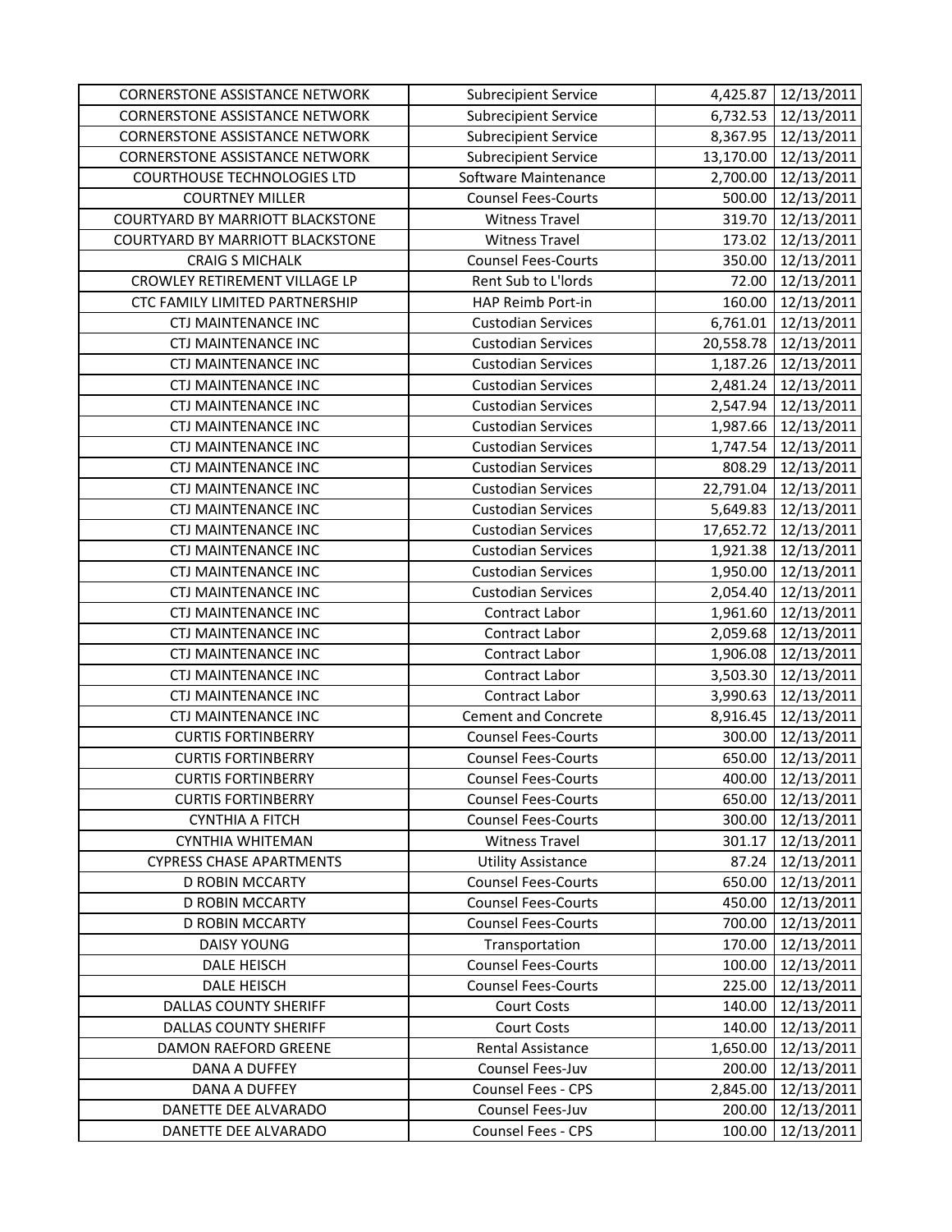| | | | |
|---|---|---|---|
| CORNERSTONE ASSISTANCE NETWORK | Subrecipient Service | 4,425.87 | 12/13/2011 |
| CORNERSTONE ASSISTANCE NETWORK | Subrecipient Service | 6,732.53 | 12/13/2011 |
| CORNERSTONE ASSISTANCE NETWORK | Subrecipient Service | 8,367.95 | 12/13/2011 |
| CORNERSTONE ASSISTANCE NETWORK | Subrecipient Service | 13,170.00 | 12/13/2011 |
| COURTHOUSE TECHNOLOGIES LTD | Software Maintenance | 2,700.00 | 12/13/2011 |
| COURTNEY MILLER | Counsel Fees-Courts | 500.00 | 12/13/2011 |
| COURTYARD BY MARRIOTT BLACKSTONE | Witness Travel | 319.70 | 12/13/2011 |
| COURTYARD BY MARRIOTT BLACKSTONE | Witness Travel | 173.02 | 12/13/2011 |
| CRAIG S MICHALK | Counsel Fees-Courts | 350.00 | 12/13/2011 |
| CROWLEY RETIREMENT VILLAGE LP | Rent Sub to L'lords | 72.00 | 12/13/2011 |
| CTC FAMILY LIMITED PARTNERSHIP | HAP Reimb Port-in | 160.00 | 12/13/2011 |
| CTJ MAINTENANCE INC | Custodian Services | 6,761.01 | 12/13/2011 |
| CTJ MAINTENANCE INC | Custodian Services | 20,558.78 | 12/13/2011 |
| CTJ MAINTENANCE INC | Custodian Services | 1,187.26 | 12/13/2011 |
| CTJ MAINTENANCE INC | Custodian Services | 2,481.24 | 12/13/2011 |
| CTJ MAINTENANCE INC | Custodian Services | 2,547.94 | 12/13/2011 |
| CTJ MAINTENANCE INC | Custodian Services | 1,987.66 | 12/13/2011 |
| CTJ MAINTENANCE INC | Custodian Services | 1,747.54 | 12/13/2011 |
| CTJ MAINTENANCE INC | Custodian Services | 808.29 | 12/13/2011 |
| CTJ MAINTENANCE INC | Custodian Services | 22,791.04 | 12/13/2011 |
| CTJ MAINTENANCE INC | Custodian Services | 5,649.83 | 12/13/2011 |
| CTJ MAINTENANCE INC | Custodian Services | 17,652.72 | 12/13/2011 |
| CTJ MAINTENANCE INC | Custodian Services | 1,921.38 | 12/13/2011 |
| CTJ MAINTENANCE INC | Custodian Services | 1,950.00 | 12/13/2011 |
| CTJ MAINTENANCE INC | Custodian Services | 2,054.40 | 12/13/2011 |
| CTJ MAINTENANCE INC | Contract Labor | 1,961.60 | 12/13/2011 |
| CTJ MAINTENANCE INC | Contract Labor | 2,059.68 | 12/13/2011 |
| CTJ MAINTENANCE INC | Contract Labor | 1,906.08 | 12/13/2011 |
| CTJ MAINTENANCE INC | Contract Labor | 3,503.30 | 12/13/2011 |
| CTJ MAINTENANCE INC | Contract Labor | 3,990.63 | 12/13/2011 |
| CTJ MAINTENANCE INC | Cement and Concrete | 8,916.45 | 12/13/2011 |
| CURTIS FORTINBERRY | Counsel Fees-Courts | 300.00 | 12/13/2011 |
| CURTIS FORTINBERRY | Counsel Fees-Courts | 650.00 | 12/13/2011 |
| CURTIS FORTINBERRY | Counsel Fees-Courts | 400.00 | 12/13/2011 |
| CURTIS FORTINBERRY | Counsel Fees-Courts | 650.00 | 12/13/2011 |
| CYNTHIA A FITCH | Counsel Fees-Courts | 300.00 | 12/13/2011 |
| CYNTHIA WHITEMAN | Witness Travel | 301.17 | 12/13/2011 |
| CYPRESS CHASE APARTMENTS | Utility Assistance | 87.24 | 12/13/2011 |
| D ROBIN MCCARTY | Counsel Fees-Courts | 650.00 | 12/13/2011 |
| D ROBIN MCCARTY | Counsel Fees-Courts | 450.00 | 12/13/2011 |
| D ROBIN MCCARTY | Counsel Fees-Courts | 700.00 | 12/13/2011 |
| DAISY YOUNG | Transportation | 170.00 | 12/13/2011 |
| DALE HEISCH | Counsel Fees-Courts | 100.00 | 12/13/2011 |
| DALE HEISCH | Counsel Fees-Courts | 225.00 | 12/13/2011 |
| DALLAS COUNTY SHERIFF | Court Costs | 140.00 | 12/13/2011 |
| DALLAS COUNTY SHERIFF | Court Costs | 140.00 | 12/13/2011 |
| DAMON RAEFORD GREENE | Rental Assistance | 1,650.00 | 12/13/2011 |
| DANA A DUFFEY | Counsel Fees-Juv | 200.00 | 12/13/2011 |
| DANA A DUFFEY | Counsel Fees - CPS | 2,845.00 | 12/13/2011 |
| DANETTE DEE ALVARADO | Counsel Fees-Juv | 200.00 | 12/13/2011 |
| DANETTE DEE ALVARADO | Counsel Fees - CPS | 100.00 | 12/13/2011 |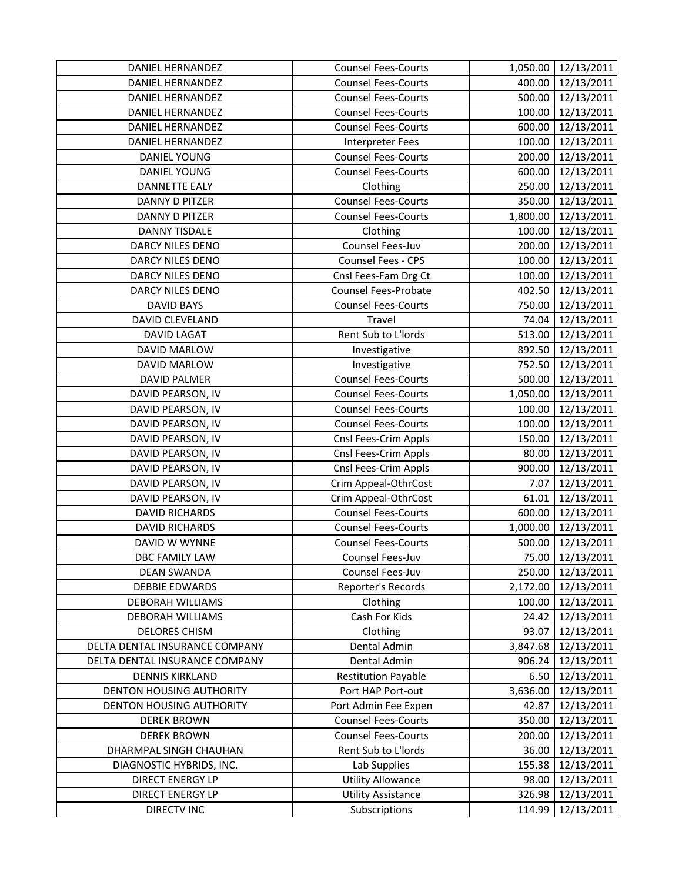| | | | |
|---|---|---|---|
| DANIEL HERNANDEZ | Counsel Fees-Courts | 1,050.00 | 12/13/2011 |
| DANIEL HERNANDEZ | Counsel Fees-Courts | 400.00 | 12/13/2011 |
| DANIEL HERNANDEZ | Counsel Fees-Courts | 500.00 | 12/13/2011 |
| DANIEL HERNANDEZ | Counsel Fees-Courts | 100.00 | 12/13/2011 |
| DANIEL HERNANDEZ | Counsel Fees-Courts | 600.00 | 12/13/2011 |
| DANIEL HERNANDEZ | Interpreter Fees | 100.00 | 12/13/2011 |
| DANIEL YOUNG | Counsel Fees-Courts | 200.00 | 12/13/2011 |
| DANIEL YOUNG | Counsel Fees-Courts | 600.00 | 12/13/2011 |
| DANNETTE EALY | Clothing | 250.00 | 12/13/2011 |
| DANNY D PITZER | Counsel Fees-Courts | 350.00 | 12/13/2011 |
| DANNY D PITZER | Counsel Fees-Courts | 1,800.00 | 12/13/2011 |
| DANNY TISDALE | Clothing | 100.00 | 12/13/2011 |
| DARCY NILES DENO | Counsel Fees-Juv | 200.00 | 12/13/2011 |
| DARCY NILES DENO | Counsel Fees - CPS | 100.00 | 12/13/2011 |
| DARCY NILES DENO | Cnsl Fees-Fam Drg Ct | 100.00 | 12/13/2011 |
| DARCY NILES DENO | Counsel Fees-Probate | 402.50 | 12/13/2011 |
| DAVID BAYS | Counsel Fees-Courts | 750.00 | 12/13/2011 |
| DAVID CLEVELAND | Travel | 74.04 | 12/13/2011 |
| DAVID LAGAT | Rent Sub to L'lords | 513.00 | 12/13/2011 |
| DAVID MARLOW | Investigative | 892.50 | 12/13/2011 |
| DAVID MARLOW | Investigative | 752.50 | 12/13/2011 |
| DAVID PALMER | Counsel Fees-Courts | 500.00 | 12/13/2011 |
| DAVID PEARSON, IV | Counsel Fees-Courts | 1,050.00 | 12/13/2011 |
| DAVID PEARSON, IV | Counsel Fees-Courts | 100.00 | 12/13/2011 |
| DAVID PEARSON, IV | Counsel Fees-Courts | 100.00 | 12/13/2011 |
| DAVID PEARSON, IV | Cnsl Fees-Crim Appls | 150.00 | 12/13/2011 |
| DAVID PEARSON, IV | Cnsl Fees-Crim Appls | 80.00 | 12/13/2011 |
| DAVID PEARSON, IV | Cnsl Fees-Crim Appls | 900.00 | 12/13/2011 |
| DAVID PEARSON, IV | Crim Appeal-OthrCost | 7.07 | 12/13/2011 |
| DAVID PEARSON, IV | Crim Appeal-OthrCost | 61.01 | 12/13/2011 |
| DAVID RICHARDS | Counsel Fees-Courts | 600.00 | 12/13/2011 |
| DAVID RICHARDS | Counsel Fees-Courts | 1,000.00 | 12/13/2011 |
| DAVID W WYNNE | Counsel Fees-Courts | 500.00 | 12/13/2011 |
| DBC FAMILY LAW | Counsel Fees-Juv | 75.00 | 12/13/2011 |
| DEAN SWANDA | Counsel Fees-Juv | 250.00 | 12/13/2011 |
| DEBBIE EDWARDS | Reporter's Records | 2,172.00 | 12/13/2011 |
| DEBORAH WILLIAMS | Clothing | 100.00 | 12/13/2011 |
| DEBORAH WILLIAMS | Cash For Kids | 24.42 | 12/13/2011 |
| DELORES CHISM | Clothing | 93.07 | 12/13/2011 |
| DELTA DENTAL INSURANCE COMPANY | Dental Admin | 3,847.68 | 12/13/2011 |
| DELTA DENTAL INSURANCE COMPANY | Dental Admin | 906.24 | 12/13/2011 |
| DENNIS KIRKLAND | Restitution Payable | 6.50 | 12/13/2011 |
| DENTON HOUSING AUTHORITY | Port HAP Port-out | 3,636.00 | 12/13/2011 |
| DENTON HOUSING AUTHORITY | Port Admin Fee Expen | 42.87 | 12/13/2011 |
| DEREK BROWN | Counsel Fees-Courts | 350.00 | 12/13/2011 |
| DEREK BROWN | Counsel Fees-Courts | 200.00 | 12/13/2011 |
| DHARMPAL SINGH CHAUHAN | Rent Sub to L'lords | 36.00 | 12/13/2011 |
| DIAGNOSTIC HYBRIDS, INC. | Lab Supplies | 155.38 | 12/13/2011 |
| DIRECT ENERGY LP | Utility Allowance | 98.00 | 12/13/2011 |
| DIRECT ENERGY LP | Utility Assistance | 326.98 | 12/13/2011 |
| DIRECTV INC | Subscriptions | 114.99 | 12/13/2011 |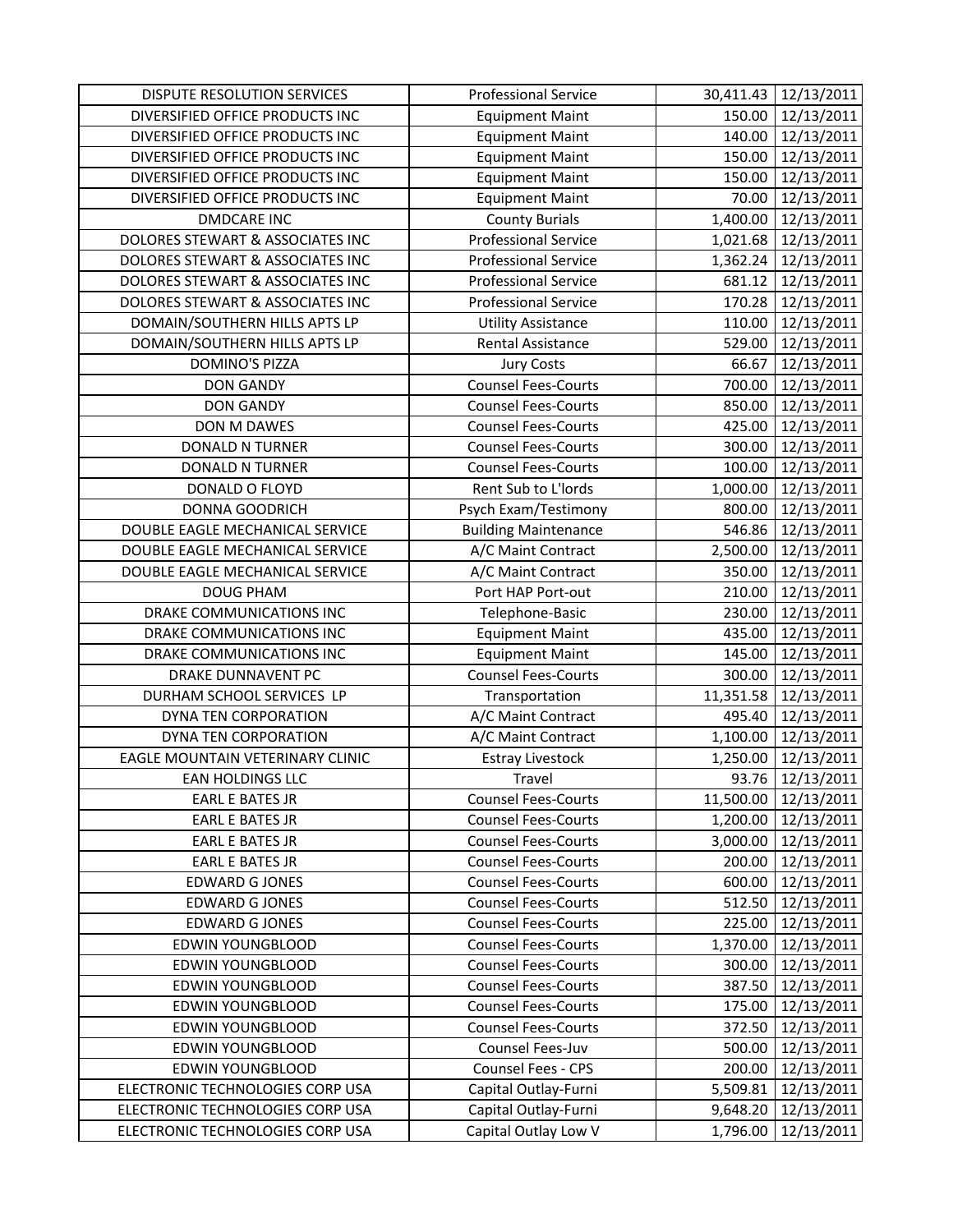| | | | |
|---|---|---|---|
| DISPUTE RESOLUTION SERVICES | Professional Service | 30,411.43 | 12/13/2011 |
| DIVERSIFIED OFFICE PRODUCTS INC | Equipment Maint | 150.00 | 12/13/2011 |
| DIVERSIFIED OFFICE PRODUCTS INC | Equipment Maint | 140.00 | 12/13/2011 |
| DIVERSIFIED OFFICE PRODUCTS INC | Equipment Maint | 150.00 | 12/13/2011 |
| DIVERSIFIED OFFICE PRODUCTS INC | Equipment Maint | 150.00 | 12/13/2011 |
| DIVERSIFIED OFFICE PRODUCTS INC | Equipment Maint | 70.00 | 12/13/2011 |
| DMDCARE INC | County Burials | 1,400.00 | 12/13/2011 |
| DOLORES STEWART & ASSOCIATES INC | Professional Service | 1,021.68 | 12/13/2011 |
| DOLORES STEWART & ASSOCIATES INC | Professional Service | 1,362.24 | 12/13/2011 |
| DOLORES STEWART & ASSOCIATES INC | Professional Service | 681.12 | 12/13/2011 |
| DOLORES STEWART & ASSOCIATES INC | Professional Service | 170.28 | 12/13/2011 |
| DOMAIN/SOUTHERN HILLS APTS LP | Utility Assistance | 110.00 | 12/13/2011 |
| DOMAIN/SOUTHERN HILLS APTS LP | Rental Assistance | 529.00 | 12/13/2011 |
| DOMINO'S PIZZA | Jury Costs | 66.67 | 12/13/2011 |
| DON GANDY | Counsel Fees-Courts | 700.00 | 12/13/2011 |
| DON GANDY | Counsel Fees-Courts | 850.00 | 12/13/2011 |
| DON M DAWES | Counsel Fees-Courts | 425.00 | 12/13/2011 |
| DONALD N TURNER | Counsel Fees-Courts | 300.00 | 12/13/2011 |
| DONALD N TURNER | Counsel Fees-Courts | 100.00 | 12/13/2011 |
| DONALD O FLOYD | Rent Sub to L'lords | 1,000.00 | 12/13/2011 |
| DONNA GOODRICH | Psych Exam/Testimony | 800.00 | 12/13/2011 |
| DOUBLE EAGLE MECHANICAL SERVICE | Building Maintenance | 546.86 | 12/13/2011 |
| DOUBLE EAGLE MECHANICAL SERVICE | A/C Maint Contract | 2,500.00 | 12/13/2011 |
| DOUBLE EAGLE MECHANICAL SERVICE | A/C Maint Contract | 350.00 | 12/13/2011 |
| DOUG PHAM | Port HAP Port-out | 210.00 | 12/13/2011 |
| DRAKE COMMUNICATIONS INC | Telephone-Basic | 230.00 | 12/13/2011 |
| DRAKE COMMUNICATIONS INC | Equipment Maint | 435.00 | 12/13/2011 |
| DRAKE COMMUNICATIONS INC | Equipment Maint | 145.00 | 12/13/2011 |
| DRAKE DUNNAVENT PC | Counsel Fees-Courts | 300.00 | 12/13/2011 |
| DURHAM SCHOOL SERVICES LP | Transportation | 11,351.58 | 12/13/2011 |
| DYNA TEN CORPORATION | A/C Maint Contract | 495.40 | 12/13/2011 |
| DYNA TEN CORPORATION | A/C Maint Contract | 1,100.00 | 12/13/2011 |
| EAGLE MOUNTAIN VETERINARY CLINIC | Estray Livestock | 1,250.00 | 12/13/2011 |
| EAN HOLDINGS LLC | Travel | 93.76 | 12/13/2011 |
| EARL E BATES JR | Counsel Fees-Courts | 11,500.00 | 12/13/2011 |
| EARL E BATES JR | Counsel Fees-Courts | 1,200.00 | 12/13/2011 |
| EARL E BATES JR | Counsel Fees-Courts | 3,000.00 | 12/13/2011 |
| EARL E BATES JR | Counsel Fees-Courts | 200.00 | 12/13/2011 |
| EDWARD G JONES | Counsel Fees-Courts | 600.00 | 12/13/2011 |
| EDWARD G JONES | Counsel Fees-Courts | 512.50 | 12/13/2011 |
| EDWARD G JONES | Counsel Fees-Courts | 225.00 | 12/13/2011 |
| EDWIN YOUNGBLOOD | Counsel Fees-Courts | 1,370.00 | 12/13/2011 |
| EDWIN YOUNGBLOOD | Counsel Fees-Courts | 300.00 | 12/13/2011 |
| EDWIN YOUNGBLOOD | Counsel Fees-Courts | 387.50 | 12/13/2011 |
| EDWIN YOUNGBLOOD | Counsel Fees-Courts | 175.00 | 12/13/2011 |
| EDWIN YOUNGBLOOD | Counsel Fees-Courts | 372.50 | 12/13/2011 |
| EDWIN YOUNGBLOOD | Counsel Fees-Juv | 500.00 | 12/13/2011 |
| EDWIN YOUNGBLOOD | Counsel Fees - CPS | 200.00 | 12/13/2011 |
| ELECTRONIC TECHNOLOGIES CORP USA | Capital Outlay-Furni | 5,509.81 | 12/13/2011 |
| ELECTRONIC TECHNOLOGIES CORP USA | Capital Outlay-Furni | 9,648.20 | 12/13/2011 |
| ELECTRONIC TECHNOLOGIES CORP USA | Capital Outlay Low V | 1,796.00 | 12/13/2011 |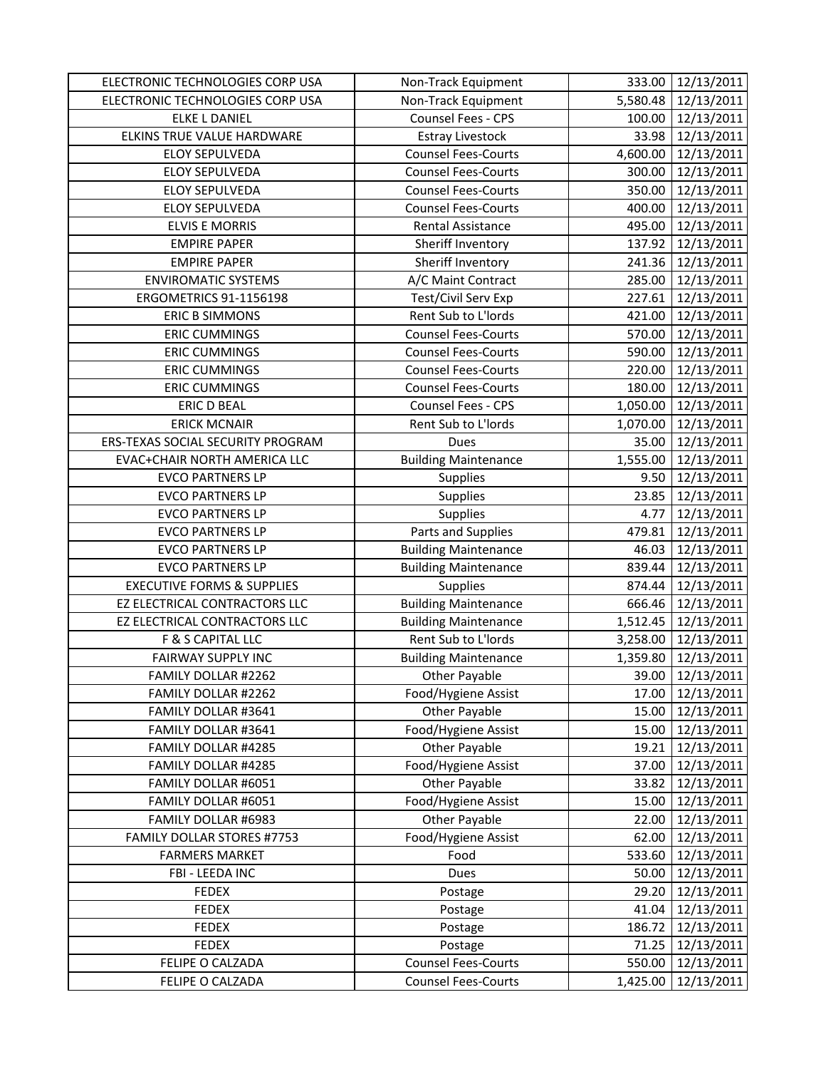| ELECTRONIC TECHNOLOGIES CORP USA | Non-Track Equipment | 333.00 | 12/13/2011 |
|---|---|---|---|
| ELECTRONIC TECHNOLOGIES CORP USA | Non-Track Equipment | 5,580.48 | 12/13/2011 |
| ELKE L DANIEL | Counsel Fees - CPS | 100.00 | 12/13/2011 |
| ELKINS TRUE VALUE HARDWARE | Estray Livestock | 33.98 | 12/13/2011 |
| ELOY SEPULVEDA | Counsel Fees-Courts | 4,600.00 | 12/13/2011 |
| ELOY SEPULVEDA | Counsel Fees-Courts | 300.00 | 12/13/2011 |
| ELOY SEPULVEDA | Counsel Fees-Courts | 350.00 | 12/13/2011 |
| ELOY SEPULVEDA | Counsel Fees-Courts | 400.00 | 12/13/2011 |
| ELVIS E MORRIS | Rental Assistance | 495.00 | 12/13/2011 |
| EMPIRE PAPER | Sheriff Inventory | 137.92 | 12/13/2011 |
| EMPIRE PAPER | Sheriff Inventory | 241.36 | 12/13/2011 |
| ENVIROMATIC SYSTEMS | A/C Maint Contract | 285.00 | 12/13/2011 |
| ERGOMETRICS 91-1156198 | Test/Civil Serv Exp | 227.61 | 12/13/2011 |
| ERIC B SIMMONS | Rent Sub to L'lords | 421.00 | 12/13/2011 |
| ERIC CUMMINGS | Counsel Fees-Courts | 570.00 | 12/13/2011 |
| ERIC CUMMINGS | Counsel Fees-Courts | 590.00 | 12/13/2011 |
| ERIC CUMMINGS | Counsel Fees-Courts | 220.00 | 12/13/2011 |
| ERIC CUMMINGS | Counsel Fees-Courts | 180.00 | 12/13/2011 |
| ERIC D BEAL | Counsel Fees - CPS | 1,050.00 | 12/13/2011 |
| ERICK MCNAIR | Rent Sub to L'lords | 1,070.00 | 12/13/2011 |
| ERS-TEXAS SOCIAL SECURITY PROGRAM | Dues | 35.00 | 12/13/2011 |
| EVAC+CHAIR NORTH AMERICA LLC | Building Maintenance | 1,555.00 | 12/13/2011 |
| EVCO PARTNERS LP | Supplies | 9.50 | 12/13/2011 |
| EVCO PARTNERS LP | Supplies | 23.85 | 12/13/2011 |
| EVCO PARTNERS LP | Supplies | 4.77 | 12/13/2011 |
| EVCO PARTNERS LP | Parts and Supplies | 479.81 | 12/13/2011 |
| EVCO PARTNERS LP | Building Maintenance | 46.03 | 12/13/2011 |
| EVCO PARTNERS LP | Building Maintenance | 839.44 | 12/13/2011 |
| EXECUTIVE FORMS & SUPPLIES | Supplies | 874.44 | 12/13/2011 |
| EZ ELECTRICAL CONTRACTORS LLC | Building Maintenance | 666.46 | 12/13/2011 |
| EZ ELECTRICAL CONTRACTORS LLC | Building Maintenance | 1,512.45 | 12/13/2011 |
| F & S CAPITAL LLC | Rent Sub to L'lords | 3,258.00 | 12/13/2011 |
| FAIRWAY SUPPLY INC | Building Maintenance | 1,359.80 | 12/13/2011 |
| FAMILY DOLLAR #2262 | Other Payable | 39.00 | 12/13/2011 |
| FAMILY DOLLAR #2262 | Food/Hygiene Assist | 17.00 | 12/13/2011 |
| FAMILY DOLLAR #3641 | Other Payable | 15.00 | 12/13/2011 |
| FAMILY DOLLAR #3641 | Food/Hygiene Assist | 15.00 | 12/13/2011 |
| FAMILY DOLLAR #4285 | Other Payable | 19.21 | 12/13/2011 |
| FAMILY DOLLAR #4285 | Food/Hygiene Assist | 37.00 | 12/13/2011 |
| FAMILY DOLLAR #6051 | Other Payable | 33.82 | 12/13/2011 |
| FAMILY DOLLAR #6051 | Food/Hygiene Assist | 15.00 | 12/13/2011 |
| FAMILY DOLLAR #6983 | Other Payable | 22.00 | 12/13/2011 |
| FAMILY DOLLAR STORES #7753 | Food/Hygiene Assist | 62.00 | 12/13/2011 |
| FARMERS MARKET | Food | 533.60 | 12/13/2011 |
| FBI - LEEDA INC | Dues | 50.00 | 12/13/2011 |
| FEDEX | Postage | 29.20 | 12/13/2011 |
| FEDEX | Postage | 41.04 | 12/13/2011 |
| FEDEX | Postage | 186.72 | 12/13/2011 |
| FEDEX | Postage | 71.25 | 12/13/2011 |
| FELIPE O CALZADA | Counsel Fees-Courts | 550.00 | 12/13/2011 |
| FELIPE O CALZADA | Counsel Fees-Courts | 1,425.00 | 12/13/2011 |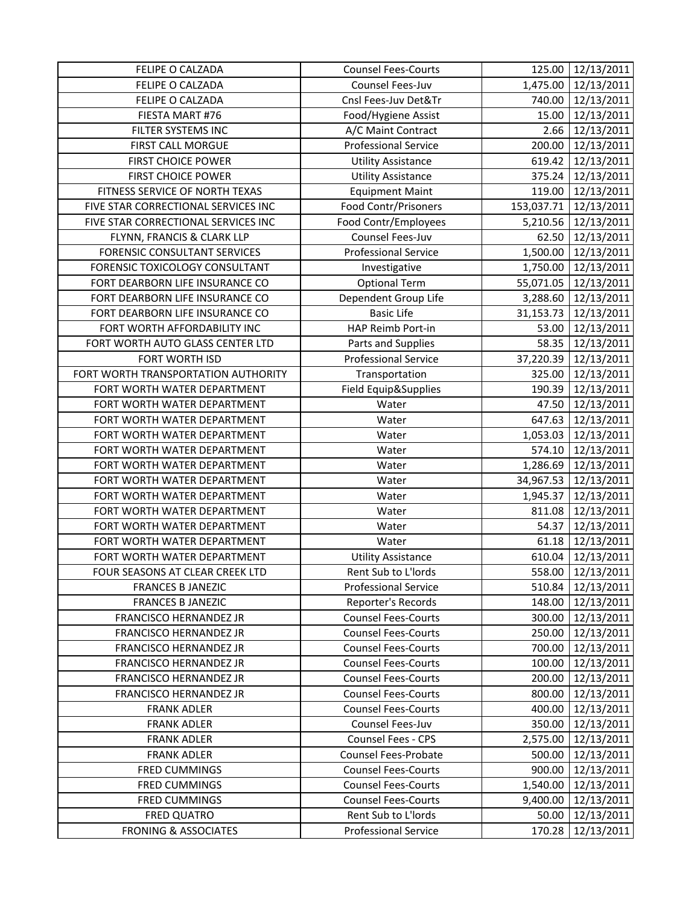| FELIPE O CALZADA | Counsel Fees-Courts | 125.00 | 12/13/2011 |
|---|---|---|---|
| FELIPE O CALZADA | Counsel Fees-Juv | 1,475.00 | 12/13/2011 |
| FELIPE O CALZADA | Cnsl Fees-Juv Det&Tr | 740.00 | 12/13/2011 |
| FIESTA MART #76 | Food/Hygiene Assist | 15.00 | 12/13/2011 |
| FILTER SYSTEMS INC | A/C Maint Contract | 2.66 | 12/13/2011 |
| FIRST CALL MORGUE | Professional Service | 200.00 | 12/13/2011 |
| FIRST CHOICE POWER | Utility Assistance | 619.42 | 12/13/2011 |
| FIRST CHOICE POWER | Utility Assistance | 375.24 | 12/13/2011 |
| FITNESS SERVICE OF NORTH TEXAS | Equipment Maint | 119.00 | 12/13/2011 |
| FIVE STAR CORRECTIONAL SERVICES INC | Food Contr/Prisoners | 153,037.71 | 12/13/2011 |
| FIVE STAR CORRECTIONAL SERVICES INC | Food Contr/Employees | 5,210.56 | 12/13/2011 |
| FLYNN, FRANCIS & CLARK LLP | Counsel Fees-Juv | 62.50 | 12/13/2011 |
| FORENSIC CONSULTANT SERVICES | Professional Service | 1,500.00 | 12/13/2011 |
| FORENSIC TOXICOLOGY CONSULTANT | Investigative | 1,750.00 | 12/13/2011 |
| FORT DEARBORN LIFE INSURANCE CO | Optional Term | 55,071.05 | 12/13/2011 |
| FORT DEARBORN LIFE INSURANCE CO | Dependent Group Life | 3,288.60 | 12/13/2011 |
| FORT DEARBORN LIFE INSURANCE CO | Basic Life | 31,153.73 | 12/13/2011 |
| FORT WORTH AFFORDABILITY INC | HAP Reimb Port-in | 53.00 | 12/13/2011 |
| FORT WORTH AUTO GLASS CENTER LTD | Parts and Supplies | 58.35 | 12/13/2011 |
| FORT WORTH ISD | Professional Service | 37,220.39 | 12/13/2011 |
| FORT WORTH TRANSPORTATION AUTHORITY | Transportation | 325.00 | 12/13/2011 |
| FORT WORTH WATER DEPARTMENT | Field Equip&Supplies | 190.39 | 12/13/2011 |
| FORT WORTH WATER DEPARTMENT | Water | 47.50 | 12/13/2011 |
| FORT WORTH WATER DEPARTMENT | Water | 647.63 | 12/13/2011 |
| FORT WORTH WATER DEPARTMENT | Water | 1,053.03 | 12/13/2011 |
| FORT WORTH WATER DEPARTMENT | Water | 574.10 | 12/13/2011 |
| FORT WORTH WATER DEPARTMENT | Water | 1,286.69 | 12/13/2011 |
| FORT WORTH WATER DEPARTMENT | Water | 34,967.53 | 12/13/2011 |
| FORT WORTH WATER DEPARTMENT | Water | 1,945.37 | 12/13/2011 |
| FORT WORTH WATER DEPARTMENT | Water | 811.08 | 12/13/2011 |
| FORT WORTH WATER DEPARTMENT | Water | 54.37 | 12/13/2011 |
| FORT WORTH WATER DEPARTMENT | Water | 61.18 | 12/13/2011 |
| FORT WORTH WATER DEPARTMENT | Utility Assistance | 610.04 | 12/13/2011 |
| FOUR SEASONS AT CLEAR CREEK LTD | Rent Sub to L'lords | 558.00 | 12/13/2011 |
| FRANCES B JANEZIC | Professional Service | 510.84 | 12/13/2011 |
| FRANCES B JANEZIC | Reporter's Records | 148.00 | 12/13/2011 |
| FRANCISCO HERNANDEZ JR | Counsel Fees-Courts | 300.00 | 12/13/2011 |
| FRANCISCO HERNANDEZ JR | Counsel Fees-Courts | 250.00 | 12/13/2011 |
| FRANCISCO HERNANDEZ JR | Counsel Fees-Courts | 700.00 | 12/13/2011 |
| FRANCISCO HERNANDEZ JR | Counsel Fees-Courts | 100.00 | 12/13/2011 |
| FRANCISCO HERNANDEZ JR | Counsel Fees-Courts | 200.00 | 12/13/2011 |
| FRANCISCO HERNANDEZ JR | Counsel Fees-Courts | 800.00 | 12/13/2011 |
| FRANK ADLER | Counsel Fees-Courts | 400.00 | 12/13/2011 |
| FRANK ADLER | Counsel Fees-Juv | 350.00 | 12/13/2011 |
| FRANK ADLER | Counsel Fees - CPS | 2,575.00 | 12/13/2011 |
| FRANK ADLER | Counsel Fees-Probate | 500.00 | 12/13/2011 |
| FRED CUMMINGS | Counsel Fees-Courts | 900.00 | 12/13/2011 |
| FRED CUMMINGS | Counsel Fees-Courts | 1,540.00 | 12/13/2011 |
| FRED CUMMINGS | Counsel Fees-Courts | 9,400.00 | 12/13/2011 |
| FRED QUATRO | Rent Sub to L'lords | 50.00 | 12/13/2011 |
| FRONING & ASSOCIATES | Professional Service | 170.28 | 12/13/2011 |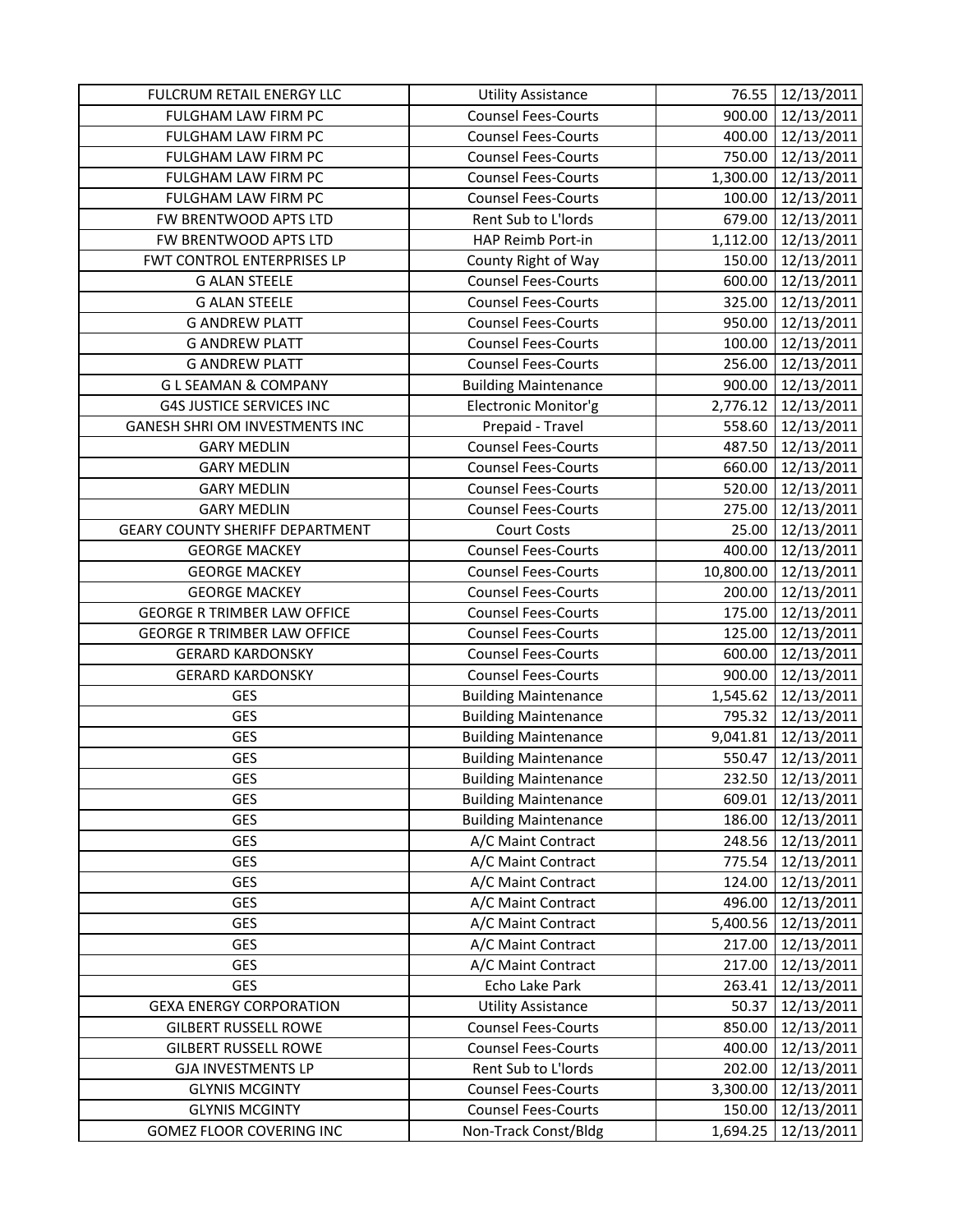| FULCRUM RETAIL ENERGY LLC | Utility Assistance | 76.55 | 12/13/2011 |
|---|---|---|---|
| FULGHAM LAW FIRM PC | Counsel Fees-Courts | 900.00 | 12/13/2011 |
| FULGHAM LAW FIRM PC | Counsel Fees-Courts | 400.00 | 12/13/2011 |
| FULGHAM LAW FIRM PC | Counsel Fees-Courts | 750.00 | 12/13/2011 |
| FULGHAM LAW FIRM PC | Counsel Fees-Courts | 1,300.00 | 12/13/2011 |
| FULGHAM LAW FIRM PC | Counsel Fees-Courts | 100.00 | 12/13/2011 |
| FW BRENTWOOD APTS LTD | Rent Sub to L'lords | 679.00 | 12/13/2011 |
| FW BRENTWOOD APTS LTD | HAP Reimb Port-in | 1,112.00 | 12/13/2011 |
| FWT CONTROL ENTERPRISES LP | County Right of Way | 150.00 | 12/13/2011 |
| G ALAN STEELE | Counsel Fees-Courts | 600.00 | 12/13/2011 |
| G ALAN STEELE | Counsel Fees-Courts | 325.00 | 12/13/2011 |
| G ANDREW PLATT | Counsel Fees-Courts | 950.00 | 12/13/2011 |
| G ANDREW PLATT | Counsel Fees-Courts | 100.00 | 12/13/2011 |
| G ANDREW PLATT | Counsel Fees-Courts | 256.00 | 12/13/2011 |
| G L SEAMAN & COMPANY | Building Maintenance | 900.00 | 12/13/2011 |
| G4S JUSTICE SERVICES INC | Electronic Monitor'g | 2,776.12 | 12/13/2011 |
| GANESH SHRI OM INVESTMENTS INC | Prepaid - Travel | 558.60 | 12/13/2011 |
| GARY MEDLIN | Counsel Fees-Courts | 487.50 | 12/13/2011 |
| GARY MEDLIN | Counsel Fees-Courts | 660.00 | 12/13/2011 |
| GARY MEDLIN | Counsel Fees-Courts | 520.00 | 12/13/2011 |
| GARY MEDLIN | Counsel Fees-Courts | 275.00 | 12/13/2011 |
| GEARY COUNTY SHERIFF DEPARTMENT | Court Costs | 25.00 | 12/13/2011 |
| GEORGE MACKEY | Counsel Fees-Courts | 400.00 | 12/13/2011 |
| GEORGE MACKEY | Counsel Fees-Courts | 10,800.00 | 12/13/2011 |
| GEORGE MACKEY | Counsel Fees-Courts | 200.00 | 12/13/2011 |
| GEORGE R TRIMBER LAW OFFICE | Counsel Fees-Courts | 175.00 | 12/13/2011 |
| GEORGE R TRIMBER LAW OFFICE | Counsel Fees-Courts | 125.00 | 12/13/2011 |
| GERARD KARDONSKY | Counsel Fees-Courts | 600.00 | 12/13/2011 |
| GERARD KARDONSKY | Counsel Fees-Courts | 900.00 | 12/13/2011 |
| GES | Building Maintenance | 1,545.62 | 12/13/2011 |
| GES | Building Maintenance | 795.32 | 12/13/2011 |
| GES | Building Maintenance | 9,041.81 | 12/13/2011 |
| GES | Building Maintenance | 550.47 | 12/13/2011 |
| GES | Building Maintenance | 232.50 | 12/13/2011 |
| GES | Building Maintenance | 609.01 | 12/13/2011 |
| GES | Building Maintenance | 186.00 | 12/13/2011 |
| GES | A/C Maint Contract | 248.56 | 12/13/2011 |
| GES | A/C Maint Contract | 775.54 | 12/13/2011 |
| GES | A/C Maint Contract | 124.00 | 12/13/2011 |
| GES | A/C Maint Contract | 496.00 | 12/13/2011 |
| GES | A/C Maint Contract | 5,400.56 | 12/13/2011 |
| GES | A/C Maint Contract | 217.00 | 12/13/2011 |
| GES | A/C Maint Contract | 217.00 | 12/13/2011 |
| GES | Echo Lake Park | 263.41 | 12/13/2011 |
| GEXA ENERGY CORPORATION | Utility Assistance | 50.37 | 12/13/2011 |
| GILBERT RUSSELL ROWE | Counsel Fees-Courts | 850.00 | 12/13/2011 |
| GILBERT RUSSELL ROWE | Counsel Fees-Courts | 400.00 | 12/13/2011 |
| GJA INVESTMENTS LP | Rent Sub to L'lords | 202.00 | 12/13/2011 |
| GLYNIS MCGINTY | Counsel Fees-Courts | 3,300.00 | 12/13/2011 |
| GLYNIS MCGINTY | Counsel Fees-Courts | 150.00 | 12/13/2011 |
| GOMEZ FLOOR COVERING INC | Non-Track Const/Bldg | 1,694.25 | 12/13/2011 |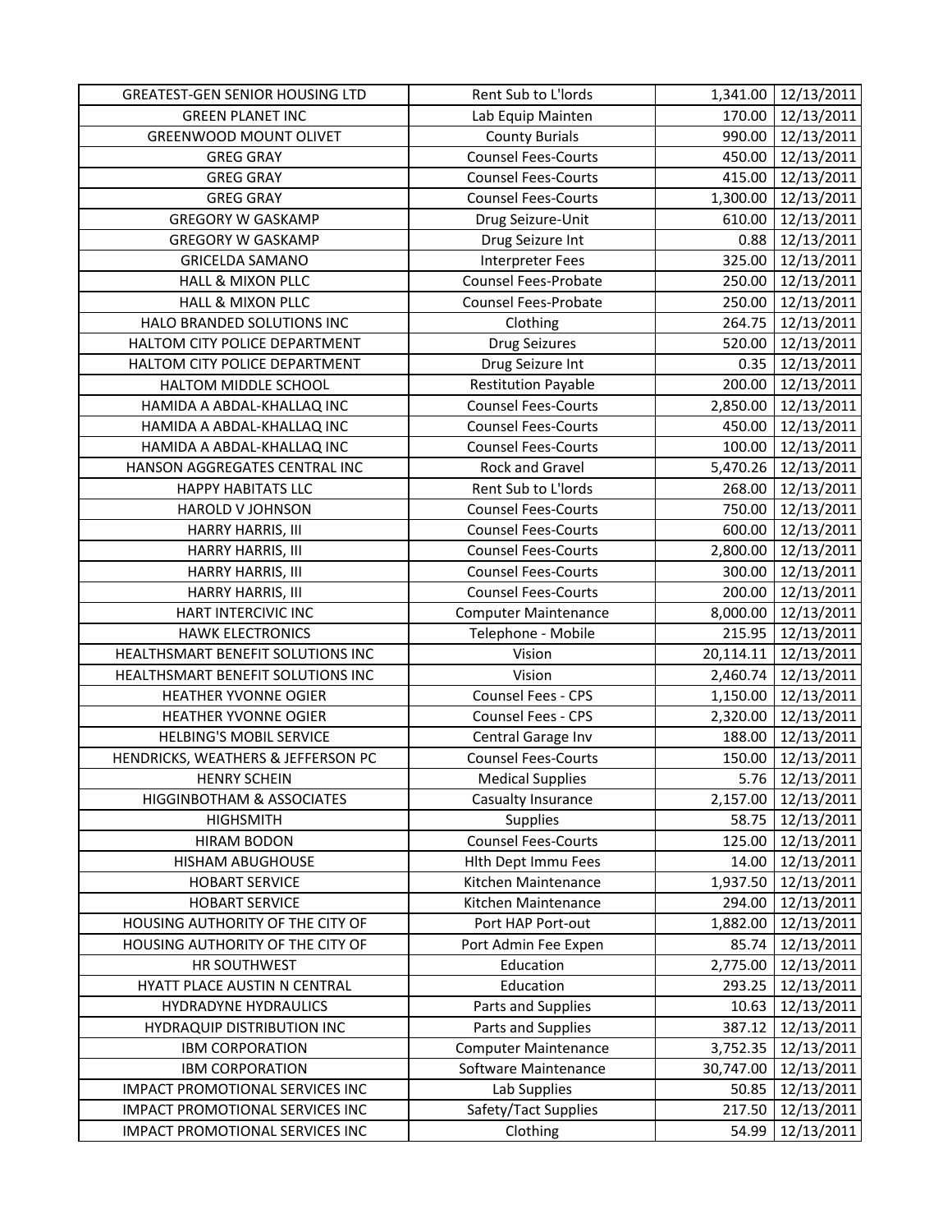| | | | |
|---|---|---|---|
| GREATEST-GEN SENIOR HOUSING LTD | Rent Sub to L'lords | 1,341.00 | 12/13/2011 |
| GREEN PLANET INC | Lab Equip Mainten | 170.00 | 12/13/2011 |
| GREENWOOD MOUNT OLIVET | County Burials | 990.00 | 12/13/2011 |
| GREG GRAY | Counsel Fees-Courts | 450.00 | 12/13/2011 |
| GREG GRAY | Counsel Fees-Courts | 415.00 | 12/13/2011 |
| GREG GRAY | Counsel Fees-Courts | 1,300.00 | 12/13/2011 |
| GREGORY W GASKAMP | Drug Seizure-Unit | 610.00 | 12/13/2011 |
| GREGORY W GASKAMP | Drug Seizure Int | 0.88 | 12/13/2011 |
| GRICELDA SAMANO | Interpreter Fees | 325.00 | 12/13/2011 |
| HALL & MIXON PLLC | Counsel Fees-Probate | 250.00 | 12/13/2011 |
| HALL & MIXON PLLC | Counsel Fees-Probate | 250.00 | 12/13/2011 |
| HALO BRANDED SOLUTIONS INC | Clothing | 264.75 | 12/13/2011 |
| HALTOM CITY POLICE DEPARTMENT | Drug Seizures | 520.00 | 12/13/2011 |
| HALTOM CITY POLICE DEPARTMENT | Drug Seizure Int | 0.35 | 12/13/2011 |
| HALTOM MIDDLE SCHOOL | Restitution Payable | 200.00 | 12/13/2011 |
| HAMIDA A ABDAL-KHALLAQ INC | Counsel Fees-Courts | 2,850.00 | 12/13/2011 |
| HAMIDA A ABDAL-KHALLAQ INC | Counsel Fees-Courts | 450.00 | 12/13/2011 |
| HAMIDA A ABDAL-KHALLAQ INC | Counsel Fees-Courts | 100.00 | 12/13/2011 |
| HANSON AGGREGATES CENTRAL INC | Rock and Gravel | 5,470.26 | 12/13/2011 |
| HAPPY HABITATS LLC | Rent Sub to L'lords | 268.00 | 12/13/2011 |
| HAROLD V JOHNSON | Counsel Fees-Courts | 750.00 | 12/13/2011 |
| HARRY HARRIS, III | Counsel Fees-Courts | 600.00 | 12/13/2011 |
| HARRY HARRIS, III | Counsel Fees-Courts | 2,800.00 | 12/13/2011 |
| HARRY HARRIS, III | Counsel Fees-Courts | 300.00 | 12/13/2011 |
| HARRY HARRIS, III | Counsel Fees-Courts | 200.00 | 12/13/2011 |
| HART INTERCIVIC INC | Computer Maintenance | 8,000.00 | 12/13/2011 |
| HAWK ELECTRONICS | Telephone - Mobile | 215.95 | 12/13/2011 |
| HEALTHSMART BENEFIT SOLUTIONS INC | Vision | 20,114.11 | 12/13/2011 |
| HEALTHSMART BENEFIT SOLUTIONS INC | Vision | 2,460.74 | 12/13/2011 |
| HEATHER YVONNE OGIER | Counsel Fees - CPS | 1,150.00 | 12/13/2011 |
| HEATHER YVONNE OGIER | Counsel Fees - CPS | 2,320.00 | 12/13/2011 |
| HELBING'S MOBIL SERVICE | Central Garage Inv | 188.00 | 12/13/2011 |
| HENDRICKS, WEATHERS & JEFFERSON PC | Counsel Fees-Courts | 150.00 | 12/13/2011 |
| HENRY SCHEIN | Medical Supplies | 5.76 | 12/13/2011 |
| HIGGINBOTHAM & ASSOCIATES | Casualty Insurance | 2,157.00 | 12/13/2011 |
| HIGHSMITH | Supplies | 58.75 | 12/13/2011 |
| HIRAM BODON | Counsel Fees-Courts | 125.00 | 12/13/2011 |
| HISHAM ABUGHOUSE | Hlth Dept Immu Fees | 14.00 | 12/13/2011 |
| HOBART SERVICE | Kitchen Maintenance | 1,937.50 | 12/13/2011 |
| HOBART SERVICE | Kitchen Maintenance | 294.00 | 12/13/2011 |
| HOUSING AUTHORITY OF THE CITY OF | Port HAP Port-out | 1,882.00 | 12/13/2011 |
| HOUSING AUTHORITY OF THE CITY OF | Port Admin Fee Expen | 85.74 | 12/13/2011 |
| HR SOUTHWEST | Education | 2,775.00 | 12/13/2011 |
| HYATT PLACE AUSTIN N CENTRAL | Education | 293.25 | 12/13/2011 |
| HYDRADYNE HYDRAULICS | Parts and Supplies | 10.63 | 12/13/2011 |
| HYDRAQUIP DISTRIBUTION INC | Parts and Supplies | 387.12 | 12/13/2011 |
| IBM CORPORATION | Computer Maintenance | 3,752.35 | 12/13/2011 |
| IBM CORPORATION | Software Maintenance | 30,747.00 | 12/13/2011 |
| IMPACT PROMOTIONAL SERVICES INC | Lab Supplies | 50.85 | 12/13/2011 |
| IMPACT PROMOTIONAL SERVICES INC | Safety/Tact Supplies | 217.50 | 12/13/2011 |
| IMPACT PROMOTIONAL SERVICES INC | Clothing | 54.99 | 12/13/2011 |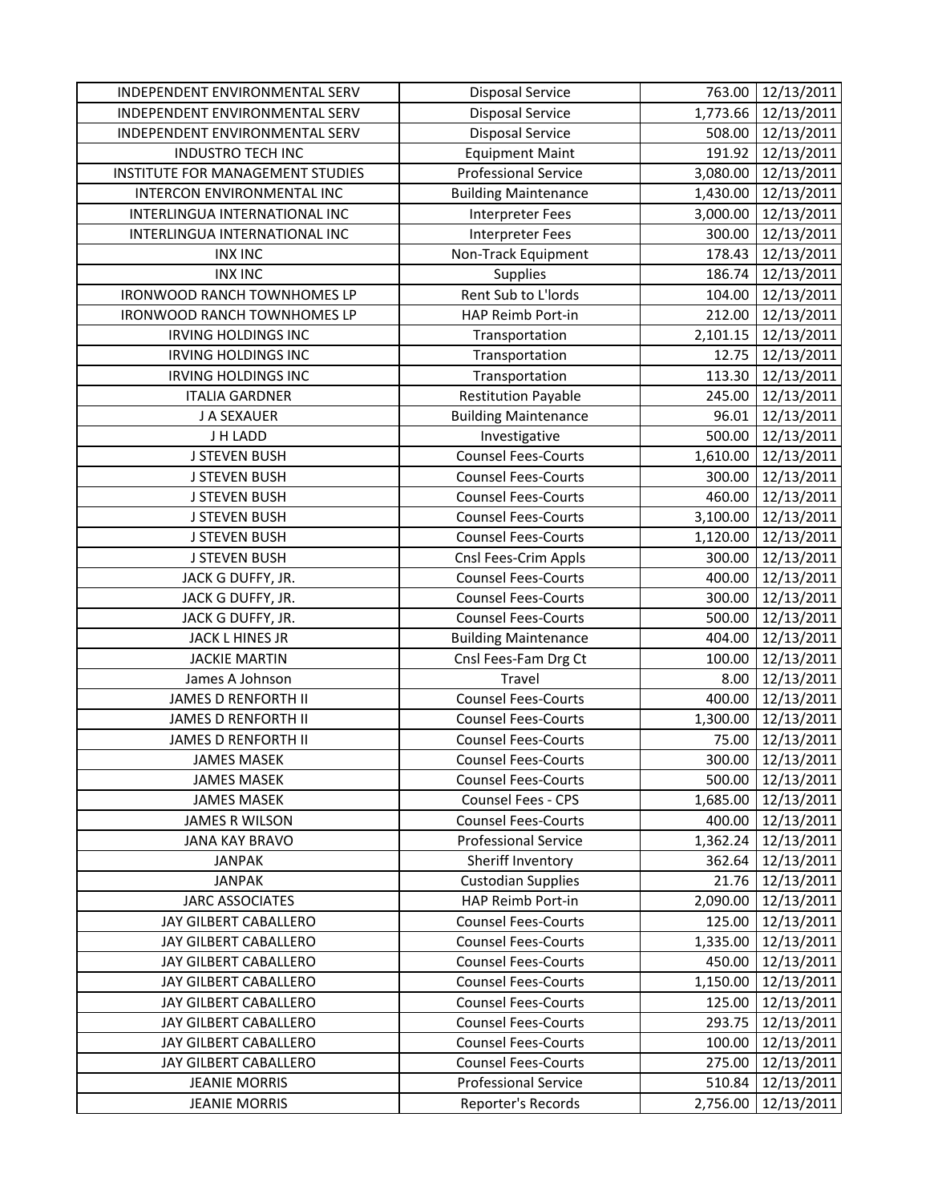| | | | |
|---|---|---|---|
| INDEPENDENT ENVIRONMENTAL SERV | Disposal Service | 763.00 | 12/13/2011 |
| INDEPENDENT ENVIRONMENTAL SERV | Disposal Service | 1,773.66 | 12/13/2011 |
| INDEPENDENT ENVIRONMENTAL SERV | Disposal Service | 508.00 | 12/13/2011 |
| INDUSTRO TECH INC | Equipment Maint | 191.92 | 12/13/2011 |
| INSTITUTE FOR MANAGEMENT STUDIES | Professional Service | 3,080.00 | 12/13/2011 |
| INTERCON ENVIRONMENTAL INC | Building Maintenance | 1,430.00 | 12/13/2011 |
| INTERLINGUA INTERNATIONAL INC | Interpreter Fees | 3,000.00 | 12/13/2011 |
| INTERLINGUA INTERNATIONAL INC | Interpreter Fees | 300.00 | 12/13/2011 |
| INX INC | Non-Track Equipment | 178.43 | 12/13/2011 |
| INX INC | Supplies | 186.74 | 12/13/2011 |
| IRONWOOD RANCH TOWNHOMES LP | Rent Sub to L'lords | 104.00 | 12/13/2011 |
| IRONWOOD RANCH TOWNHOMES LP | HAP Reimb Port-in | 212.00 | 12/13/2011 |
| IRVING HOLDINGS INC | Transportation | 2,101.15 | 12/13/2011 |
| IRVING HOLDINGS INC | Transportation | 12.75 | 12/13/2011 |
| IRVING HOLDINGS INC | Transportation | 113.30 | 12/13/2011 |
| ITALIA GARDNER | Restitution Payable | 245.00 | 12/13/2011 |
| J A SEXAUER | Building Maintenance | 96.01 | 12/13/2011 |
| J H LADD | Investigative | 500.00 | 12/13/2011 |
| J STEVEN BUSH | Counsel Fees-Courts | 1,610.00 | 12/13/2011 |
| J STEVEN BUSH | Counsel Fees-Courts | 300.00 | 12/13/2011 |
| J STEVEN BUSH | Counsel Fees-Courts | 460.00 | 12/13/2011 |
| J STEVEN BUSH | Counsel Fees-Courts | 3,100.00 | 12/13/2011 |
| J STEVEN BUSH | Counsel Fees-Courts | 1,120.00 | 12/13/2011 |
| J STEVEN BUSH | Cnsl Fees-Crim Appls | 300.00 | 12/13/2011 |
| JACK G DUFFY, JR. | Counsel Fees-Courts | 400.00 | 12/13/2011 |
| JACK G DUFFY, JR. | Counsel Fees-Courts | 300.00 | 12/13/2011 |
| JACK G DUFFY, JR. | Counsel Fees-Courts | 500.00 | 12/13/2011 |
| JACK L HINES JR | Building Maintenance | 404.00 | 12/13/2011 |
| JACKIE MARTIN | Cnsl Fees-Fam Drg Ct | 100.00 | 12/13/2011 |
| James A Johnson | Travel | 8.00 | 12/13/2011 |
| JAMES D RENFORTH II | Counsel Fees-Courts | 400.00 | 12/13/2011 |
| JAMES D RENFORTH II | Counsel Fees-Courts | 1,300.00 | 12/13/2011 |
| JAMES D RENFORTH II | Counsel Fees-Courts | 75.00 | 12/13/2011 |
| JAMES MASEK | Counsel Fees-Courts | 300.00 | 12/13/2011 |
| JAMES MASEK | Counsel Fees-Courts | 500.00 | 12/13/2011 |
| JAMES MASEK | Counsel Fees - CPS | 1,685.00 | 12/13/2011 |
| JAMES R WILSON | Counsel Fees-Courts | 400.00 | 12/13/2011 |
| JANA KAY BRAVO | Professional Service | 1,362.24 | 12/13/2011 |
| JANPAK | Sheriff Inventory | 362.64 | 12/13/2011 |
| JANPAK | Custodian Supplies | 21.76 | 12/13/2011 |
| JARC ASSOCIATES | HAP Reimb Port-in | 2,090.00 | 12/13/2011 |
| JAY GILBERT CABALLERO | Counsel Fees-Courts | 125.00 | 12/13/2011 |
| JAY GILBERT CABALLERO | Counsel Fees-Courts | 1,335.00 | 12/13/2011 |
| JAY GILBERT CABALLERO | Counsel Fees-Courts | 450.00 | 12/13/2011 |
| JAY GILBERT CABALLERO | Counsel Fees-Courts | 1,150.00 | 12/13/2011 |
| JAY GILBERT CABALLERO | Counsel Fees-Courts | 125.00 | 12/13/2011 |
| JAY GILBERT CABALLERO | Counsel Fees-Courts | 293.75 | 12/13/2011 |
| JAY GILBERT CABALLERO | Counsel Fees-Courts | 100.00 | 12/13/2011 |
| JAY GILBERT CABALLERO | Counsel Fees-Courts | 275.00 | 12/13/2011 |
| JEANIE MORRIS | Professional Service | 510.84 | 12/13/2011 |
| JEANIE MORRIS | Reporter's Records | 2,756.00 | 12/13/2011 |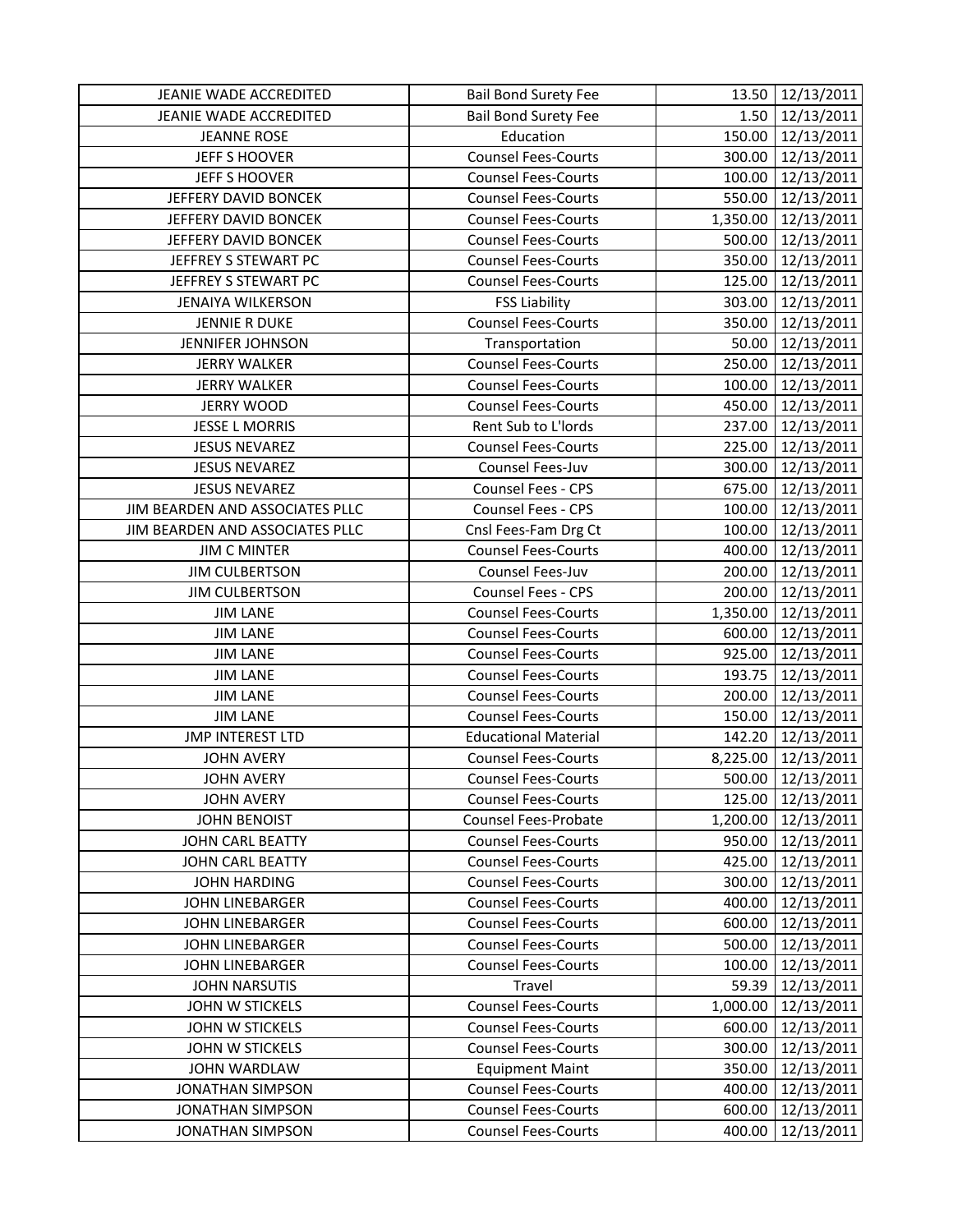| | | | |
|---|---|---|---|
| JEANIE WADE ACCREDITED | Bail Bond Surety Fee | 13.50 | 12/13/2011 |
| JEANIE WADE ACCREDITED | Bail Bond Surety Fee | 1.50 | 12/13/2011 |
| JEANNE ROSE | Education | 150.00 | 12/13/2011 |
| JEFF S HOOVER | Counsel Fees-Courts | 300.00 | 12/13/2011 |
| JEFF S HOOVER | Counsel Fees-Courts | 100.00 | 12/13/2011 |
| JEFFERY DAVID BONCEK | Counsel Fees-Courts | 550.00 | 12/13/2011 |
| JEFFERY DAVID BONCEK | Counsel Fees-Courts | 1,350.00 | 12/13/2011 |
| JEFFERY DAVID BONCEK | Counsel Fees-Courts | 500.00 | 12/13/2011 |
| JEFFREY S STEWART PC | Counsel Fees-Courts | 350.00 | 12/13/2011 |
| JEFFREY S STEWART PC | Counsel Fees-Courts | 125.00 | 12/13/2011 |
| JENAIYA WILKERSON | FSS Liability | 303.00 | 12/13/2011 |
| JENNIE R DUKE | Counsel Fees-Courts | 350.00 | 12/13/2011 |
| JENNIFER JOHNSON | Transportation | 50.00 | 12/13/2011 |
| JERRY WALKER | Counsel Fees-Courts | 250.00 | 12/13/2011 |
| JERRY WALKER | Counsel Fees-Courts | 100.00 | 12/13/2011 |
| JERRY WOOD | Counsel Fees-Courts | 450.00 | 12/13/2011 |
| JESSE L MORRIS | Rent Sub to L'lords | 237.00 | 12/13/2011 |
| JESUS NEVAREZ | Counsel Fees-Courts | 225.00 | 12/13/2011 |
| JESUS NEVAREZ | Counsel Fees-Juv | 300.00 | 12/13/2011 |
| JESUS NEVAREZ | Counsel Fees - CPS | 675.00 | 12/13/2011 |
| JIM BEARDEN AND ASSOCIATES PLLC | Counsel Fees - CPS | 100.00 | 12/13/2011 |
| JIM BEARDEN AND ASSOCIATES PLLC | Cnsl Fees-Fam Drg Ct | 100.00 | 12/13/2011 |
| JIM C MINTER | Counsel Fees-Courts | 400.00 | 12/13/2011 |
| JIM CULBERTSON | Counsel Fees-Juv | 200.00 | 12/13/2011 |
| JIM CULBERTSON | Counsel Fees - CPS | 200.00 | 12/13/2011 |
| JIM LANE | Counsel Fees-Courts | 1,350.00 | 12/13/2011 |
| JIM LANE | Counsel Fees-Courts | 600.00 | 12/13/2011 |
| JIM LANE | Counsel Fees-Courts | 925.00 | 12/13/2011 |
| JIM LANE | Counsel Fees-Courts | 193.75 | 12/13/2011 |
| JIM LANE | Counsel Fees-Courts | 200.00 | 12/13/2011 |
| JIM LANE | Counsel Fees-Courts | 150.00 | 12/13/2011 |
| JMP INTEREST LTD | Educational Material | 142.20 | 12/13/2011 |
| JOHN AVERY | Counsel Fees-Courts | 8,225.00 | 12/13/2011 |
| JOHN AVERY | Counsel Fees-Courts | 500.00 | 12/13/2011 |
| JOHN AVERY | Counsel Fees-Courts | 125.00 | 12/13/2011 |
| JOHN BENOIST | Counsel Fees-Probate | 1,200.00 | 12/13/2011 |
| JOHN CARL BEATTY | Counsel Fees-Courts | 950.00 | 12/13/2011 |
| JOHN CARL BEATTY | Counsel Fees-Courts | 425.00 | 12/13/2011 |
| JOHN HARDING | Counsel Fees-Courts | 300.00 | 12/13/2011 |
| JOHN LINEBARGER | Counsel Fees-Courts | 400.00 | 12/13/2011 |
| JOHN LINEBARGER | Counsel Fees-Courts | 600.00 | 12/13/2011 |
| JOHN LINEBARGER | Counsel Fees-Courts | 500.00 | 12/13/2011 |
| JOHN LINEBARGER | Counsel Fees-Courts | 100.00 | 12/13/2011 |
| JOHN NARSUTIS | Travel | 59.39 | 12/13/2011 |
| JOHN W STICKELS | Counsel Fees-Courts | 1,000.00 | 12/13/2011 |
| JOHN W STICKELS | Counsel Fees-Courts | 600.00 | 12/13/2011 |
| JOHN W STICKELS | Counsel Fees-Courts | 300.00 | 12/13/2011 |
| JOHN WARDLAW | Equipment Maint | 350.00 | 12/13/2011 |
| JONATHAN SIMPSON | Counsel Fees-Courts | 400.00 | 12/13/2011 |
| JONATHAN SIMPSON | Counsel Fees-Courts | 600.00 | 12/13/2011 |
| JONATHAN SIMPSON | Counsel Fees-Courts | 400.00 | 12/13/2011 |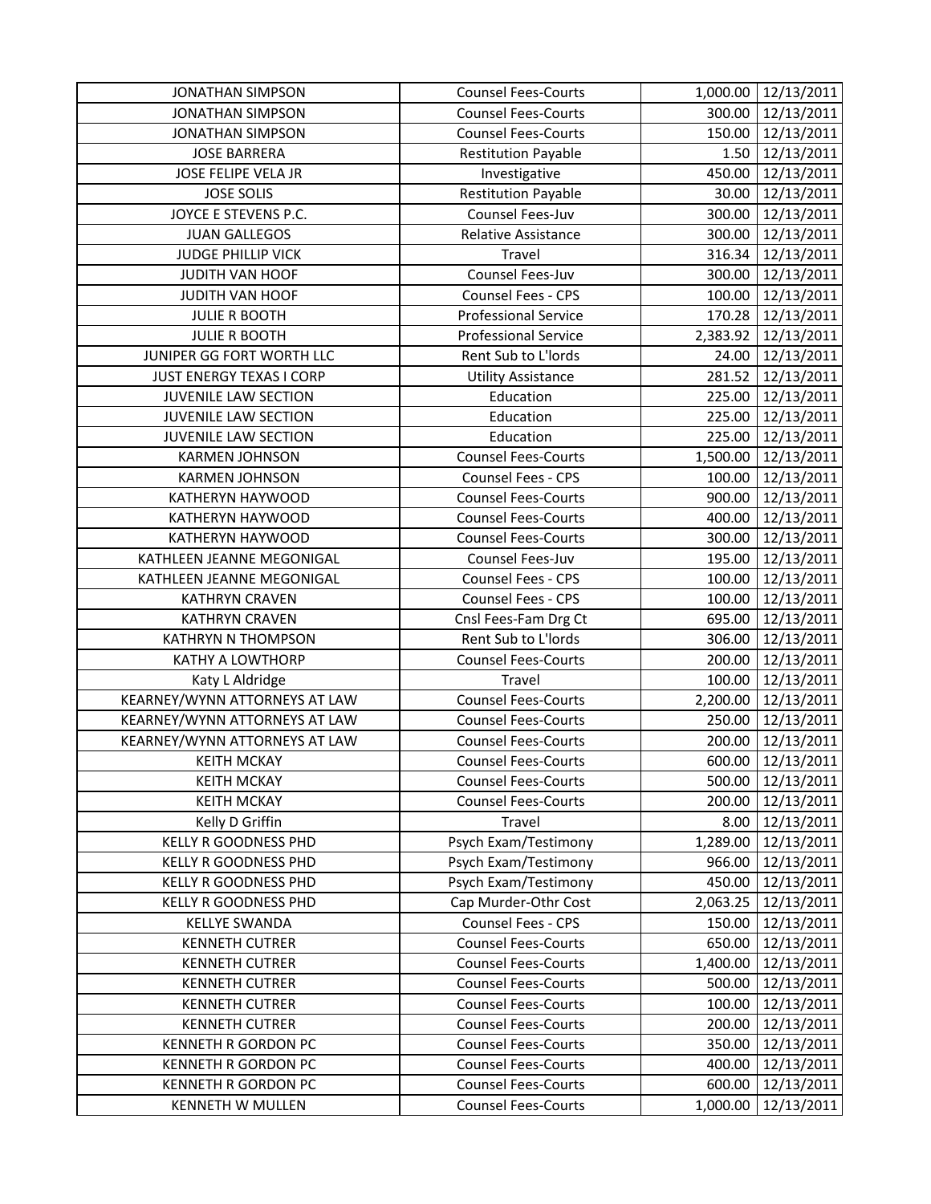| | | | |
|---|---|---|---|
| JONATHAN SIMPSON | Counsel Fees-Courts | 1,000.00 | 12/13/2011 |
| JONATHAN SIMPSON | Counsel Fees-Courts | 300.00 | 12/13/2011 |
| JONATHAN SIMPSON | Counsel Fees-Courts | 150.00 | 12/13/2011 |
| JOSE BARRERA | Restitution Payable | 1.50 | 12/13/2011 |
| JOSE FELIPE VELA JR | Investigative | 450.00 | 12/13/2011 |
| JOSE SOLIS | Restitution Payable | 30.00 | 12/13/2011 |
| JOYCE E STEVENS P.C. | Counsel Fees-Juv | 300.00 | 12/13/2011 |
| JUAN GALLEGOS | Relative Assistance | 300.00 | 12/13/2011 |
| JUDGE PHILLIP VICK | Travel | 316.34 | 12/13/2011 |
| JUDITH VAN HOOF | Counsel Fees-Juv | 300.00 | 12/13/2011 |
| JUDITH VAN HOOF | Counsel Fees - CPS | 100.00 | 12/13/2011 |
| JULIE R BOOTH | Professional Service | 170.28 | 12/13/2011 |
| JULIE R BOOTH | Professional Service | 2,383.92 | 12/13/2011 |
| JUNIPER GG FORT WORTH LLC | Rent Sub to L'lords | 24.00 | 12/13/2011 |
| JUST ENERGY TEXAS I CORP | Utility Assistance | 281.52 | 12/13/2011 |
| JUVENILE LAW SECTION | Education | 225.00 | 12/13/2011 |
| JUVENILE LAW SECTION | Education | 225.00 | 12/13/2011 |
| JUVENILE LAW SECTION | Education | 225.00 | 12/13/2011 |
| KARMEN JOHNSON | Counsel Fees-Courts | 1,500.00 | 12/13/2011 |
| KARMEN JOHNSON | Counsel Fees - CPS | 100.00 | 12/13/2011 |
| KATHERYN HAYWOOD | Counsel Fees-Courts | 900.00 | 12/13/2011 |
| KATHERYN HAYWOOD | Counsel Fees-Courts | 400.00 | 12/13/2011 |
| KATHERYN HAYWOOD | Counsel Fees-Courts | 300.00 | 12/13/2011 |
| KATHLEEN JEANNE MEGONIGAL | Counsel Fees-Juv | 195.00 | 12/13/2011 |
| KATHLEEN JEANNE MEGONIGAL | Counsel Fees - CPS | 100.00 | 12/13/2011 |
| KATHRYN CRAVEN | Counsel Fees - CPS | 100.00 | 12/13/2011 |
| KATHRYN CRAVEN | Cnsl Fees-Fam Drg Ct | 695.00 | 12/13/2011 |
| KATHRYN N THOMPSON | Rent Sub to L'lords | 306.00 | 12/13/2011 |
| KATHY A LOWTHORP | Counsel Fees-Courts | 200.00 | 12/13/2011 |
| Katy L Aldridge | Travel | 100.00 | 12/13/2011 |
| KEARNEY/WYNN ATTORNEYS AT LAW | Counsel Fees-Courts | 2,200.00 | 12/13/2011 |
| KEARNEY/WYNN ATTORNEYS AT LAW | Counsel Fees-Courts | 250.00 | 12/13/2011 |
| KEARNEY/WYNN ATTORNEYS AT LAW | Counsel Fees-Courts | 200.00 | 12/13/2011 |
| KEITH MCKAY | Counsel Fees-Courts | 600.00 | 12/13/2011 |
| KEITH MCKAY | Counsel Fees-Courts | 500.00 | 12/13/2011 |
| KEITH MCKAY | Counsel Fees-Courts | 200.00 | 12/13/2011 |
| Kelly D Griffin | Travel | 8.00 | 12/13/2011 |
| KELLY R GOODNESS PHD | Psych Exam/Testimony | 1,289.00 | 12/13/2011 |
| KELLY R GOODNESS PHD | Psych Exam/Testimony | 966.00 | 12/13/2011 |
| KELLY R GOODNESS PHD | Psych Exam/Testimony | 450.00 | 12/13/2011 |
| KELLY R GOODNESS PHD | Cap Murder-Othr Cost | 2,063.25 | 12/13/2011 |
| KELLYE SWANDA | Counsel Fees - CPS | 150.00 | 12/13/2011 |
| KENNETH CUTRER | Counsel Fees-Courts | 650.00 | 12/13/2011 |
| KENNETH CUTRER | Counsel Fees-Courts | 1,400.00 | 12/13/2011 |
| KENNETH CUTRER | Counsel Fees-Courts | 500.00 | 12/13/2011 |
| KENNETH CUTRER | Counsel Fees-Courts | 100.00 | 12/13/2011 |
| KENNETH CUTRER | Counsel Fees-Courts | 200.00 | 12/13/2011 |
| KENNETH R GORDON PC | Counsel Fees-Courts | 350.00 | 12/13/2011 |
| KENNETH R GORDON PC | Counsel Fees-Courts | 400.00 | 12/13/2011 |
| KENNETH R GORDON PC | Counsel Fees-Courts | 600.00 | 12/13/2011 |
| KENNETH W MULLEN | Counsel Fees-Courts | 1,000.00 | 12/13/2011 |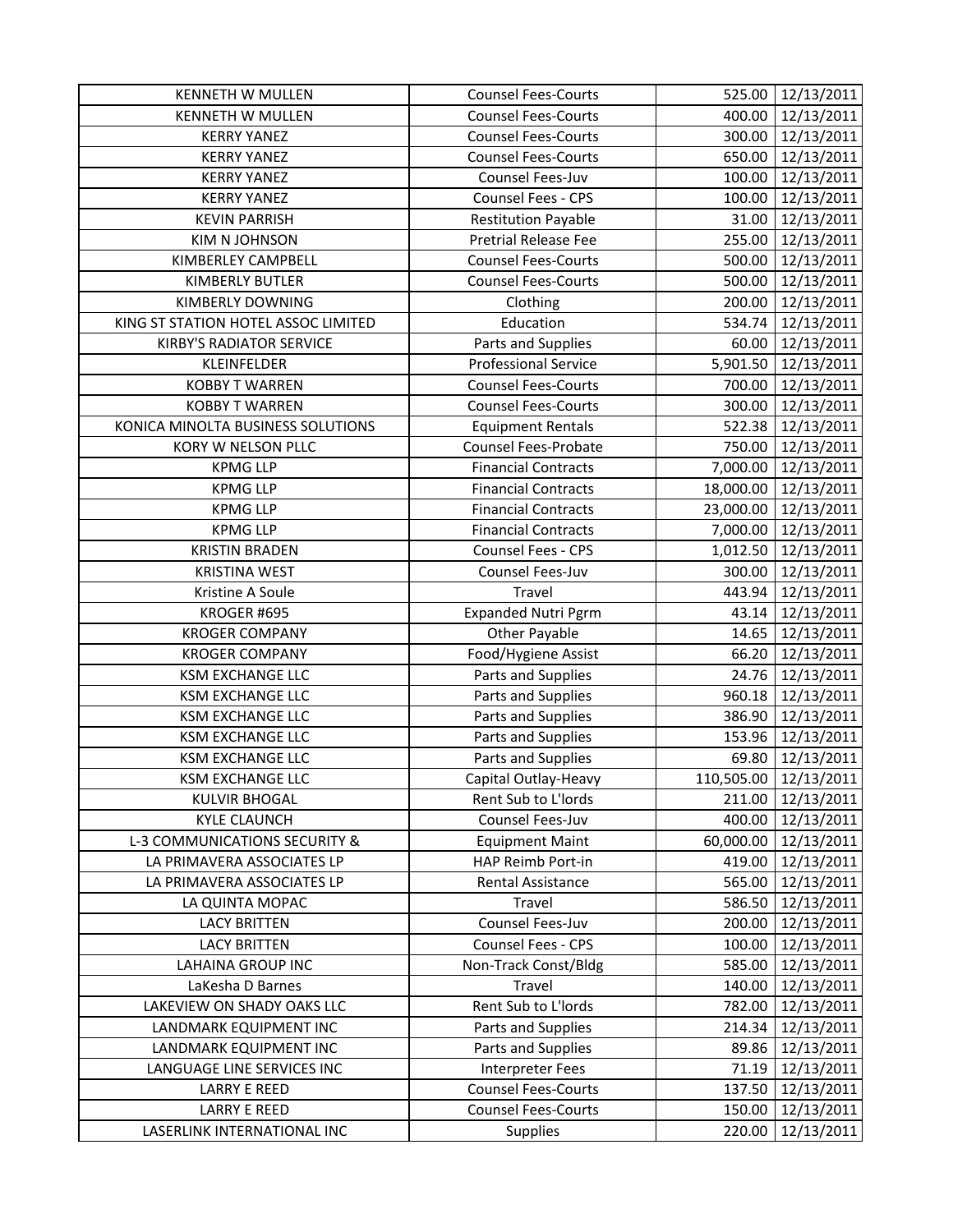| KENNETH W MULLEN | Counsel Fees-Courts | 525.00 | 12/13/2011 |
|---|---|---|---|
| KENNETH W MULLEN | Counsel Fees-Courts | 400.00 | 12/13/2011 |
| KERRY YANEZ | Counsel Fees-Courts | 300.00 | 12/13/2011 |
| KERRY YANEZ | Counsel Fees-Courts | 650.00 | 12/13/2011 |
| KERRY YANEZ | Counsel Fees-Juv | 100.00 | 12/13/2011 |
| KERRY YANEZ | Counsel Fees - CPS | 100.00 | 12/13/2011 |
| KEVIN PARRISH | Restitution Payable | 31.00 | 12/13/2011 |
| KIM N JOHNSON | Pretrial Release Fee | 255.00 | 12/13/2011 |
| KIMBERLEY CAMPBELL | Counsel Fees-Courts | 500.00 | 12/13/2011 |
| KIMBERLY BUTLER | Counsel Fees-Courts | 500.00 | 12/13/2011 |
| KIMBERLY DOWNING | Clothing | 200.00 | 12/13/2011 |
| KING ST STATION HOTEL ASSOC LIMITED | Education | 534.74 | 12/13/2011 |
| KIRBY'S RADIATOR SERVICE | Parts and Supplies | 60.00 | 12/13/2011 |
| KLEINFELDER | Professional Service | 5,901.50 | 12/13/2011 |
| KOBBY T WARREN | Counsel Fees-Courts | 700.00 | 12/13/2011 |
| KOBBY T WARREN | Counsel Fees-Courts | 300.00 | 12/13/2011 |
| KONICA MINOLTA BUSINESS SOLUTIONS | Equipment Rentals | 522.38 | 12/13/2011 |
| KORY W NELSON PLLC | Counsel Fees-Probate | 750.00 | 12/13/2011 |
| KPMG LLP | Financial Contracts | 7,000.00 | 12/13/2011 |
| KPMG LLP | Financial Contracts | 18,000.00 | 12/13/2011 |
| KPMG LLP | Financial Contracts | 23,000.00 | 12/13/2011 |
| KPMG LLP | Financial Contracts | 7,000.00 | 12/13/2011 |
| KRISTIN BRADEN | Counsel Fees - CPS | 1,012.50 | 12/13/2011 |
| KRISTINA WEST | Counsel Fees-Juv | 300.00 | 12/13/2011 |
| Kristine A Soule | Travel | 443.94 | 12/13/2011 |
| KROGER #695 | Expanded Nutri Pgrm | 43.14 | 12/13/2011 |
| KROGER COMPANY | Other Payable | 14.65 | 12/13/2011 |
| KROGER COMPANY | Food/Hygiene Assist | 66.20 | 12/13/2011 |
| KSM EXCHANGE LLC | Parts and Supplies | 24.76 | 12/13/2011 |
| KSM EXCHANGE LLC | Parts and Supplies | 960.18 | 12/13/2011 |
| KSM EXCHANGE LLC | Parts and Supplies | 386.90 | 12/13/2011 |
| KSM EXCHANGE LLC | Parts and Supplies | 153.96 | 12/13/2011 |
| KSM EXCHANGE LLC | Parts and Supplies | 69.80 | 12/13/2011 |
| KSM EXCHANGE LLC | Capital Outlay-Heavy | 110,505.00 | 12/13/2011 |
| KULVIR BHOGAL | Rent Sub to L'lords | 211.00 | 12/13/2011 |
| KYLE CLAUNCH | Counsel Fees-Juv | 400.00 | 12/13/2011 |
| L-3 COMMUNICATIONS SECURITY & | Equipment Maint | 60,000.00 | 12/13/2011 |
| LA PRIMAVERA ASSOCIATES LP | HAP Reimb Port-in | 419.00 | 12/13/2011 |
| LA PRIMAVERA ASSOCIATES LP | Rental Assistance | 565.00 | 12/13/2011 |
| LA QUINTA MOPAC | Travel | 586.50 | 12/13/2011 |
| LACY BRITTEN | Counsel Fees-Juv | 200.00 | 12/13/2011 |
| LACY BRITTEN | Counsel Fees - CPS | 100.00 | 12/13/2011 |
| LAHAINA GROUP INC | Non-Track Const/Bldg | 585.00 | 12/13/2011 |
| LaKesha D Barnes | Travel | 140.00 | 12/13/2011 |
| LAKEVIEW ON SHADY OAKS LLC | Rent Sub to L'lords | 782.00 | 12/13/2011 |
| LANDMARK EQUIPMENT INC | Parts and Supplies | 214.34 | 12/13/2011 |
| LANDMARK EQUIPMENT INC | Parts and Supplies | 89.86 | 12/13/2011 |
| LANGUAGE LINE SERVICES INC | Interpreter Fees | 71.19 | 12/13/2011 |
| LARRY E REED | Counsel Fees-Courts | 137.50 | 12/13/2011 |
| LARRY E REED | Counsel Fees-Courts | 150.00 | 12/13/2011 |
| LASERLINK INTERNATIONAL INC | Supplies | 220.00 | 12/13/2011 |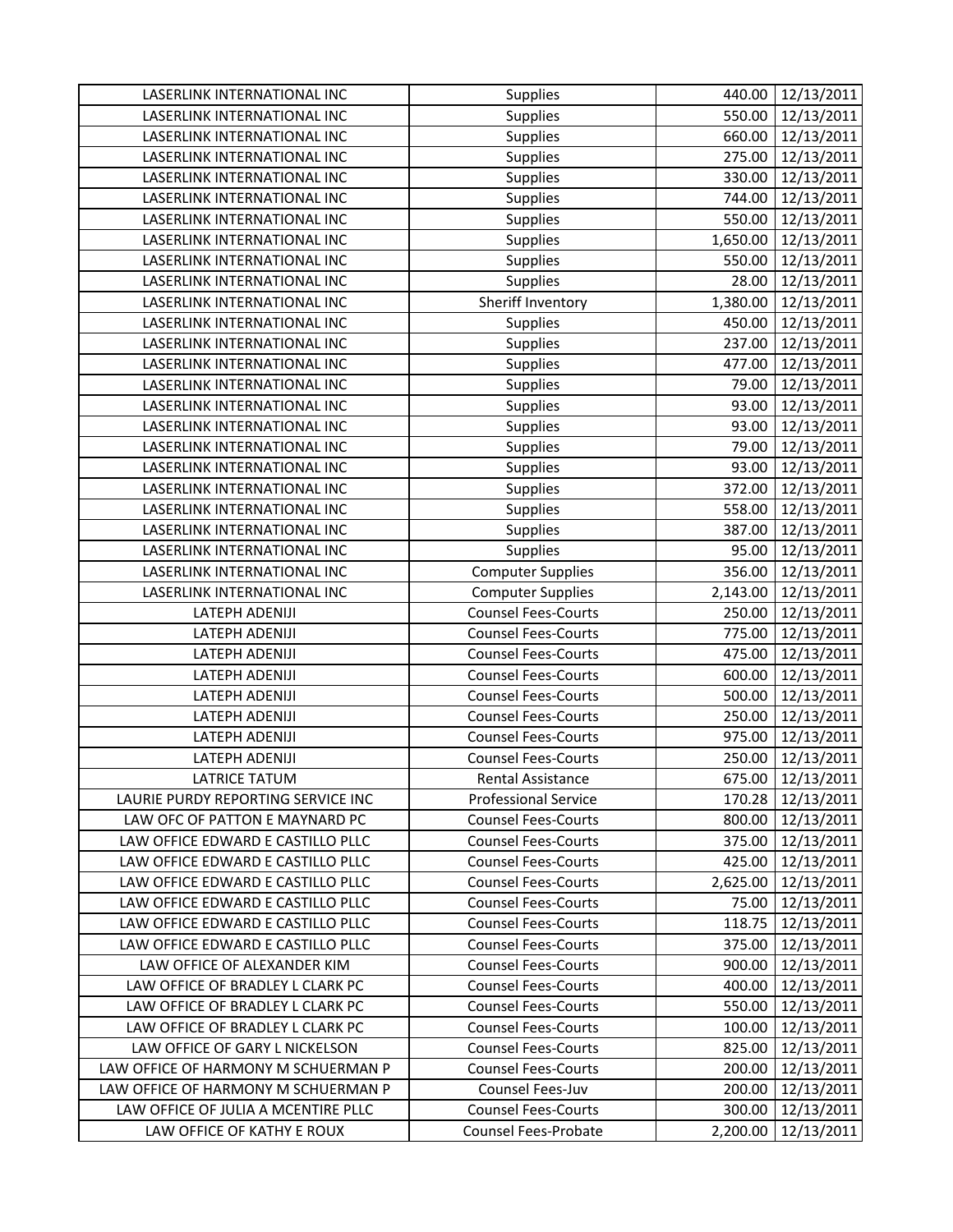| | | | |
|---|---|---|---|
| LASERLINK INTERNATIONAL INC | Supplies | 440.00 | 12/13/2011 |
| LASERLINK INTERNATIONAL INC | Supplies | 550.00 | 12/13/2011 |
| LASERLINK INTERNATIONAL INC | Supplies | 660.00 | 12/13/2011 |
| LASERLINK INTERNATIONAL INC | Supplies | 275.00 | 12/13/2011 |
| LASERLINK INTERNATIONAL INC | Supplies | 330.00 | 12/13/2011 |
| LASERLINK INTERNATIONAL INC | Supplies | 744.00 | 12/13/2011 |
| LASERLINK INTERNATIONAL INC | Supplies | 550.00 | 12/13/2011 |
| LASERLINK INTERNATIONAL INC | Supplies | 1,650.00 | 12/13/2011 |
| LASERLINK INTERNATIONAL INC | Supplies | 550.00 | 12/13/2011 |
| LASERLINK INTERNATIONAL INC | Supplies | 28.00 | 12/13/2011 |
| LASERLINK INTERNATIONAL INC | Sheriff Inventory | 1,380.00 | 12/13/2011 |
| LASERLINK INTERNATIONAL INC | Supplies | 450.00 | 12/13/2011 |
| LASERLINK INTERNATIONAL INC | Supplies | 237.00 | 12/13/2011 |
| LASERLINK INTERNATIONAL INC | Supplies | 477.00 | 12/13/2011 |
| LASERLINK INTERNATIONAL INC | Supplies | 79.00 | 12/13/2011 |
| LASERLINK INTERNATIONAL INC | Supplies | 93.00 | 12/13/2011 |
| LASERLINK INTERNATIONAL INC | Supplies | 93.00 | 12/13/2011 |
| LASERLINK INTERNATIONAL INC | Supplies | 79.00 | 12/13/2011 |
| LASERLINK INTERNATIONAL INC | Supplies | 93.00 | 12/13/2011 |
| LASERLINK INTERNATIONAL INC | Supplies | 372.00 | 12/13/2011 |
| LASERLINK INTERNATIONAL INC | Supplies | 558.00 | 12/13/2011 |
| LASERLINK INTERNATIONAL INC | Supplies | 387.00 | 12/13/2011 |
| LASERLINK INTERNATIONAL INC | Supplies | 95.00 | 12/13/2011 |
| LASERLINK INTERNATIONAL INC | Computer Supplies | 356.00 | 12/13/2011 |
| LASERLINK INTERNATIONAL INC | Computer Supplies | 2,143.00 | 12/13/2011 |
| LATEPH ADENIJI | Counsel Fees-Courts | 250.00 | 12/13/2011 |
| LATEPH ADENIJI | Counsel Fees-Courts | 775.00 | 12/13/2011 |
| LATEPH ADENIJI | Counsel Fees-Courts | 475.00 | 12/13/2011 |
| LATEPH ADENIJI | Counsel Fees-Courts | 600.00 | 12/13/2011 |
| LATEPH ADENIJI | Counsel Fees-Courts | 500.00 | 12/13/2011 |
| LATEPH ADENIJI | Counsel Fees-Courts | 250.00 | 12/13/2011 |
| LATEPH ADENIJI | Counsel Fees-Courts | 975.00 | 12/13/2011 |
| LATEPH ADENIJI | Counsel Fees-Courts | 250.00 | 12/13/2011 |
| LATRICE TATUM | Rental Assistance | 675.00 | 12/13/2011 |
| LAURIE PURDY REPORTING SERVICE INC | Professional Service | 170.28 | 12/13/2011 |
| LAW OFC OF PATTON E MAYNARD PC | Counsel Fees-Courts | 800.00 | 12/13/2011 |
| LAW OFFICE EDWARD E CASTILLO PLLC | Counsel Fees-Courts | 375.00 | 12/13/2011 |
| LAW OFFICE EDWARD E CASTILLO PLLC | Counsel Fees-Courts | 425.00 | 12/13/2011 |
| LAW OFFICE EDWARD E CASTILLO PLLC | Counsel Fees-Courts | 2,625.00 | 12/13/2011 |
| LAW OFFICE EDWARD E CASTILLO PLLC | Counsel Fees-Courts | 75.00 | 12/13/2011 |
| LAW OFFICE EDWARD E CASTILLO PLLC | Counsel Fees-Courts | 118.75 | 12/13/2011 |
| LAW OFFICE EDWARD E CASTILLO PLLC | Counsel Fees-Courts | 375.00 | 12/13/2011 |
| LAW OFFICE OF ALEXANDER KIM | Counsel Fees-Courts | 900.00 | 12/13/2011 |
| LAW OFFICE OF BRADLEY L CLARK PC | Counsel Fees-Courts | 400.00 | 12/13/2011 |
| LAW OFFICE OF BRADLEY L CLARK PC | Counsel Fees-Courts | 550.00 | 12/13/2011 |
| LAW OFFICE OF BRADLEY L CLARK PC | Counsel Fees-Courts | 100.00 | 12/13/2011 |
| LAW OFFICE OF GARY L NICKELSON | Counsel Fees-Courts | 825.00 | 12/13/2011 |
| LAW OFFICE OF HARMONY M SCHUERMAN P | Counsel Fees-Courts | 200.00 | 12/13/2011 |
| LAW OFFICE OF HARMONY M SCHUERMAN P | Counsel Fees-Juv | 200.00 | 12/13/2011 |
| LAW OFFICE OF JULIA A MCENTIRE PLLC | Counsel Fees-Courts | 300.00 | 12/13/2011 |
| LAW OFFICE OF KATHY E ROUX | Counsel Fees-Probate | 2,200.00 | 12/13/2011 |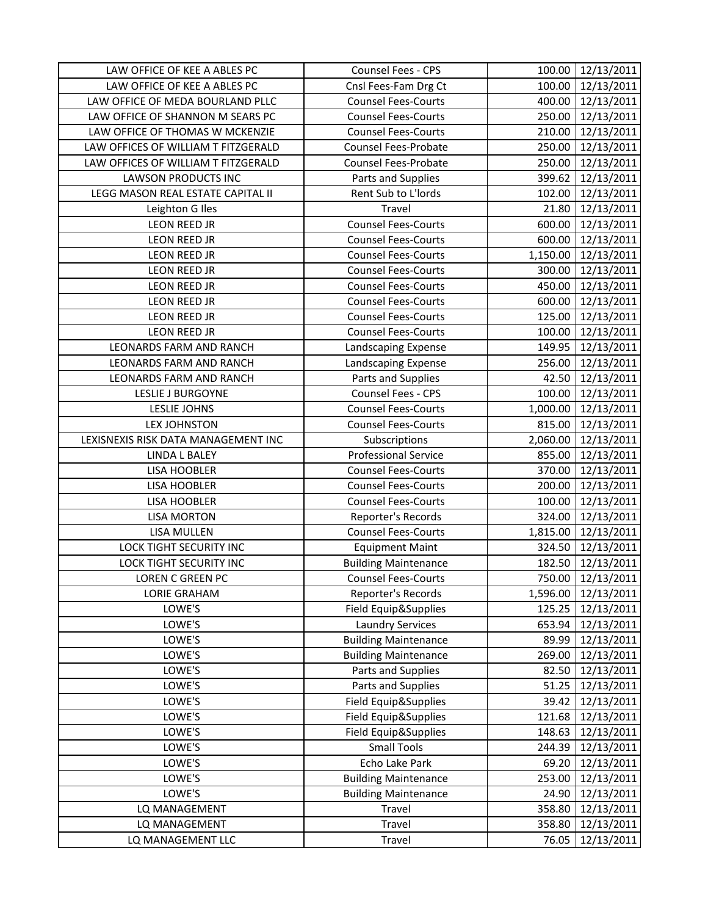| LAW OFFICE OF KEE A ABLES PC | Counsel Fees - CPS | 100.00 | 12/13/2011 |
|---|---|---|---|
| LAW OFFICE OF KEE A ABLES PC | Cnsl Fees-Fam Drg Ct | 100.00 | 12/13/2011 |
| LAW OFFICE OF MEDA BOURLAND PLLC | Counsel Fees-Courts | 400.00 | 12/13/2011 |
| LAW OFFICE OF SHANNON M SEARS PC | Counsel Fees-Courts | 250.00 | 12/13/2011 |
| LAW OFFICE OF THOMAS W MCKENZIE | Counsel Fees-Courts | 210.00 | 12/13/2011 |
| LAW OFFICES OF WILLIAM T FITZGERALD | Counsel Fees-Probate | 250.00 | 12/13/2011 |
| LAW OFFICES OF WILLIAM T FITZGERALD | Counsel Fees-Probate | 250.00 | 12/13/2011 |
| LAWSON PRODUCTS INC | Parts and Supplies | 399.62 | 12/13/2011 |
| LEGG MASON REAL ESTATE CAPITAL II | Rent Sub to L'lords | 102.00 | 12/13/2011 |
| Leighton G Iles | Travel | 21.80 | 12/13/2011 |
| LEON REED JR | Counsel Fees-Courts | 600.00 | 12/13/2011 |
| LEON REED JR | Counsel Fees-Courts | 600.00 | 12/13/2011 |
| LEON REED JR | Counsel Fees-Courts | 1,150.00 | 12/13/2011 |
| LEON REED JR | Counsel Fees-Courts | 300.00 | 12/13/2011 |
| LEON REED JR | Counsel Fees-Courts | 450.00 | 12/13/2011 |
| LEON REED JR | Counsel Fees-Courts | 600.00 | 12/13/2011 |
| LEON REED JR | Counsel Fees-Courts | 125.00 | 12/13/2011 |
| LEON REED JR | Counsel Fees-Courts | 100.00 | 12/13/2011 |
| LEONARDS FARM AND RANCH | Landscaping Expense | 149.95 | 12/13/2011 |
| LEONARDS FARM AND RANCH | Landscaping Expense | 256.00 | 12/13/2011 |
| LEONARDS FARM AND RANCH | Parts and Supplies | 42.50 | 12/13/2011 |
| LESLIE J BURGOYNE | Counsel Fees - CPS | 100.00 | 12/13/2011 |
| LESLIE JOHNS | Counsel Fees-Courts | 1,000.00 | 12/13/2011 |
| LEX JOHNSTON | Counsel Fees-Courts | 815.00 | 12/13/2011 |
| LEXISNEXIS RISK DATA MANAGEMENT INC | Subscriptions | 2,060.00 | 12/13/2011 |
| LINDA L BALEY | Professional Service | 855.00 | 12/13/2011 |
| LISA HOOBLER | Counsel Fees-Courts | 370.00 | 12/13/2011 |
| LISA HOOBLER | Counsel Fees-Courts | 200.00 | 12/13/2011 |
| LISA HOOBLER | Counsel Fees-Courts | 100.00 | 12/13/2011 |
| LISA MORTON | Reporter's Records | 324.00 | 12/13/2011 |
| LISA MULLEN | Counsel Fees-Courts | 1,815.00 | 12/13/2011 |
| LOCK TIGHT SECURITY INC | Equipment Maint | 324.50 | 12/13/2011 |
| LOCK TIGHT SECURITY INC | Building Maintenance | 182.50 | 12/13/2011 |
| LOREN C GREEN PC | Counsel Fees-Courts | 750.00 | 12/13/2011 |
| LORIE GRAHAM | Reporter's Records | 1,596.00 | 12/13/2011 |
| LOWE'S | Field Equip&Supplies | 125.25 | 12/13/2011 |
| LOWE'S | Laundry Services | 653.94 | 12/13/2011 |
| LOWE'S | Building Maintenance | 89.99 | 12/13/2011 |
| LOWE'S | Building Maintenance | 269.00 | 12/13/2011 |
| LOWE'S | Parts and Supplies | 82.50 | 12/13/2011 |
| LOWE'S | Parts and Supplies | 51.25 | 12/13/2011 |
| LOWE'S | Field Equip&Supplies | 39.42 | 12/13/2011 |
| LOWE'S | Field Equip&Supplies | 121.68 | 12/13/2011 |
| LOWE'S | Field Equip&Supplies | 148.63 | 12/13/2011 |
| LOWE'S | Small Tools | 244.39 | 12/13/2011 |
| LOWE'S | Echo Lake Park | 69.20 | 12/13/2011 |
| LOWE'S | Building Maintenance | 253.00 | 12/13/2011 |
| LOWE'S | Building Maintenance | 24.90 | 12/13/2011 |
| LQ MANAGEMENT | Travel | 358.80 | 12/13/2011 |
| LQ MANAGEMENT | Travel | 358.80 | 12/13/2011 |
| LQ MANAGEMENT LLC | Travel | 76.05 | 12/13/2011 |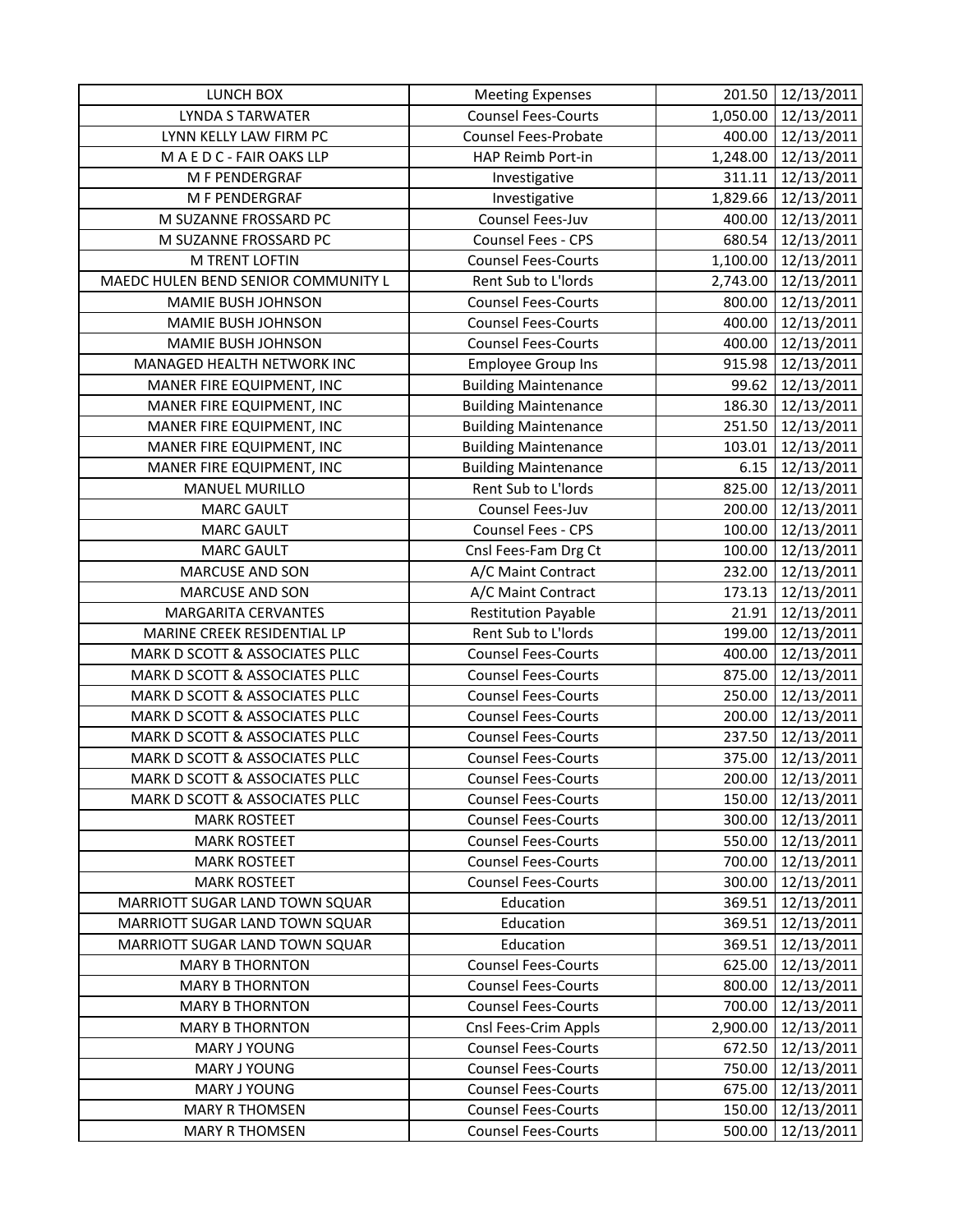| LUNCH BOX | Meeting Expenses | 201.50 | 12/13/2011 |
|---|---|---|---|
| LYNDA S TARWATER | Counsel Fees-Courts | 1,050.00 | 12/13/2011 |
| LYNN KELLY LAW FIRM PC | Counsel Fees-Probate | 400.00 | 12/13/2011 |
| M A E D C - FAIR OAKS LLP | HAP Reimb Port-in | 1,248.00 | 12/13/2011 |
| M F PENDERGRAF | Investigative | 311.11 | 12/13/2011 |
| M F PENDERGRAF | Investigative | 1,829.66 | 12/13/2011 |
| M SUZANNE FROSSARD PC | Counsel Fees-Juv | 400.00 | 12/13/2011 |
| M SUZANNE FROSSARD PC | Counsel Fees - CPS | 680.54 | 12/13/2011 |
| M TRENT LOFTIN | Counsel Fees-Courts | 1,100.00 | 12/13/2011 |
| MAEDC HULEN BEND SENIOR COMMUNITY L | Rent Sub to L'lords | 2,743.00 | 12/13/2011 |
| MAMIE BUSH JOHNSON | Counsel Fees-Courts | 800.00 | 12/13/2011 |
| MAMIE BUSH JOHNSON | Counsel Fees-Courts | 400.00 | 12/13/2011 |
| MAMIE BUSH JOHNSON | Counsel Fees-Courts | 400.00 | 12/13/2011 |
| MANAGED HEALTH NETWORK INC | Employee Group Ins | 915.98 | 12/13/2011 |
| MANER FIRE EQUIPMENT, INC | Building Maintenance | 99.62 | 12/13/2011 |
| MANER FIRE EQUIPMENT, INC | Building Maintenance | 186.30 | 12/13/2011 |
| MANER FIRE EQUIPMENT, INC | Building Maintenance | 251.50 | 12/13/2011 |
| MANER FIRE EQUIPMENT, INC | Building Maintenance | 103.01 | 12/13/2011 |
| MANER FIRE EQUIPMENT, INC | Building Maintenance | 6.15 | 12/13/2011 |
| MANUEL MURILLO | Rent Sub to L'lords | 825.00 | 12/13/2011 |
| MARC GAULT | Counsel Fees-Juv | 200.00 | 12/13/2011 |
| MARC GAULT | Counsel Fees - CPS | 100.00 | 12/13/2011 |
| MARC GAULT | Cnsl Fees-Fam Drg Ct | 100.00 | 12/13/2011 |
| MARCUSE AND SON | A/C Maint Contract | 232.00 | 12/13/2011 |
| MARCUSE AND SON | A/C Maint Contract | 173.13 | 12/13/2011 |
| MARGARITA CERVANTES | Restitution Payable | 21.91 | 12/13/2011 |
| MARINE CREEK RESIDENTIAL LP | Rent Sub to L'lords | 199.00 | 12/13/2011 |
| MARK D SCOTT & ASSOCIATES PLLC | Counsel Fees-Courts | 400.00 | 12/13/2011 |
| MARK D SCOTT & ASSOCIATES PLLC | Counsel Fees-Courts | 875.00 | 12/13/2011 |
| MARK D SCOTT & ASSOCIATES PLLC | Counsel Fees-Courts | 250.00 | 12/13/2011 |
| MARK D SCOTT & ASSOCIATES PLLC | Counsel Fees-Courts | 200.00 | 12/13/2011 |
| MARK D SCOTT & ASSOCIATES PLLC | Counsel Fees-Courts | 237.50 | 12/13/2011 |
| MARK D SCOTT & ASSOCIATES PLLC | Counsel Fees-Courts | 375.00 | 12/13/2011 |
| MARK D SCOTT & ASSOCIATES PLLC | Counsel Fees-Courts | 200.00 | 12/13/2011 |
| MARK D SCOTT & ASSOCIATES PLLC | Counsel Fees-Courts | 150.00 | 12/13/2011 |
| MARK ROSTEET | Counsel Fees-Courts | 300.00 | 12/13/2011 |
| MARK ROSTEET | Counsel Fees-Courts | 550.00 | 12/13/2011 |
| MARK ROSTEET | Counsel Fees-Courts | 700.00 | 12/13/2011 |
| MARK ROSTEET | Counsel Fees-Courts | 300.00 | 12/13/2011 |
| MARRIOTT SUGAR LAND TOWN SQUAR | Education | 369.51 | 12/13/2011 |
| MARRIOTT SUGAR LAND TOWN SQUAR | Education | 369.51 | 12/13/2011 |
| MARRIOTT SUGAR LAND TOWN SQUAR | Education | 369.51 | 12/13/2011 |
| MARY B THORNTON | Counsel Fees-Courts | 625.00 | 12/13/2011 |
| MARY B THORNTON | Counsel Fees-Courts | 800.00 | 12/13/2011 |
| MARY B THORNTON | Counsel Fees-Courts | 700.00 | 12/13/2011 |
| MARY B THORNTON | Cnsl Fees-Crim Appls | 2,900.00 | 12/13/2011 |
| MARY J YOUNG | Counsel Fees-Courts | 672.50 | 12/13/2011 |
| MARY J YOUNG | Counsel Fees-Courts | 750.00 | 12/13/2011 |
| MARY J YOUNG | Counsel Fees-Courts | 675.00 | 12/13/2011 |
| MARY R THOMSEN | Counsel Fees-Courts | 150.00 | 12/13/2011 |
| MARY R THOMSEN | Counsel Fees-Courts | 500.00 | 12/13/2011 |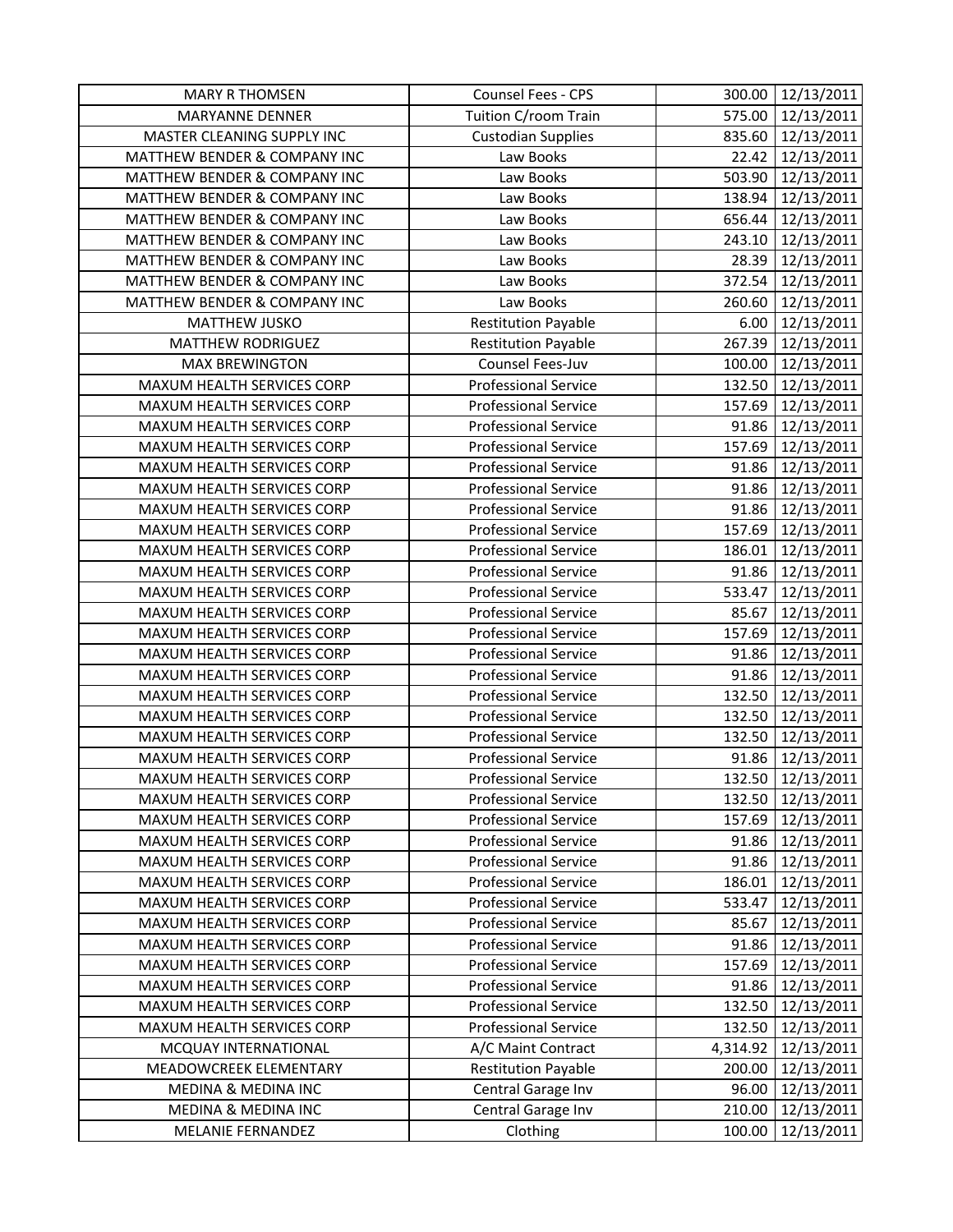| MARY R THOMSEN | Counsel Fees - CPS | 300.00 | 12/13/2011 |
|---|---|---|---|
| MARYANNE DENNER | Tuition C/room Train | 575.00 | 12/13/2011 |
| MASTER CLEANING SUPPLY INC | Custodian Supplies | 835.60 | 12/13/2011 |
| MATTHEW BENDER & COMPANY INC | Law Books | 22.42 | 12/13/2011 |
| MATTHEW BENDER & COMPANY INC | Law Books | 503.90 | 12/13/2011 |
| MATTHEW BENDER & COMPANY INC | Law Books | 138.94 | 12/13/2011 |
| MATTHEW BENDER & COMPANY INC | Law Books | 656.44 | 12/13/2011 |
| MATTHEW BENDER & COMPANY INC | Law Books | 243.10 | 12/13/2011 |
| MATTHEW BENDER & COMPANY INC | Law Books | 28.39 | 12/13/2011 |
| MATTHEW BENDER & COMPANY INC | Law Books | 372.54 | 12/13/2011 |
| MATTHEW BENDER & COMPANY INC | Law Books | 260.60 | 12/13/2011 |
| MATTHEW JUSKO | Restitution Payable | 6.00 | 12/13/2011 |
| MATTHEW RODRIGUEZ | Restitution Payable | 267.39 | 12/13/2011 |
| MAX BREWINGTON | Counsel Fees-Juv | 100.00 | 12/13/2011 |
| MAXUM HEALTH SERVICES CORP | Professional Service | 132.50 | 12/13/2011 |
| MAXUM HEALTH SERVICES CORP | Professional Service | 157.69 | 12/13/2011 |
| MAXUM HEALTH SERVICES CORP | Professional Service | 91.86 | 12/13/2011 |
| MAXUM HEALTH SERVICES CORP | Professional Service | 157.69 | 12/13/2011 |
| MAXUM HEALTH SERVICES CORP | Professional Service | 91.86 | 12/13/2011 |
| MAXUM HEALTH SERVICES CORP | Professional Service | 91.86 | 12/13/2011 |
| MAXUM HEALTH SERVICES CORP | Professional Service | 91.86 | 12/13/2011 |
| MAXUM HEALTH SERVICES CORP | Professional Service | 157.69 | 12/13/2011 |
| MAXUM HEALTH SERVICES CORP | Professional Service | 186.01 | 12/13/2011 |
| MAXUM HEALTH SERVICES CORP | Professional Service | 91.86 | 12/13/2011 |
| MAXUM HEALTH SERVICES CORP | Professional Service | 533.47 | 12/13/2011 |
| MAXUM HEALTH SERVICES CORP | Professional Service | 85.67 | 12/13/2011 |
| MAXUM HEALTH SERVICES CORP | Professional Service | 157.69 | 12/13/2011 |
| MAXUM HEALTH SERVICES CORP | Professional Service | 91.86 | 12/13/2011 |
| MAXUM HEALTH SERVICES CORP | Professional Service | 91.86 | 12/13/2011 |
| MAXUM HEALTH SERVICES CORP | Professional Service | 132.50 | 12/13/2011 |
| MAXUM HEALTH SERVICES CORP | Professional Service | 132.50 | 12/13/2011 |
| MAXUM HEALTH SERVICES CORP | Professional Service | 132.50 | 12/13/2011 |
| MAXUM HEALTH SERVICES CORP | Professional Service | 91.86 | 12/13/2011 |
| MAXUM HEALTH SERVICES CORP | Professional Service | 132.50 | 12/13/2011 |
| MAXUM HEALTH SERVICES CORP | Professional Service | 132.50 | 12/13/2011 |
| MAXUM HEALTH SERVICES CORP | Professional Service | 157.69 | 12/13/2011 |
| MAXUM HEALTH SERVICES CORP | Professional Service | 91.86 | 12/13/2011 |
| MAXUM HEALTH SERVICES CORP | Professional Service | 91.86 | 12/13/2011 |
| MAXUM HEALTH SERVICES CORP | Professional Service | 186.01 | 12/13/2011 |
| MAXUM HEALTH SERVICES CORP | Professional Service | 533.47 | 12/13/2011 |
| MAXUM HEALTH SERVICES CORP | Professional Service | 85.67 | 12/13/2011 |
| MAXUM HEALTH SERVICES CORP | Professional Service | 91.86 | 12/13/2011 |
| MAXUM HEALTH SERVICES CORP | Professional Service | 157.69 | 12/13/2011 |
| MAXUM HEALTH SERVICES CORP | Professional Service | 91.86 | 12/13/2011 |
| MAXUM HEALTH SERVICES CORP | Professional Service | 132.50 | 12/13/2011 |
| MAXUM HEALTH SERVICES CORP | Professional Service | 132.50 | 12/13/2011 |
| MCQUAY INTERNATIONAL | A/C Maint Contract | 4,314.92 | 12/13/2011 |
| MEADOWCREEK ELEMENTARY | Restitution Payable | 200.00 | 12/13/2011 |
| MEDINA & MEDINA INC | Central Garage Inv | 96.00 | 12/13/2011 |
| MEDINA & MEDINA INC | Central Garage Inv | 210.00 | 12/13/2011 |
| MELANIE FERNANDEZ | Clothing | 100.00 | 12/13/2011 |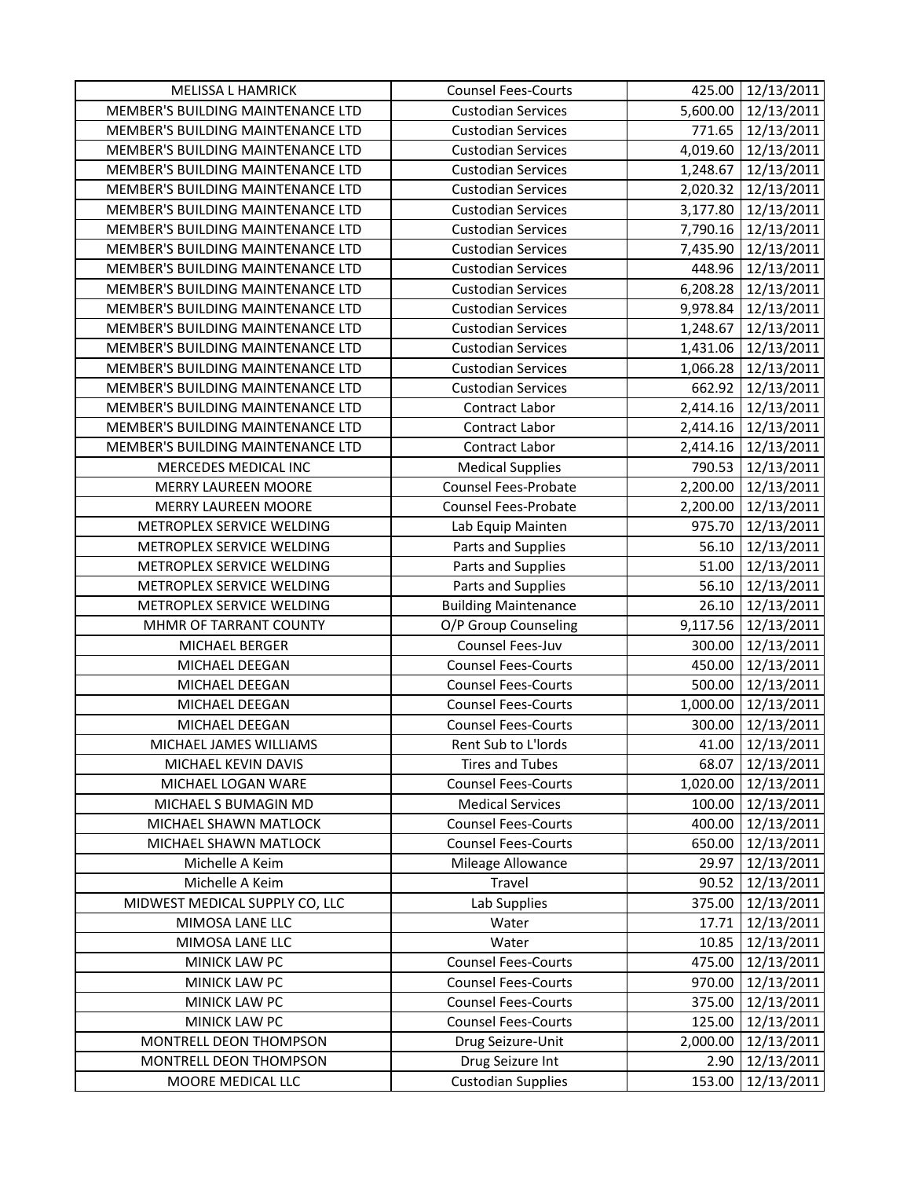| MELISSA L HAMRICK | Counsel Fees-Courts | 425.00 | 12/13/2011 |
|---|---|---|---|
| MEMBER'S BUILDING MAINTENANCE LTD | Custodian Services | 5,600.00 | 12/13/2011 |
| MEMBER'S BUILDING MAINTENANCE LTD | Custodian Services | 771.65 | 12/13/2011 |
| MEMBER'S BUILDING MAINTENANCE LTD | Custodian Services | 4,019.60 | 12/13/2011 |
| MEMBER'S BUILDING MAINTENANCE LTD | Custodian Services | 1,248.67 | 12/13/2011 |
| MEMBER'S BUILDING MAINTENANCE LTD | Custodian Services | 2,020.32 | 12/13/2011 |
| MEMBER'S BUILDING MAINTENANCE LTD | Custodian Services | 3,177.80 | 12/13/2011 |
| MEMBER'S BUILDING MAINTENANCE LTD | Custodian Services | 7,790.16 | 12/13/2011 |
| MEMBER'S BUILDING MAINTENANCE LTD | Custodian Services | 7,435.90 | 12/13/2011 |
| MEMBER'S BUILDING MAINTENANCE LTD | Custodian Services | 448.96 | 12/13/2011 |
| MEMBER'S BUILDING MAINTENANCE LTD | Custodian Services | 6,208.28 | 12/13/2011 |
| MEMBER'S BUILDING MAINTENANCE LTD | Custodian Services | 9,978.84 | 12/13/2011 |
| MEMBER'S BUILDING MAINTENANCE LTD | Custodian Services | 1,248.67 | 12/13/2011 |
| MEMBER'S BUILDING MAINTENANCE LTD | Custodian Services | 1,431.06 | 12/13/2011 |
| MEMBER'S BUILDING MAINTENANCE LTD | Custodian Services | 1,066.28 | 12/13/2011 |
| MEMBER'S BUILDING MAINTENANCE LTD | Custodian Services | 662.92 | 12/13/2011 |
| MEMBER'S BUILDING MAINTENANCE LTD | Contract Labor | 2,414.16 | 12/13/2011 |
| MEMBER'S BUILDING MAINTENANCE LTD | Contract Labor | 2,414.16 | 12/13/2011 |
| MEMBER'S BUILDING MAINTENANCE LTD | Contract Labor | 2,414.16 | 12/13/2011 |
| MERCEDES MEDICAL INC | Medical Supplies | 790.53 | 12/13/2011 |
| MERRY LAUREEN MOORE | Counsel Fees-Probate | 2,200.00 | 12/13/2011 |
| MERRY LAUREEN MOORE | Counsel Fees-Probate | 2,200.00 | 12/13/2011 |
| METROPLEX SERVICE WELDING | Lab Equip Mainten | 975.70 | 12/13/2011 |
| METROPLEX SERVICE WELDING | Parts and Supplies | 56.10 | 12/13/2011 |
| METROPLEX SERVICE WELDING | Parts and Supplies | 51.00 | 12/13/2011 |
| METROPLEX SERVICE WELDING | Parts and Supplies | 56.10 | 12/13/2011 |
| METROPLEX SERVICE WELDING | Building Maintenance | 26.10 | 12/13/2011 |
| MHMR OF TARRANT COUNTY | O/P Group Counseling | 9,117.56 | 12/13/2011 |
| MICHAEL BERGER | Counsel Fees-Juv | 300.00 | 12/13/2011 |
| MICHAEL DEEGAN | Counsel Fees-Courts | 450.00 | 12/13/2011 |
| MICHAEL DEEGAN | Counsel Fees-Courts | 500.00 | 12/13/2011 |
| MICHAEL DEEGAN | Counsel Fees-Courts | 1,000.00 | 12/13/2011 |
| MICHAEL DEEGAN | Counsel Fees-Courts | 300.00 | 12/13/2011 |
| MICHAEL JAMES WILLIAMS | Rent Sub to L'lords | 41.00 | 12/13/2011 |
| MICHAEL KEVIN DAVIS | Tires and Tubes | 68.07 | 12/13/2011 |
| MICHAEL LOGAN WARE | Counsel Fees-Courts | 1,020.00 | 12/13/2011 |
| MICHAEL S BUMAGIN MD | Medical Services | 100.00 | 12/13/2011 |
| MICHAEL SHAWN MATLOCK | Counsel Fees-Courts | 400.00 | 12/13/2011 |
| MICHAEL SHAWN MATLOCK | Counsel Fees-Courts | 650.00 | 12/13/2011 |
| Michelle A Keim | Mileage Allowance | 29.97 | 12/13/2011 |
| Michelle A Keim | Travel | 90.52 | 12/13/2011 |
| MIDWEST MEDICAL SUPPLY CO, LLC | Lab Supplies | 375.00 | 12/13/2011 |
| MIMOSA LANE LLC | Water | 17.71 | 12/13/2011 |
| MIMOSA LANE LLC | Water | 10.85 | 12/13/2011 |
| MINICK LAW PC | Counsel Fees-Courts | 475.00 | 12/13/2011 |
| MINICK LAW PC | Counsel Fees-Courts | 970.00 | 12/13/2011 |
| MINICK LAW PC | Counsel Fees-Courts | 375.00 | 12/13/2011 |
| MINICK LAW PC | Counsel Fees-Courts | 125.00 | 12/13/2011 |
| MONTRELL DEON THOMPSON | Drug Seizure-Unit | 2,000.00 | 12/13/2011 |
| MONTRELL DEON THOMPSON | Drug Seizure Int | 2.90 | 12/13/2011 |
| MOORE MEDICAL LLC | Custodian Supplies | 153.00 | 12/13/2011 |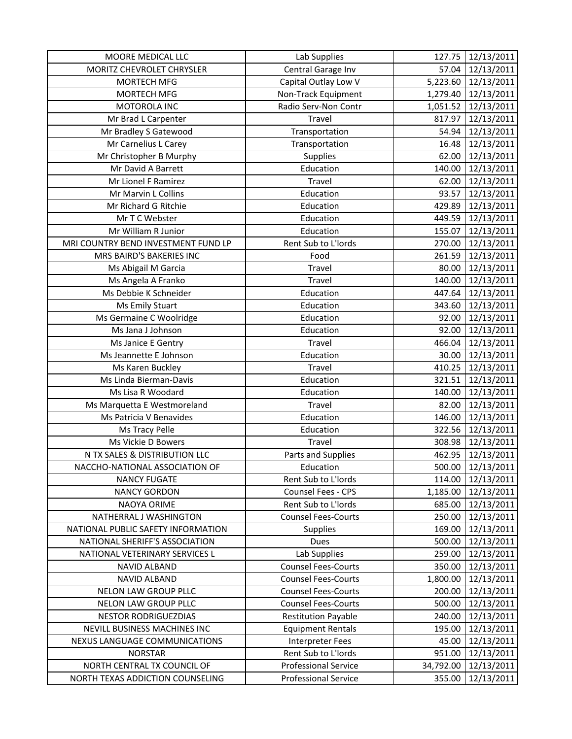| | | | |
|---|---|---|---|
| MOORE MEDICAL LLC | Lab Supplies | 127.75 | 12/13/2011 |
| MORITZ CHEVROLET CHRYSLER | Central Garage Inv | 57.04 | 12/13/2011 |
| MORTECH MFG | Capital Outlay Low V | 5,223.60 | 12/13/2011 |
| MORTECH MFG | Non-Track Equipment | 1,279.40 | 12/13/2011 |
| MOTOROLA INC | Radio Serv-Non Contr | 1,051.52 | 12/13/2011 |
| Mr Brad L Carpenter | Travel | 817.97 | 12/13/2011 |
| Mr Bradley S Gatewood | Transportation | 54.94 | 12/13/2011 |
| Mr Carnelius L Carey | Transportation | 16.48 | 12/13/2011 |
| Mr Christopher B Murphy | Supplies | 62.00 | 12/13/2011 |
| Mr David A Barrett | Education | 140.00 | 12/13/2011 |
| Mr Lionel F Ramirez | Travel | 62.00 | 12/13/2011 |
| Mr Marvin L Collins | Education | 93.57 | 12/13/2011 |
| Mr Richard G Ritchie | Education | 429.89 | 12/13/2011 |
| Mr T C Webster | Education | 449.59 | 12/13/2011 |
| Mr William R Junior | Education | 155.07 | 12/13/2011 |
| MRI COUNTRY BEND INVESTMENT FUND LP | Rent Sub to L'lords | 270.00 | 12/13/2011 |
| MRS BAIRD'S BAKERIES INC | Food | 261.59 | 12/13/2011 |
| Ms Abigail M Garcia | Travel | 80.00 | 12/13/2011 |
| Ms Angela A Franko | Travel | 140.00 | 12/13/2011 |
| Ms Debbie K Schneider | Education | 447.64 | 12/13/2011 |
| Ms Emily Stuart | Education | 343.60 | 12/13/2011 |
| Ms Germaine C Woolridge | Education | 92.00 | 12/13/2011 |
| Ms Jana J Johnson | Education | 92.00 | 12/13/2011 |
| Ms Janice E Gentry | Travel | 466.04 | 12/13/2011 |
| Ms Jeannette E Johnson | Education | 30.00 | 12/13/2011 |
| Ms Karen Buckley | Travel | 410.25 | 12/13/2011 |
| Ms Linda Bierman-Davis | Education | 321.51 | 12/13/2011 |
| Ms Lisa R Woodard | Education | 140.00 | 12/13/2011 |
| Ms Marquetta E Westmoreland | Travel | 82.00 | 12/13/2011 |
| Ms Patricia V Benavides | Education | 146.00 | 12/13/2011 |
| Ms Tracy Pelle | Education | 322.56 | 12/13/2011 |
| Ms Vickie D Bowers | Travel | 308.98 | 12/13/2011 |
| N TX SALES & DISTRIBUTION LLC | Parts and Supplies | 462.95 | 12/13/2011 |
| NACCHO-NATIONAL ASSOCIATION OF | Education | 500.00 | 12/13/2011 |
| NANCY FUGATE | Rent Sub to L'lords | 114.00 | 12/13/2011 |
| NANCY GORDON | Counsel Fees - CPS | 1,185.00 | 12/13/2011 |
| NAOYA ORIME | Rent Sub to L'lords | 685.00 | 12/13/2011 |
| NATHERRAL J WASHINGTON | Counsel Fees-Courts | 250.00 | 12/13/2011 |
| NATIONAL PUBLIC SAFETY INFORMATION | Supplies | 169.00 | 12/13/2011 |
| NATIONAL SHERIFF'S ASSOCIATION | Dues | 500.00 | 12/13/2011 |
| NATIONAL VETERINARY SERVICES L | Lab Supplies | 259.00 | 12/13/2011 |
| NAVID ALBAND | Counsel Fees-Courts | 350.00 | 12/13/2011 |
| NAVID ALBAND | Counsel Fees-Courts | 1,800.00 | 12/13/2011 |
| NELON LAW GROUP PLLC | Counsel Fees-Courts | 200.00 | 12/13/2011 |
| NELON LAW GROUP PLLC | Counsel Fees-Courts | 500.00 | 12/13/2011 |
| NESTOR RODRIGUEZDIAS | Restitution Payable | 240.00 | 12/13/2011 |
| NEVILL BUSINESS MACHINES INC | Equipment Rentals | 195.00 | 12/13/2011 |
| NEXUS LANGUAGE COMMUNICATIONS | Interpreter Fees | 45.00 | 12/13/2011 |
| NORSTAR | Rent Sub to L'lords | 951.00 | 12/13/2011 |
| NORTH CENTRAL TX COUNCIL OF | Professional Service | 34,792.00 | 12/13/2011 |
| NORTH TEXAS ADDICTION COUNSELING | Professional Service | 355.00 | 12/13/2011 |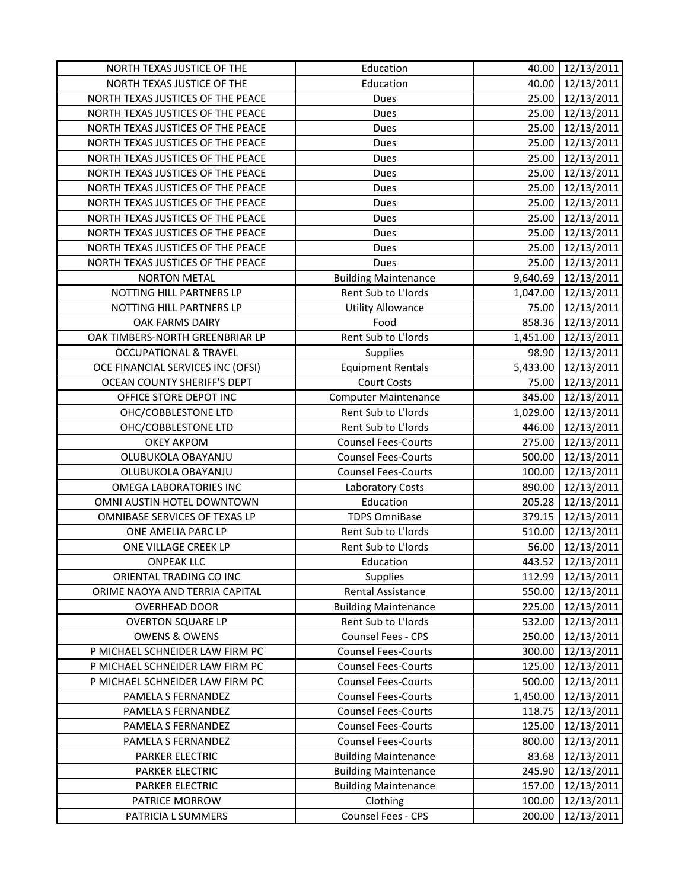| | | | |
|---|---|---|---|
| NORTH TEXAS JUSTICE OF THE | Education | 40.00 | 12/13/2011 |
| NORTH TEXAS JUSTICE OF THE | Education | 40.00 | 12/13/2011 |
| NORTH TEXAS JUSTICES OF THE PEACE | Dues | 25.00 | 12/13/2011 |
| NORTH TEXAS JUSTICES OF THE PEACE | Dues | 25.00 | 12/13/2011 |
| NORTH TEXAS JUSTICES OF THE PEACE | Dues | 25.00 | 12/13/2011 |
| NORTH TEXAS JUSTICES OF THE PEACE | Dues | 25.00 | 12/13/2011 |
| NORTH TEXAS JUSTICES OF THE PEACE | Dues | 25.00 | 12/13/2011 |
| NORTH TEXAS JUSTICES OF THE PEACE | Dues | 25.00 | 12/13/2011 |
| NORTH TEXAS JUSTICES OF THE PEACE | Dues | 25.00 | 12/13/2011 |
| NORTH TEXAS JUSTICES OF THE PEACE | Dues | 25.00 | 12/13/2011 |
| NORTH TEXAS JUSTICES OF THE PEACE | Dues | 25.00 | 12/13/2011 |
| NORTH TEXAS JUSTICES OF THE PEACE | Dues | 25.00 | 12/13/2011 |
| NORTH TEXAS JUSTICES OF THE PEACE | Dues | 25.00 | 12/13/2011 |
| NORTH TEXAS JUSTICES OF THE PEACE | Dues | 25.00 | 12/13/2011 |
| NORTON METAL | Building Maintenance | 9,640.69 | 12/13/2011 |
| NOTTING HILL PARTNERS LP | Rent Sub to L'lords | 1,047.00 | 12/13/2011 |
| NOTTING HILL PARTNERS LP | Utility Allowance | 75.00 | 12/13/2011 |
| OAK FARMS DAIRY | Food | 858.36 | 12/13/2011 |
| OAK TIMBERS-NORTH GREENBRIAR LP | Rent Sub to L'lords | 1,451.00 | 12/13/2011 |
| OCCUPATIONAL & TRAVEL | Supplies | 98.90 | 12/13/2011 |
| OCE FINANCIAL SERVICES INC (OFSI) | Equipment Rentals | 5,433.00 | 12/13/2011 |
| OCEAN COUNTY SHERIFF'S DEPT | Court Costs | 75.00 | 12/13/2011 |
| OFFICE STORE DEPOT INC | Computer Maintenance | 345.00 | 12/13/2011 |
| OHC/COBBLESTONE LTD | Rent Sub to L'lords | 1,029.00 | 12/13/2011 |
| OHC/COBBLESTONE LTD | Rent Sub to L'lords | 446.00 | 12/13/2011 |
| OKEY AKPOM | Counsel Fees-Courts | 275.00 | 12/13/2011 |
| OLUBUKOLA OBAYANJU | Counsel Fees-Courts | 500.00 | 12/13/2011 |
| OLUBUKOLA OBAYANJU | Counsel Fees-Courts | 100.00 | 12/13/2011 |
| OMEGA LABORATORIES INC | Laboratory Costs | 890.00 | 12/13/2011 |
| OMNI AUSTIN HOTEL DOWNTOWN | Education | 205.28 | 12/13/2011 |
| OMNIBASE SERVICES OF TEXAS LP | TDPS OmniBase | 379.15 | 12/13/2011 |
| ONE AMELIA PARC LP | Rent Sub to L'lords | 510.00 | 12/13/2011 |
| ONE VILLAGE CREEK LP | Rent Sub to L'lords | 56.00 | 12/13/2011 |
| ONPEAK LLC | Education | 443.52 | 12/13/2011 |
| ORIENTAL TRADING CO INC | Supplies | 112.99 | 12/13/2011 |
| ORIME NAOYA AND TERRIA CAPITAL | Rental Assistance | 550.00 | 12/13/2011 |
| OVERHEAD DOOR | Building Maintenance | 225.00 | 12/13/2011 |
| OVERTON SQUARE LP | Rent Sub to L'lords | 532.00 | 12/13/2011 |
| OWENS & OWENS | Counsel Fees - CPS | 250.00 | 12/13/2011 |
| P MICHAEL SCHNEIDER LAW FIRM PC | Counsel Fees-Courts | 300.00 | 12/13/2011 |
| P MICHAEL SCHNEIDER LAW FIRM PC | Counsel Fees-Courts | 125.00 | 12/13/2011 |
| P MICHAEL SCHNEIDER LAW FIRM PC | Counsel Fees-Courts | 500.00 | 12/13/2011 |
| PAMELA S FERNANDEZ | Counsel Fees-Courts | 1,450.00 | 12/13/2011 |
| PAMELA S FERNANDEZ | Counsel Fees-Courts | 118.75 | 12/13/2011 |
| PAMELA S FERNANDEZ | Counsel Fees-Courts | 125.00 | 12/13/2011 |
| PAMELA S FERNANDEZ | Counsel Fees-Courts | 800.00 | 12/13/2011 |
| PARKER ELECTRIC | Building Maintenance | 83.68 | 12/13/2011 |
| PARKER ELECTRIC | Building Maintenance | 245.90 | 12/13/2011 |
| PARKER ELECTRIC | Building Maintenance | 157.00 | 12/13/2011 |
| PATRICE MORROW | Clothing | 100.00 | 12/13/2011 |
| PATRICIA L SUMMERS | Counsel Fees - CPS | 200.00 | 12/13/2011 |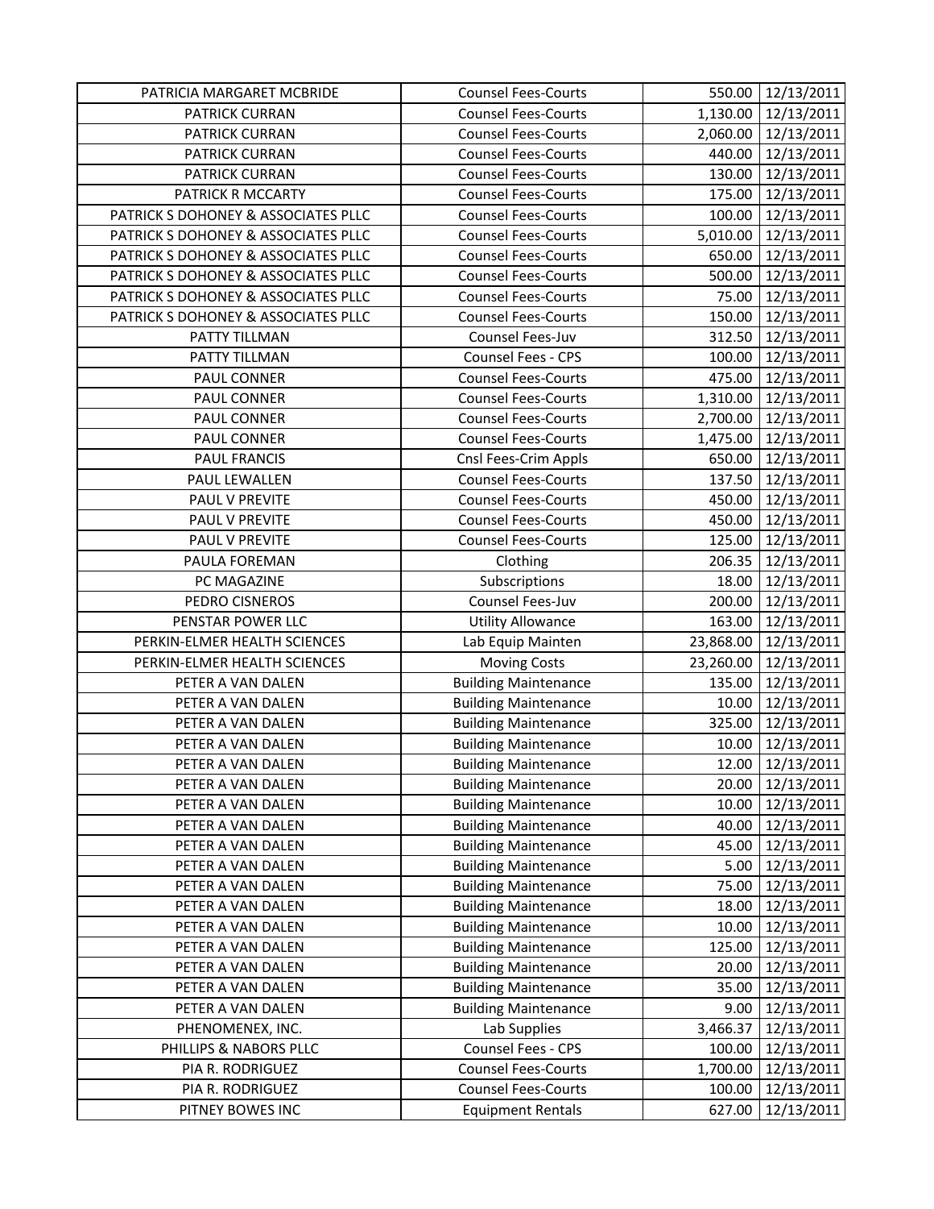| PATRICIA MARGARET MCBRIDE | Counsel Fees-Courts | 550.00 | 12/13/2011 |
|---|---|---|---|
| PATRICK CURRAN | Counsel Fees-Courts | 1,130.00 | 12/13/2011 |
| PATRICK CURRAN | Counsel Fees-Courts | 2,060.00 | 12/13/2011 |
| PATRICK CURRAN | Counsel Fees-Courts | 440.00 | 12/13/2011 |
| PATRICK CURRAN | Counsel Fees-Courts | 130.00 | 12/13/2011 |
| PATRICK R MCCARTY | Counsel Fees-Courts | 175.00 | 12/13/2011 |
| PATRICK S DOHONEY & ASSOCIATES PLLC | Counsel Fees-Courts | 100.00 | 12/13/2011 |
| PATRICK S DOHONEY & ASSOCIATES PLLC | Counsel Fees-Courts | 5,010.00 | 12/13/2011 |
| PATRICK S DOHONEY & ASSOCIATES PLLC | Counsel Fees-Courts | 650.00 | 12/13/2011 |
| PATRICK S DOHONEY & ASSOCIATES PLLC | Counsel Fees-Courts | 500.00 | 12/13/2011 |
| PATRICK S DOHONEY & ASSOCIATES PLLC | Counsel Fees-Courts | 75.00 | 12/13/2011 |
| PATRICK S DOHONEY & ASSOCIATES PLLC | Counsel Fees-Courts | 150.00 | 12/13/2011 |
| PATTY TILLMAN | Counsel Fees-Juv | 312.50 | 12/13/2011 |
| PATTY TILLMAN | Counsel Fees - CPS | 100.00 | 12/13/2011 |
| PAUL CONNER | Counsel Fees-Courts | 475.00 | 12/13/2011 |
| PAUL CONNER | Counsel Fees-Courts | 1,310.00 | 12/13/2011 |
| PAUL CONNER | Counsel Fees-Courts | 2,700.00 | 12/13/2011 |
| PAUL CONNER | Counsel Fees-Courts | 1,475.00 | 12/13/2011 |
| PAUL FRANCIS | Cnsl Fees-Crim Appls | 650.00 | 12/13/2011 |
| PAUL LEWALLEN | Counsel Fees-Courts | 137.50 | 12/13/2011 |
| PAUL V PREVITE | Counsel Fees-Courts | 450.00 | 12/13/2011 |
| PAUL V PREVITE | Counsel Fees-Courts | 450.00 | 12/13/2011 |
| PAUL V PREVITE | Counsel Fees-Courts | 125.00 | 12/13/2011 |
| PAULA FOREMAN | Clothing | 206.35 | 12/13/2011 |
| PC MAGAZINE | Subscriptions | 18.00 | 12/13/2011 |
| PEDRO CISNEROS | Counsel Fees-Juv | 200.00 | 12/13/2011 |
| PENSTAR POWER LLC | Utility Allowance | 163.00 | 12/13/2011 |
| PERKIN-ELMER HEALTH SCIENCES | Lab Equip Mainten | 23,868.00 | 12/13/2011 |
| PERKIN-ELMER HEALTH SCIENCES | Moving Costs | 23,260.00 | 12/13/2011 |
| PETER A VAN DALEN | Building Maintenance | 135.00 | 12/13/2011 |
| PETER A VAN DALEN | Building Maintenance | 10.00 | 12/13/2011 |
| PETER A VAN DALEN | Building Maintenance | 325.00 | 12/13/2011 |
| PETER A VAN DALEN | Building Maintenance | 10.00 | 12/13/2011 |
| PETER A VAN DALEN | Building Maintenance | 12.00 | 12/13/2011 |
| PETER A VAN DALEN | Building Maintenance | 20.00 | 12/13/2011 |
| PETER A VAN DALEN | Building Maintenance | 10.00 | 12/13/2011 |
| PETER A VAN DALEN | Building Maintenance | 40.00 | 12/13/2011 |
| PETER A VAN DALEN | Building Maintenance | 45.00 | 12/13/2011 |
| PETER A VAN DALEN | Building Maintenance | 5.00 | 12/13/2011 |
| PETER A VAN DALEN | Building Maintenance | 75.00 | 12/13/2011 |
| PETER A VAN DALEN | Building Maintenance | 18.00 | 12/13/2011 |
| PETER A VAN DALEN | Building Maintenance | 10.00 | 12/13/2011 |
| PETER A VAN DALEN | Building Maintenance | 125.00 | 12/13/2011 |
| PETER A VAN DALEN | Building Maintenance | 20.00 | 12/13/2011 |
| PETER A VAN DALEN | Building Maintenance | 35.00 | 12/13/2011 |
| PETER A VAN DALEN | Building Maintenance | 9.00 | 12/13/2011 |
| PHENOMENEX, INC. | Lab Supplies | 3,466.37 | 12/13/2011 |
| PHILLIPS & NABORS PLLC | Counsel Fees - CPS | 100.00 | 12/13/2011 |
| PIA R. RODRIGUEZ | Counsel Fees-Courts | 1,700.00 | 12/13/2011 |
| PIA R. RODRIGUEZ | Counsel Fees-Courts | 100.00 | 12/13/2011 |
| PITNEY BOWES INC | Equipment Rentals | 627.00 | 12/13/2011 |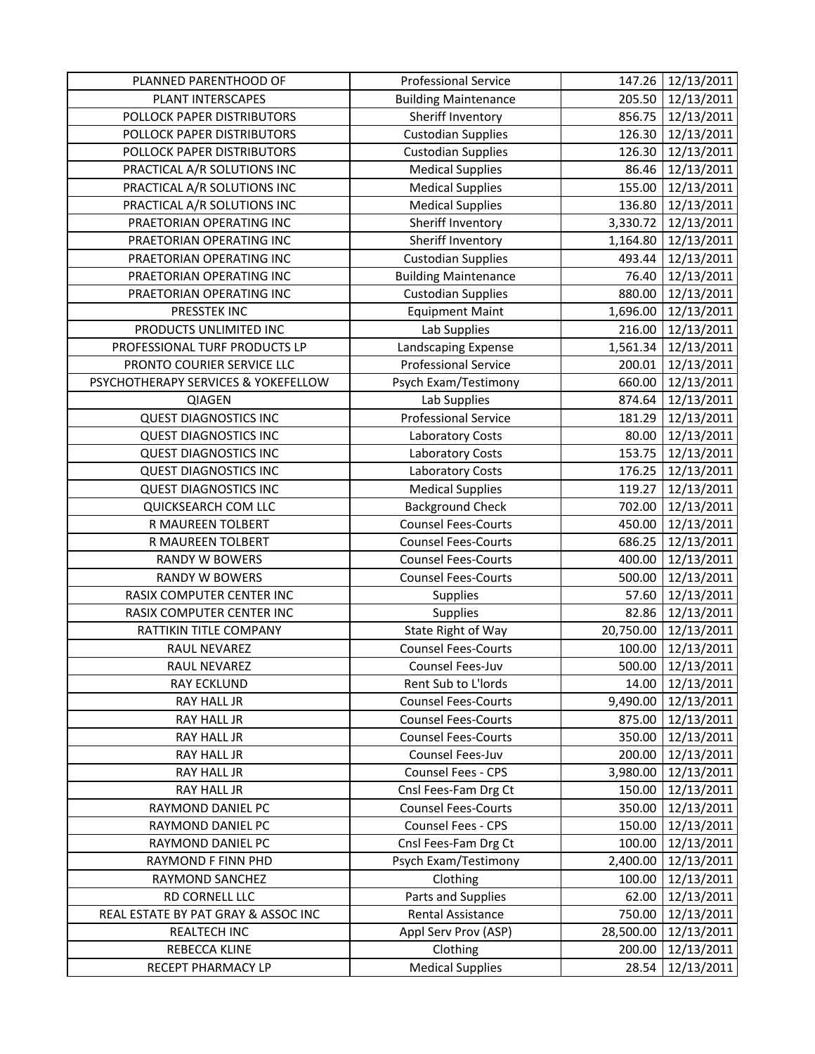| PLANNED PARENTHOOD OF | Professional Service | 147.26 | 12/13/2011 |
|---|---|---|---|
| PLANT INTERSCAPES | Building Maintenance | 205.50 | 12/13/2011 |
| POLLOCK PAPER DISTRIBUTORS | Sheriff Inventory | 856.75 | 12/13/2011 |
| POLLOCK PAPER DISTRIBUTORS | Custodian Supplies | 126.30 | 12/13/2011 |
| POLLOCK PAPER DISTRIBUTORS | Custodian Supplies | 126.30 | 12/13/2011 |
| PRACTICAL A/R SOLUTIONS INC | Medical Supplies | 86.46 | 12/13/2011 |
| PRACTICAL A/R SOLUTIONS INC | Medical Supplies | 155.00 | 12/13/2011 |
| PRACTICAL A/R SOLUTIONS INC | Medical Supplies | 136.80 | 12/13/2011 |
| PRAETORIAN OPERATING INC | Sheriff Inventory | 3,330.72 | 12/13/2011 |
| PRAETORIAN OPERATING INC | Sheriff Inventory | 1,164.80 | 12/13/2011 |
| PRAETORIAN OPERATING INC | Custodian Supplies | 493.44 | 12/13/2011 |
| PRAETORIAN OPERATING INC | Building Maintenance | 76.40 | 12/13/2011 |
| PRAETORIAN OPERATING INC | Custodian Supplies | 880.00 | 12/13/2011 |
| PRESSTEK INC | Equipment Maint | 1,696.00 | 12/13/2011 |
| PRODUCTS UNLIMITED INC | Lab Supplies | 216.00 | 12/13/2011 |
| PROFESSIONAL TURF PRODUCTS LP | Landscaping Expense | 1,561.34 | 12/13/2011 |
| PRONTO COURIER SERVICE LLC | Professional Service | 200.01 | 12/13/2011 |
| PSYCHOTHERAPY SERVICES & YOKEFELLOW | Psych Exam/Testimony | 660.00 | 12/13/2011 |
| QIAGEN | Lab Supplies | 874.64 | 12/13/2011 |
| QUEST DIAGNOSTICS INC | Professional Service | 181.29 | 12/13/2011 |
| QUEST DIAGNOSTICS INC | Laboratory Costs | 80.00 | 12/13/2011 |
| QUEST DIAGNOSTICS INC | Laboratory Costs | 153.75 | 12/13/2011 |
| QUEST DIAGNOSTICS INC | Laboratory Costs | 176.25 | 12/13/2011 |
| QUEST DIAGNOSTICS INC | Medical Supplies | 119.27 | 12/13/2011 |
| QUICKSEARCH COM LLC | Background Check | 702.00 | 12/13/2011 |
| R MAUREEN TOLBERT | Counsel Fees-Courts | 450.00 | 12/13/2011 |
| R MAUREEN TOLBERT | Counsel Fees-Courts | 686.25 | 12/13/2011 |
| RANDY W BOWERS | Counsel Fees-Courts | 400.00 | 12/13/2011 |
| RANDY W BOWERS | Counsel Fees-Courts | 500.00 | 12/13/2011 |
| RASIX COMPUTER CENTER INC | Supplies | 57.60 | 12/13/2011 |
| RASIX COMPUTER CENTER INC | Supplies | 82.86 | 12/13/2011 |
| RATTIKIN TITLE COMPANY | State Right of Way | 20,750.00 | 12/13/2011 |
| RAUL NEVAREZ | Counsel Fees-Courts | 100.00 | 12/13/2011 |
| RAUL NEVAREZ | Counsel Fees-Juv | 500.00 | 12/13/2011 |
| RAY ECKLUND | Rent Sub to L'lords | 14.00 | 12/13/2011 |
| RAY HALL JR | Counsel Fees-Courts | 9,490.00 | 12/13/2011 |
| RAY HALL JR | Counsel Fees-Courts | 875.00 | 12/13/2011 |
| RAY HALL JR | Counsel Fees-Courts | 350.00 | 12/13/2011 |
| RAY HALL JR | Counsel Fees-Juv | 200.00 | 12/13/2011 |
| RAY HALL JR | Counsel Fees - CPS | 3,980.00 | 12/13/2011 |
| RAY HALL JR | Cnsl Fees-Fam Drg Ct | 150.00 | 12/13/2011 |
| RAYMOND DANIEL PC | Counsel Fees-Courts | 350.00 | 12/13/2011 |
| RAYMOND DANIEL PC | Counsel Fees - CPS | 150.00 | 12/13/2011 |
| RAYMOND DANIEL PC | Cnsl Fees-Fam Drg Ct | 100.00 | 12/13/2011 |
| RAYMOND F FINN PHD | Psych Exam/Testimony | 2,400.00 | 12/13/2011 |
| RAYMOND SANCHEZ | Clothing | 100.00 | 12/13/2011 |
| RD CORNELL LLC | Parts and Supplies | 62.00 | 12/13/2011 |
| REAL ESTATE BY PAT GRAY & ASSOC INC | Rental Assistance | 750.00 | 12/13/2011 |
| REALTECH INC | Appl Serv Prov (ASP) | 28,500.00 | 12/13/2011 |
| REBECCA KLINE | Clothing | 200.00 | 12/13/2011 |
| RECEPT PHARMACY LP | Medical Supplies | 28.54 | 12/13/2011 |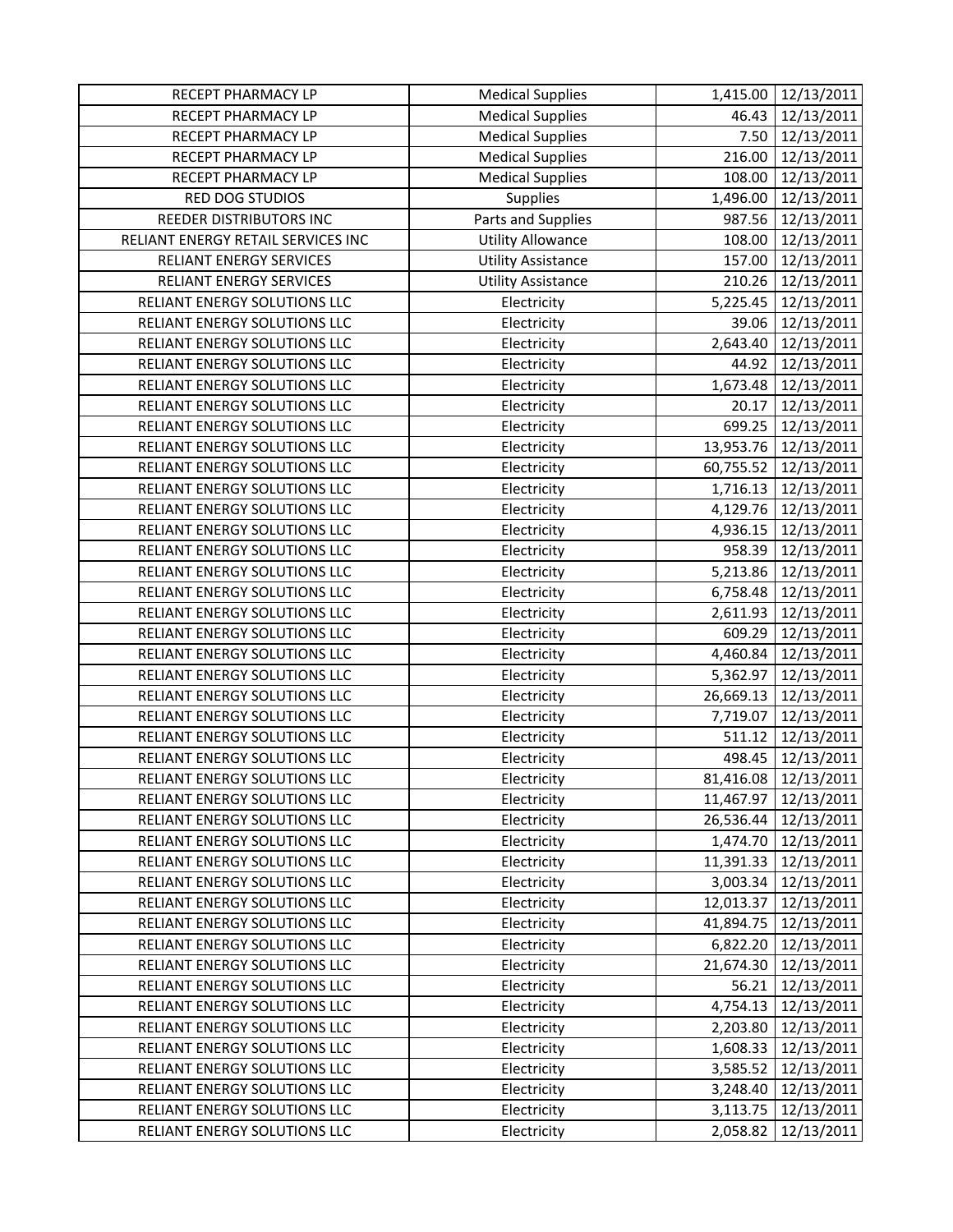| RECEPT PHARMACY LP | Medical Supplies | 1,415.00 | 12/13/2011 |
|---|---|---|---|
| RECEPT PHARMACY LP | Medical Supplies | 46.43 | 12/13/2011 |
| RECEPT PHARMACY LP | Medical Supplies | 7.50 | 12/13/2011 |
| RECEPT PHARMACY LP | Medical Supplies | 216.00 | 12/13/2011 |
| RECEPT PHARMACY LP | Medical Supplies | 108.00 | 12/13/2011 |
| RED DOG STUDIOS | Supplies | 1,496.00 | 12/13/2011 |
| REEDER DISTRIBUTORS INC | Parts and Supplies | 987.56 | 12/13/2011 |
| RELIANT ENERGY RETAIL SERVICES INC | Utility Allowance | 108.00 | 12/13/2011 |
| RELIANT ENERGY SERVICES | Utility Assistance | 157.00 | 12/13/2011 |
| RELIANT ENERGY SERVICES | Utility Assistance | 210.26 | 12/13/2011 |
| RELIANT ENERGY SOLUTIONS LLC | Electricity | 5,225.45 | 12/13/2011 |
| RELIANT ENERGY SOLUTIONS LLC | Electricity | 39.06 | 12/13/2011 |
| RELIANT ENERGY SOLUTIONS LLC | Electricity | 2,643.40 | 12/13/2011 |
| RELIANT ENERGY SOLUTIONS LLC | Electricity | 44.92 | 12/13/2011 |
| RELIANT ENERGY SOLUTIONS LLC | Electricity | 1,673.48 | 12/13/2011 |
| RELIANT ENERGY SOLUTIONS LLC | Electricity | 20.17 | 12/13/2011 |
| RELIANT ENERGY SOLUTIONS LLC | Electricity | 699.25 | 12/13/2011 |
| RELIANT ENERGY SOLUTIONS LLC | Electricity | 13,953.76 | 12/13/2011 |
| RELIANT ENERGY SOLUTIONS LLC | Electricity | 60,755.52 | 12/13/2011 |
| RELIANT ENERGY SOLUTIONS LLC | Electricity | 1,716.13 | 12/13/2011 |
| RELIANT ENERGY SOLUTIONS LLC | Electricity | 4,129.76 | 12/13/2011 |
| RELIANT ENERGY SOLUTIONS LLC | Electricity | 4,936.15 | 12/13/2011 |
| RELIANT ENERGY SOLUTIONS LLC | Electricity | 958.39 | 12/13/2011 |
| RELIANT ENERGY SOLUTIONS LLC | Electricity | 5,213.86 | 12/13/2011 |
| RELIANT ENERGY SOLUTIONS LLC | Electricity | 6,758.48 | 12/13/2011 |
| RELIANT ENERGY SOLUTIONS LLC | Electricity | 2,611.93 | 12/13/2011 |
| RELIANT ENERGY SOLUTIONS LLC | Electricity | 609.29 | 12/13/2011 |
| RELIANT ENERGY SOLUTIONS LLC | Electricity | 4,460.84 | 12/13/2011 |
| RELIANT ENERGY SOLUTIONS LLC | Electricity | 5,362.97 | 12/13/2011 |
| RELIANT ENERGY SOLUTIONS LLC | Electricity | 26,669.13 | 12/13/2011 |
| RELIANT ENERGY SOLUTIONS LLC | Electricity | 7,719.07 | 12/13/2011 |
| RELIANT ENERGY SOLUTIONS LLC | Electricity | 511.12 | 12/13/2011 |
| RELIANT ENERGY SOLUTIONS LLC | Electricity | 498.45 | 12/13/2011 |
| RELIANT ENERGY SOLUTIONS LLC | Electricity | 81,416.08 | 12/13/2011 |
| RELIANT ENERGY SOLUTIONS LLC | Electricity | 11,467.97 | 12/13/2011 |
| RELIANT ENERGY SOLUTIONS LLC | Electricity | 26,536.44 | 12/13/2011 |
| RELIANT ENERGY SOLUTIONS LLC | Electricity | 1,474.70 | 12/13/2011 |
| RELIANT ENERGY SOLUTIONS LLC | Electricity | 11,391.33 | 12/13/2011 |
| RELIANT ENERGY SOLUTIONS LLC | Electricity | 3,003.34 | 12/13/2011 |
| RELIANT ENERGY SOLUTIONS LLC | Electricity | 12,013.37 | 12/13/2011 |
| RELIANT ENERGY SOLUTIONS LLC | Electricity | 41,894.75 | 12/13/2011 |
| RELIANT ENERGY SOLUTIONS LLC | Electricity | 6,822.20 | 12/13/2011 |
| RELIANT ENERGY SOLUTIONS LLC | Electricity | 21,674.30 | 12/13/2011 |
| RELIANT ENERGY SOLUTIONS LLC | Electricity | 56.21 | 12/13/2011 |
| RELIANT ENERGY SOLUTIONS LLC | Electricity | 4,754.13 | 12/13/2011 |
| RELIANT ENERGY SOLUTIONS LLC | Electricity | 2,203.80 | 12/13/2011 |
| RELIANT ENERGY SOLUTIONS LLC | Electricity | 1,608.33 | 12/13/2011 |
| RELIANT ENERGY SOLUTIONS LLC | Electricity | 3,585.52 | 12/13/2011 |
| RELIANT ENERGY SOLUTIONS LLC | Electricity | 3,248.40 | 12/13/2011 |
| RELIANT ENERGY SOLUTIONS LLC | Electricity | 3,113.75 | 12/13/2011 |
| RELIANT ENERGY SOLUTIONS LLC | Electricity | 2,058.82 | 12/13/2011 |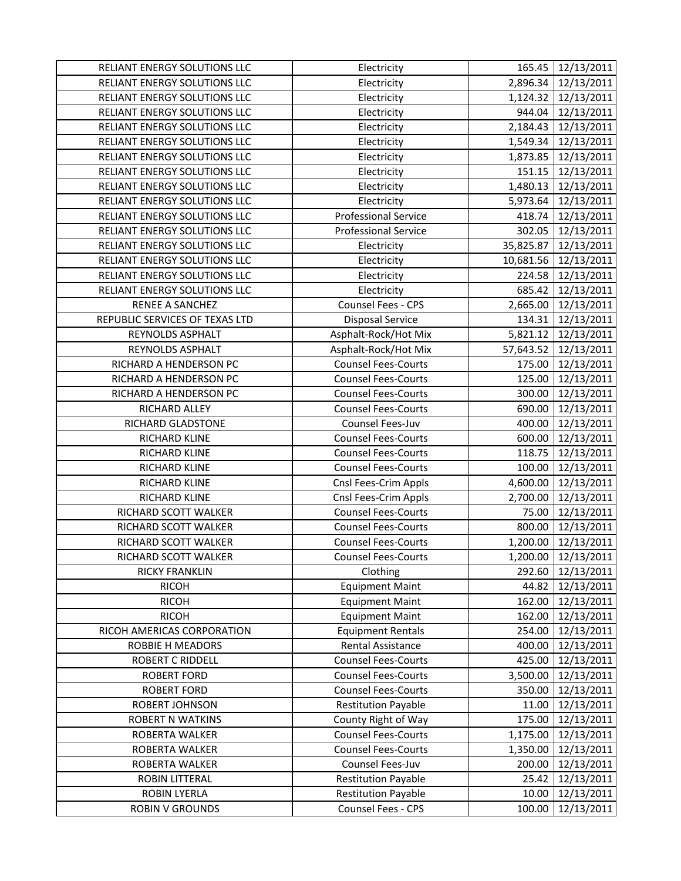| | | | |
|---|---|---|---|
| RELIANT ENERGY SOLUTIONS LLC | Electricity | 165.45 | 12/13/2011 |
| RELIANT ENERGY SOLUTIONS LLC | Electricity | 2,896.34 | 12/13/2011 |
| RELIANT ENERGY SOLUTIONS LLC | Electricity | 1,124.32 | 12/13/2011 |
| RELIANT ENERGY SOLUTIONS LLC | Electricity | 944.04 | 12/13/2011 |
| RELIANT ENERGY SOLUTIONS LLC | Electricity | 2,184.43 | 12/13/2011 |
| RELIANT ENERGY SOLUTIONS LLC | Electricity | 1,549.34 | 12/13/2011 |
| RELIANT ENERGY SOLUTIONS LLC | Electricity | 1,873.85 | 12/13/2011 |
| RELIANT ENERGY SOLUTIONS LLC | Electricity | 151.15 | 12/13/2011 |
| RELIANT ENERGY SOLUTIONS LLC | Electricity | 1,480.13 | 12/13/2011 |
| RELIANT ENERGY SOLUTIONS LLC | Electricity | 5,973.64 | 12/13/2011 |
| RELIANT ENERGY SOLUTIONS LLC | Professional Service | 418.74 | 12/13/2011 |
| RELIANT ENERGY SOLUTIONS LLC | Professional Service | 302.05 | 12/13/2011 |
| RELIANT ENERGY SOLUTIONS LLC | Electricity | 35,825.87 | 12/13/2011 |
| RELIANT ENERGY SOLUTIONS LLC | Electricity | 10,681.56 | 12/13/2011 |
| RELIANT ENERGY SOLUTIONS LLC | Electricity | 224.58 | 12/13/2011 |
| RELIANT ENERGY SOLUTIONS LLC | Electricity | 685.42 | 12/13/2011 |
| RENEE A SANCHEZ | Counsel Fees - CPS | 2,665.00 | 12/13/2011 |
| REPUBLIC SERVICES OF TEXAS LTD | Disposal Service | 134.31 | 12/13/2011 |
| REYNOLDS ASPHALT | Asphalt-Rock/Hot Mix | 5,821.12 | 12/13/2011 |
| REYNOLDS ASPHALT | Asphalt-Rock/Hot Mix | 57,643.52 | 12/13/2011 |
| RICHARD A HENDERSON PC | Counsel Fees-Courts | 175.00 | 12/13/2011 |
| RICHARD A HENDERSON PC | Counsel Fees-Courts | 125.00 | 12/13/2011 |
| RICHARD A HENDERSON PC | Counsel Fees-Courts | 300.00 | 12/13/2011 |
| RICHARD ALLEY | Counsel Fees-Courts | 690.00 | 12/13/2011 |
| RICHARD GLADSTONE | Counsel Fees-Juv | 400.00 | 12/13/2011 |
| RICHARD KLINE | Counsel Fees-Courts | 600.00 | 12/13/2011 |
| RICHARD KLINE | Counsel Fees-Courts | 118.75 | 12/13/2011 |
| RICHARD KLINE | Counsel Fees-Courts | 100.00 | 12/13/2011 |
| RICHARD KLINE | Cnsl Fees-Crim Appls | 4,600.00 | 12/13/2011 |
| RICHARD KLINE | Cnsl Fees-Crim Appls | 2,700.00 | 12/13/2011 |
| RICHARD SCOTT WALKER | Counsel Fees-Courts | 75.00 | 12/13/2011 |
| RICHARD SCOTT WALKER | Counsel Fees-Courts | 800.00 | 12/13/2011 |
| RICHARD SCOTT WALKER | Counsel Fees-Courts | 1,200.00 | 12/13/2011 |
| RICHARD SCOTT WALKER | Counsel Fees-Courts | 1,200.00 | 12/13/2011 |
| RICKY FRANKLIN | Clothing | 292.60 | 12/13/2011 |
| RICOH | Equipment Maint | 44.82 | 12/13/2011 |
| RICOH | Equipment Maint | 162.00 | 12/13/2011 |
| RICOH | Equipment Maint | 162.00 | 12/13/2011 |
| RICOH AMERICAS CORPORATION | Equipment Rentals | 254.00 | 12/13/2011 |
| ROBBIE H MEADORS | Rental Assistance | 400.00 | 12/13/2011 |
| ROBERT C RIDDELL | Counsel Fees-Courts | 425.00 | 12/13/2011 |
| ROBERT FORD | Counsel Fees-Courts | 3,500.00 | 12/13/2011 |
| ROBERT FORD | Counsel Fees-Courts | 350.00 | 12/13/2011 |
| ROBERT JOHNSON | Restitution Payable | 11.00 | 12/13/2011 |
| ROBERT N WATKINS | County Right of Way | 175.00 | 12/13/2011 |
| ROBERTA WALKER | Counsel Fees-Courts | 1,175.00 | 12/13/2011 |
| ROBERTA WALKER | Counsel Fees-Courts | 1,350.00 | 12/13/2011 |
| ROBERTA WALKER | Counsel Fees-Juv | 200.00 | 12/13/2011 |
| ROBIN LITTERAL | Restitution Payable | 25.42 | 12/13/2011 |
| ROBIN LYERLA | Restitution Payable | 10.00 | 12/13/2011 |
| ROBIN V GROUNDS | Counsel Fees - CPS | 100.00 | 12/13/2011 |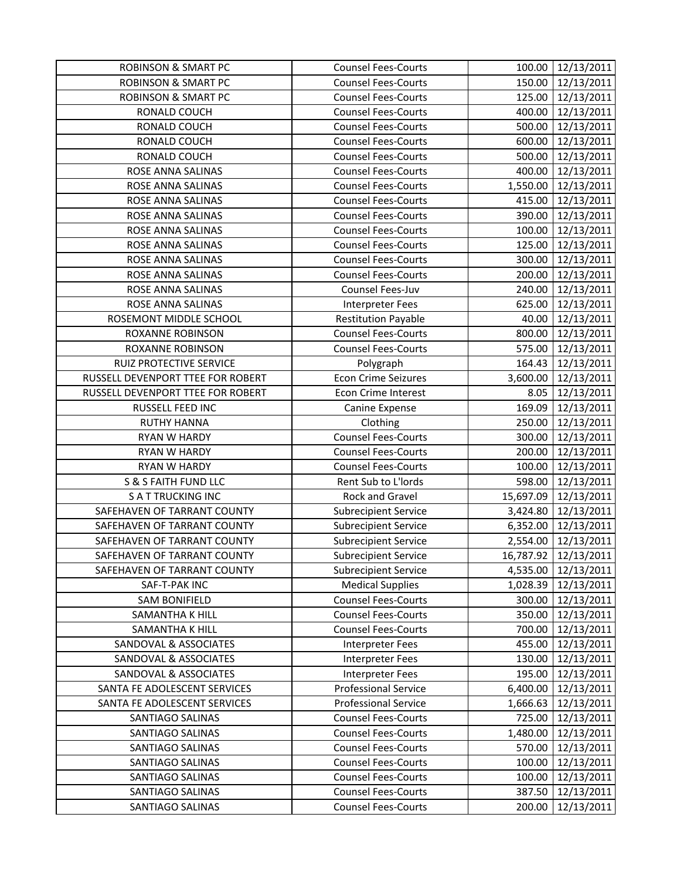| ROBINSON & SMART PC | Counsel Fees-Courts | 100.00 | 12/13/2011 |
|---|---|---|---|
| ROBINSON & SMART PC | Counsel Fees-Courts | 150.00 | 12/13/2011 |
| ROBINSON & SMART PC | Counsel Fees-Courts | 125.00 | 12/13/2011 |
| RONALD COUCH | Counsel Fees-Courts | 400.00 | 12/13/2011 |
| RONALD COUCH | Counsel Fees-Courts | 500.00 | 12/13/2011 |
| RONALD COUCH | Counsel Fees-Courts | 600.00 | 12/13/2011 |
| RONALD COUCH | Counsel Fees-Courts | 500.00 | 12/13/2011 |
| ROSE ANNA SALINAS | Counsel Fees-Courts | 400.00 | 12/13/2011 |
| ROSE ANNA SALINAS | Counsel Fees-Courts | 1,550.00 | 12/13/2011 |
| ROSE ANNA SALINAS | Counsel Fees-Courts | 415.00 | 12/13/2011 |
| ROSE ANNA SALINAS | Counsel Fees-Courts | 390.00 | 12/13/2011 |
| ROSE ANNA SALINAS | Counsel Fees-Courts | 100.00 | 12/13/2011 |
| ROSE ANNA SALINAS | Counsel Fees-Courts | 125.00 | 12/13/2011 |
| ROSE ANNA SALINAS | Counsel Fees-Courts | 300.00 | 12/13/2011 |
| ROSE ANNA SALINAS | Counsel Fees-Courts | 200.00 | 12/13/2011 |
| ROSE ANNA SALINAS | Counsel Fees-Juv | 240.00 | 12/13/2011 |
| ROSE ANNA SALINAS | Interpreter Fees | 625.00 | 12/13/2011 |
| ROSEMONT MIDDLE SCHOOL | Restitution Payable | 40.00 | 12/13/2011 |
| ROXANNE ROBINSON | Counsel Fees-Courts | 800.00 | 12/13/2011 |
| ROXANNE ROBINSON | Counsel Fees-Courts | 575.00 | 12/13/2011 |
| RUIZ PROTECTIVE SERVICE | Polygraph | 164.43 | 12/13/2011 |
| RUSSELL DEVENPORT TTEE FOR ROBERT | Econ Crime Seizures | 3,600.00 | 12/13/2011 |
| RUSSELL DEVENPORT TTEE FOR ROBERT | Econ Crime Interest | 8.05 | 12/13/2011 |
| RUSSELL FEED INC | Canine Expense | 169.09 | 12/13/2011 |
| RUTHY HANNA | Clothing | 250.00 | 12/13/2011 |
| RYAN W HARDY | Counsel Fees-Courts | 300.00 | 12/13/2011 |
| RYAN W HARDY | Counsel Fees-Courts | 200.00 | 12/13/2011 |
| RYAN W HARDY | Counsel Fees-Courts | 100.00 | 12/13/2011 |
| S & S FAITH FUND LLC | Rent Sub to L'lords | 598.00 | 12/13/2011 |
| S A T TRUCKING INC | Rock and Gravel | 15,697.09 | 12/13/2011 |
| SAFEHAVEN OF TARRANT COUNTY | Subrecipient Service | 3,424.80 | 12/13/2011 |
| SAFEHAVEN OF TARRANT COUNTY | Subrecipient Service | 6,352.00 | 12/13/2011 |
| SAFEHAVEN OF TARRANT COUNTY | Subrecipient Service | 2,554.00 | 12/13/2011 |
| SAFEHAVEN OF TARRANT COUNTY | Subrecipient Service | 16,787.92 | 12/13/2011 |
| SAFEHAVEN OF TARRANT COUNTY | Subrecipient Service | 4,535.00 | 12/13/2011 |
| SAF-T-PAK INC | Medical Supplies | 1,028.39 | 12/13/2011 |
| SAM BONIFIELD | Counsel Fees-Courts | 300.00 | 12/13/2011 |
| SAMANTHA K HILL | Counsel Fees-Courts | 350.00 | 12/13/2011 |
| SAMANTHA K HILL | Counsel Fees-Courts | 700.00 | 12/13/2011 |
| SANDOVAL & ASSOCIATES | Interpreter Fees | 455.00 | 12/13/2011 |
| SANDOVAL & ASSOCIATES | Interpreter Fees | 130.00 | 12/13/2011 |
| SANDOVAL & ASSOCIATES | Interpreter Fees | 195.00 | 12/13/2011 |
| SANTA FE ADOLESCENT SERVICES | Professional Service | 6,400.00 | 12/13/2011 |
| SANTA FE ADOLESCENT SERVICES | Professional Service | 1,666.63 | 12/13/2011 |
| SANTIAGO SALINAS | Counsel Fees-Courts | 725.00 | 12/13/2011 |
| SANTIAGO SALINAS | Counsel Fees-Courts | 1,480.00 | 12/13/2011 |
| SANTIAGO SALINAS | Counsel Fees-Courts | 570.00 | 12/13/2011 |
| SANTIAGO SALINAS | Counsel Fees-Courts | 100.00 | 12/13/2011 |
| SANTIAGO SALINAS | Counsel Fees-Courts | 100.00 | 12/13/2011 |
| SANTIAGO SALINAS | Counsel Fees-Courts | 387.50 | 12/13/2011 |
| SANTIAGO SALINAS | Counsel Fees-Courts | 200.00 | 12/13/2011 |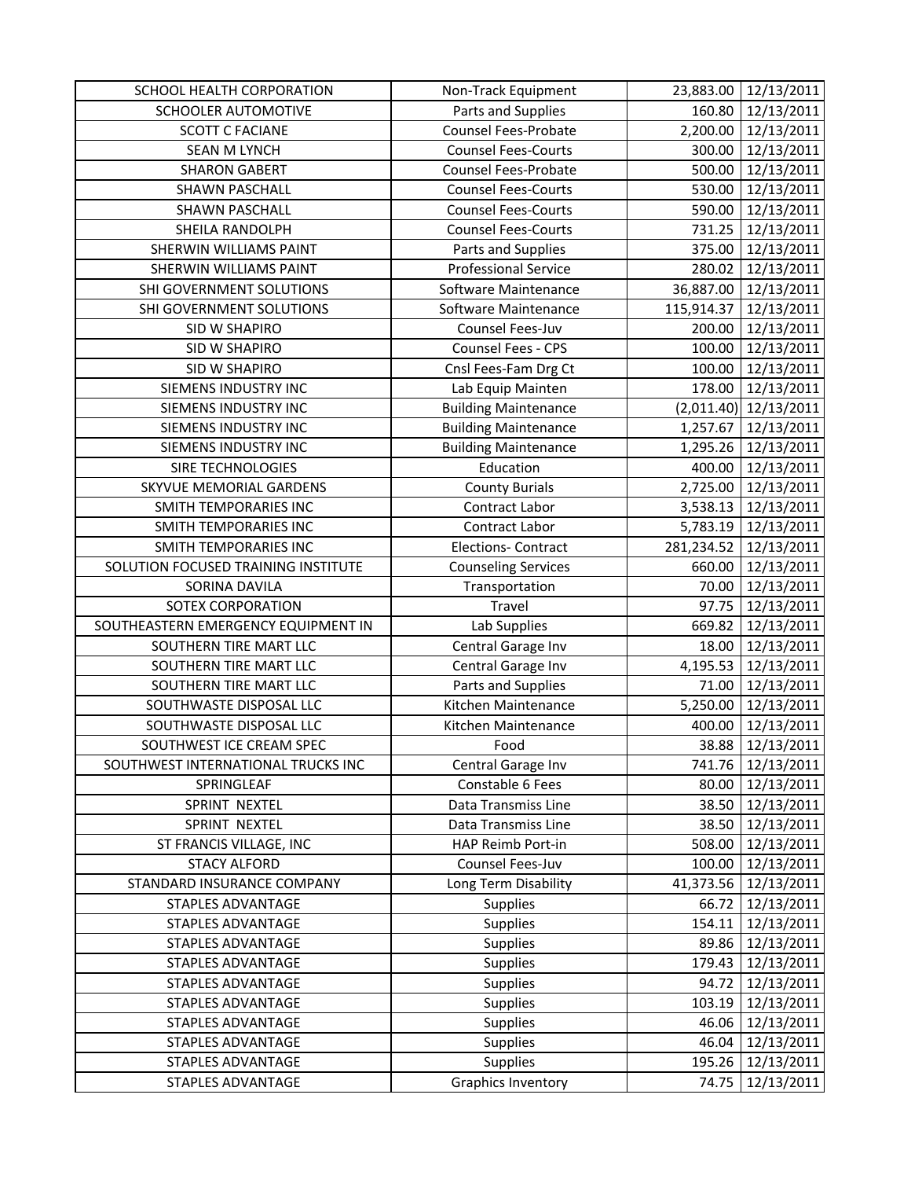| | | | |
|---|---|---|---|
| SCHOOL HEALTH CORPORATION | Non-Track Equipment | 23,883.00 | 12/13/2011 |
| SCHOOLER AUTOMOTIVE | Parts and Supplies | 160.80 | 12/13/2011 |
| SCOTT C FACIANE | Counsel Fees-Probate | 2,200.00 | 12/13/2011 |
| SEAN M LYNCH | Counsel Fees-Courts | 300.00 | 12/13/2011 |
| SHARON GABERT | Counsel Fees-Probate | 500.00 | 12/13/2011 |
| SHAWN PASCHALL | Counsel Fees-Courts | 530.00 | 12/13/2011 |
| SHAWN PASCHALL | Counsel Fees-Courts | 590.00 | 12/13/2011 |
| SHEILA RANDOLPH | Counsel Fees-Courts | 731.25 | 12/13/2011 |
| SHERWIN WILLIAMS PAINT | Parts and Supplies | 375.00 | 12/13/2011 |
| SHERWIN WILLIAMS PAINT | Professional Service | 280.02 | 12/13/2011 |
| SHI GOVERNMENT SOLUTIONS | Software Maintenance | 36,887.00 | 12/13/2011 |
| SHI GOVERNMENT SOLUTIONS | Software Maintenance | 115,914.37 | 12/13/2011 |
| SID W SHAPIRO | Counsel Fees-Juv | 200.00 | 12/13/2011 |
| SID W SHAPIRO | Counsel Fees - CPS | 100.00 | 12/13/2011 |
| SID W SHAPIRO | Cnsl Fees-Fam Drg Ct | 100.00 | 12/13/2011 |
| SIEMENS INDUSTRY INC | Lab Equip Mainten | 178.00 | 12/13/2011 |
| SIEMENS INDUSTRY INC | Building Maintenance | (2,011.40) | 12/13/2011 |
| SIEMENS INDUSTRY INC | Building Maintenance | 1,257.67 | 12/13/2011 |
| SIEMENS INDUSTRY INC | Building Maintenance | 1,295.26 | 12/13/2011 |
| SIRE TECHNOLOGIES | Education | 400.00 | 12/13/2011 |
| SKYVUE MEMORIAL GARDENS | County Burials | 2,725.00 | 12/13/2011 |
| SMITH TEMPORARIES INC | Contract Labor | 3,538.13 | 12/13/2011 |
| SMITH TEMPORARIES INC | Contract Labor | 5,783.19 | 12/13/2011 |
| SMITH TEMPORARIES INC | Elections- Contract | 281,234.52 | 12/13/2011 |
| SOLUTION FOCUSED TRAINING INSTITUTE | Counseling Services | 660.00 | 12/13/2011 |
| SORINA DAVILA | Transportation | 70.00 | 12/13/2011 |
| SOTEX CORPORATION | Travel | 97.75 | 12/13/2011 |
| SOUTHEASTERN EMERGENCY EQUIPMENT IN | Lab Supplies | 669.82 | 12/13/2011 |
| SOUTHERN TIRE MART LLC | Central Garage Inv | 18.00 | 12/13/2011 |
| SOUTHERN TIRE MART LLC | Central Garage Inv | 4,195.53 | 12/13/2011 |
| SOUTHERN TIRE MART LLC | Parts and Supplies | 71.00 | 12/13/2011 |
| SOUTHWASTE DISPOSAL LLC | Kitchen Maintenance | 5,250.00 | 12/13/2011 |
| SOUTHWASTE DISPOSAL LLC | Kitchen Maintenance | 400.00 | 12/13/2011 |
| SOUTHWEST ICE CREAM SPEC | Food | 38.88 | 12/13/2011 |
| SOUTHWEST INTERNATIONAL TRUCKS INC | Central Garage Inv | 741.76 | 12/13/2011 |
| SPRINGLEAF | Constable 6 Fees | 80.00 | 12/13/2011 |
| SPRINT NEXTEL | Data Transmiss Line | 38.50 | 12/13/2011 |
| SPRINT NEXTEL | Data Transmiss Line | 38.50 | 12/13/2011 |
| ST FRANCIS VILLAGE, INC | HAP Reimb Port-in | 508.00 | 12/13/2011 |
| STACY ALFORD | Counsel Fees-Juv | 100.00 | 12/13/2011 |
| STANDARD INSURANCE COMPANY | Long Term Disability | 41,373.56 | 12/13/2011 |
| STAPLES ADVANTAGE | Supplies | 66.72 | 12/13/2011 |
| STAPLES ADVANTAGE | Supplies | 154.11 | 12/13/2011 |
| STAPLES ADVANTAGE | Supplies | 89.86 | 12/13/2011 |
| STAPLES ADVANTAGE | Supplies | 179.43 | 12/13/2011 |
| STAPLES ADVANTAGE | Supplies | 94.72 | 12/13/2011 |
| STAPLES ADVANTAGE | Supplies | 103.19 | 12/13/2011 |
| STAPLES ADVANTAGE | Supplies | 46.06 | 12/13/2011 |
| STAPLES ADVANTAGE | Supplies | 46.04 | 12/13/2011 |
| STAPLES ADVANTAGE | Supplies | 195.26 | 12/13/2011 |
| STAPLES ADVANTAGE | Graphics Inventory | 74.75 | 12/13/2011 |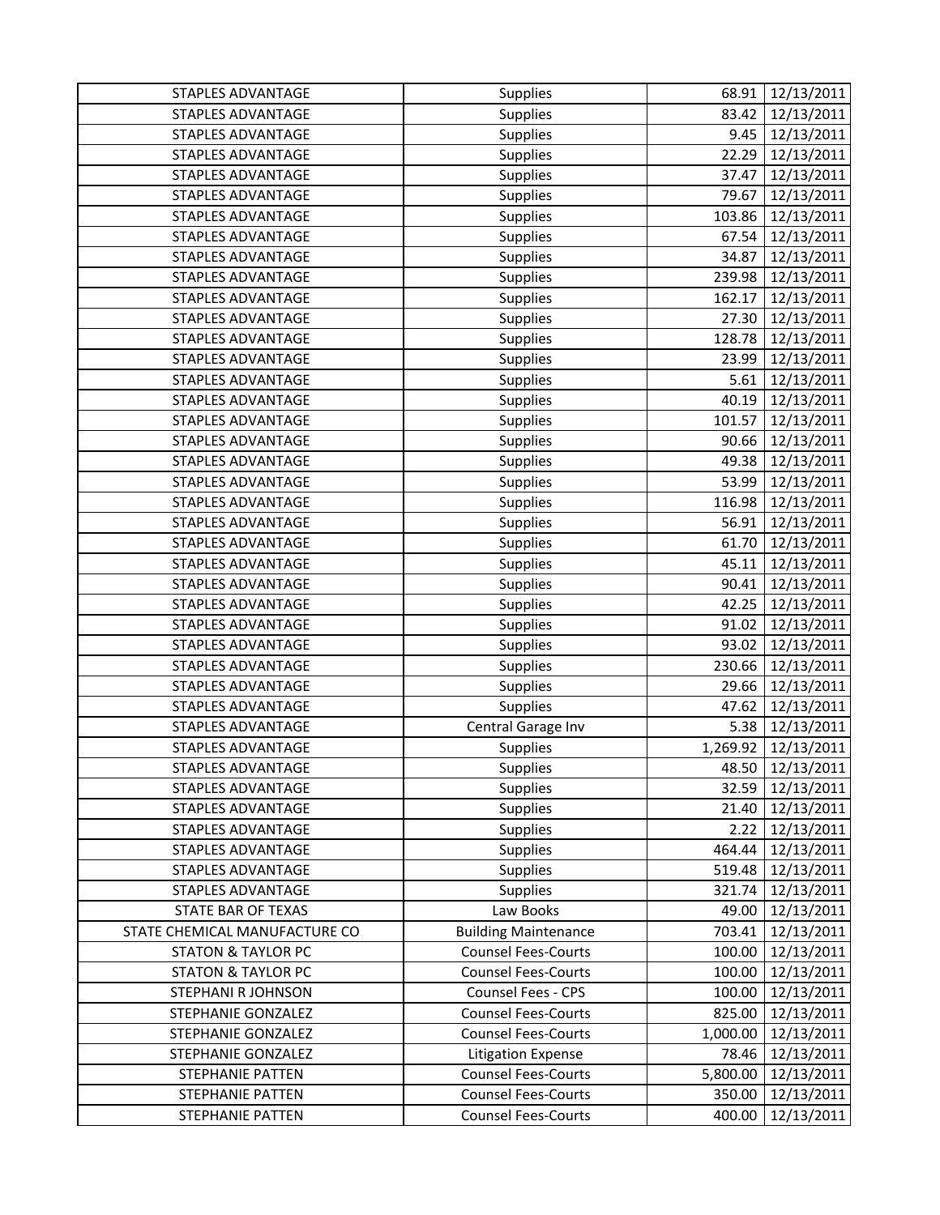| STAPLES ADVANTAGE | Supplies | 68.91 | 12/13/2011 |
|---|---|---|---|
| STAPLES ADVANTAGE | Supplies | 83.42 | 12/13/2011 |
| STAPLES ADVANTAGE | Supplies | 9.45 | 12/13/2011 |
| STAPLES ADVANTAGE | Supplies | 22.29 | 12/13/2011 |
| STAPLES ADVANTAGE | Supplies | 37.47 | 12/13/2011 |
| STAPLES ADVANTAGE | Supplies | 79.67 | 12/13/2011 |
| STAPLES ADVANTAGE | Supplies | 103.86 | 12/13/2011 |
| STAPLES ADVANTAGE | Supplies | 67.54 | 12/13/2011 |
| STAPLES ADVANTAGE | Supplies | 34.87 | 12/13/2011 |
| STAPLES ADVANTAGE | Supplies | 239.98 | 12/13/2011 |
| STAPLES ADVANTAGE | Supplies | 162.17 | 12/13/2011 |
| STAPLES ADVANTAGE | Supplies | 27.30 | 12/13/2011 |
| STAPLES ADVANTAGE | Supplies | 128.78 | 12/13/2011 |
| STAPLES ADVANTAGE | Supplies | 23.99 | 12/13/2011 |
| STAPLES ADVANTAGE | Supplies | 5.61 | 12/13/2011 |
| STAPLES ADVANTAGE | Supplies | 40.19 | 12/13/2011 |
| STAPLES ADVANTAGE | Supplies | 101.57 | 12/13/2011 |
| STAPLES ADVANTAGE | Supplies | 90.66 | 12/13/2011 |
| STAPLES ADVANTAGE | Supplies | 49.38 | 12/13/2011 |
| STAPLES ADVANTAGE | Supplies | 53.99 | 12/13/2011 |
| STAPLES ADVANTAGE | Supplies | 116.98 | 12/13/2011 |
| STAPLES ADVANTAGE | Supplies | 56.91 | 12/13/2011 |
| STAPLES ADVANTAGE | Supplies | 61.70 | 12/13/2011 |
| STAPLES ADVANTAGE | Supplies | 45.11 | 12/13/2011 |
| STAPLES ADVANTAGE | Supplies | 90.41 | 12/13/2011 |
| STAPLES ADVANTAGE | Supplies | 42.25 | 12/13/2011 |
| STAPLES ADVANTAGE | Supplies | 91.02 | 12/13/2011 |
| STAPLES ADVANTAGE | Supplies | 93.02 | 12/13/2011 |
| STAPLES ADVANTAGE | Supplies | 230.66 | 12/13/2011 |
| STAPLES ADVANTAGE | Supplies | 29.66 | 12/13/2011 |
| STAPLES ADVANTAGE | Supplies | 47.62 | 12/13/2011 |
| STAPLES ADVANTAGE | Central Garage Inv | 5.38 | 12/13/2011 |
| STAPLES ADVANTAGE | Supplies | 1,269.92 | 12/13/2011 |
| STAPLES ADVANTAGE | Supplies | 48.50 | 12/13/2011 |
| STAPLES ADVANTAGE | Supplies | 32.59 | 12/13/2011 |
| STAPLES ADVANTAGE | Supplies | 21.40 | 12/13/2011 |
| STAPLES ADVANTAGE | Supplies | 2.22 | 12/13/2011 |
| STAPLES ADVANTAGE | Supplies | 464.44 | 12/13/2011 |
| STAPLES ADVANTAGE | Supplies | 519.48 | 12/13/2011 |
| STAPLES ADVANTAGE | Supplies | 321.74 | 12/13/2011 |
| STATE BAR OF TEXAS | Law Books | 49.00 | 12/13/2011 |
| STATE CHEMICAL MANUFACTURE CO | Building Maintenance | 703.41 | 12/13/2011 |
| STATON & TAYLOR PC | Counsel Fees-Courts | 100.00 | 12/13/2011 |
| STATON & TAYLOR PC | Counsel Fees-Courts | 100.00 | 12/13/2011 |
| STEPHANI R JOHNSON | Counsel Fees - CPS | 100.00 | 12/13/2011 |
| STEPHANIE GONZALEZ | Counsel Fees-Courts | 825.00 | 12/13/2011 |
| STEPHANIE GONZALEZ | Counsel Fees-Courts | 1,000.00 | 12/13/2011 |
| STEPHANIE GONZALEZ | Litigation Expense | 78.46 | 12/13/2011 |
| STEPHANIE PATTEN | Counsel Fees-Courts | 5,800.00 | 12/13/2011 |
| STEPHANIE PATTEN | Counsel Fees-Courts | 350.00 | 12/13/2011 |
| STEPHANIE PATTEN | Counsel Fees-Courts | 400.00 | 12/13/2011 |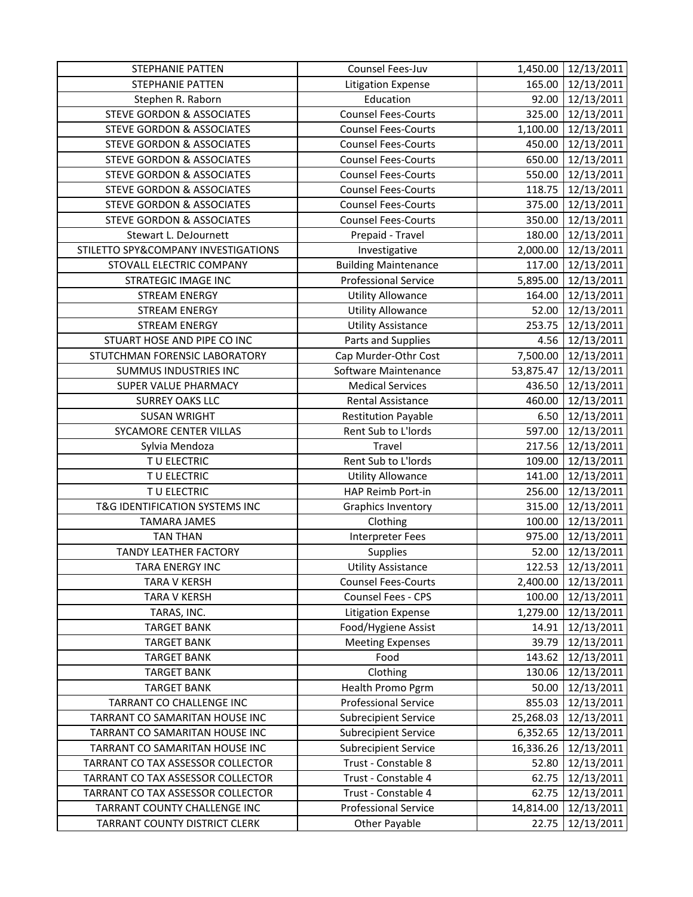| | | | |
|---|---|---|---|
| STEPHANIE PATTEN | Counsel Fees-Juv | 1,450.00 | 12/13/2011 |
| STEPHANIE PATTEN | Litigation Expense | 165.00 | 12/13/2011 |
| Stephen R. Raborn | Education | 92.00 | 12/13/2011 |
| STEVE GORDON & ASSOCIATES | Counsel Fees-Courts | 325.00 | 12/13/2011 |
| STEVE GORDON & ASSOCIATES | Counsel Fees-Courts | 1,100.00 | 12/13/2011 |
| STEVE GORDON & ASSOCIATES | Counsel Fees-Courts | 450.00 | 12/13/2011 |
| STEVE GORDON & ASSOCIATES | Counsel Fees-Courts | 650.00 | 12/13/2011 |
| STEVE GORDON & ASSOCIATES | Counsel Fees-Courts | 550.00 | 12/13/2011 |
| STEVE GORDON & ASSOCIATES | Counsel Fees-Courts | 118.75 | 12/13/2011 |
| STEVE GORDON & ASSOCIATES | Counsel Fees-Courts | 375.00 | 12/13/2011 |
| STEVE GORDON & ASSOCIATES | Counsel Fees-Courts | 350.00 | 12/13/2011 |
| Stewart L. DeJournett | Prepaid - Travel | 180.00 | 12/13/2011 |
| STILETTO SPY&COMPANY INVESTIGATIONS | Investigative | 2,000.00 | 12/13/2011 |
| STOVALL ELECTRIC COMPANY | Building Maintenance | 117.00 | 12/13/2011 |
| STRATEGIC IMAGE INC | Professional Service | 5,895.00 | 12/13/2011 |
| STREAM ENERGY | Utility Allowance | 164.00 | 12/13/2011 |
| STREAM ENERGY | Utility Allowance | 52.00 | 12/13/2011 |
| STREAM ENERGY | Utility Assistance | 253.75 | 12/13/2011 |
| STUART HOSE AND PIPE CO INC | Parts and Supplies | 4.56 | 12/13/2011 |
| STUTCHMAN FORENSIC LABORATORY | Cap Murder-Othr Cost | 7,500.00 | 12/13/2011 |
| SUMMUS INDUSTRIES INC | Software Maintenance | 53,875.47 | 12/13/2011 |
| SUPER VALUE PHARMACY | Medical Services | 436.50 | 12/13/2011 |
| SURREY OAKS LLC | Rental Assistance | 460.00 | 12/13/2011 |
| SUSAN WRIGHT | Restitution Payable | 6.50 | 12/13/2011 |
| SYCAMORE CENTER VILLAS | Rent Sub to L'lords | 597.00 | 12/13/2011 |
| Sylvia Mendoza | Travel | 217.56 | 12/13/2011 |
| T U ELECTRIC | Rent Sub to L'lords | 109.00 | 12/13/2011 |
| T U ELECTRIC | Utility Allowance | 141.00 | 12/13/2011 |
| T U ELECTRIC | HAP Reimb Port-in | 256.00 | 12/13/2011 |
| T&G IDENTIFICATION SYSTEMS INC | Graphics Inventory | 315.00 | 12/13/2011 |
| TAMARA JAMES | Clothing | 100.00 | 12/13/2011 |
| TAN THAN | Interpreter Fees | 975.00 | 12/13/2011 |
| TANDY LEATHER FACTORY | Supplies | 52.00 | 12/13/2011 |
| TARA ENERGY INC | Utility Assistance | 122.53 | 12/13/2011 |
| TARA V KERSH | Counsel Fees-Courts | 2,400.00 | 12/13/2011 |
| TARA V KERSH | Counsel Fees - CPS | 100.00 | 12/13/2011 |
| TARAS, INC. | Litigation Expense | 1,279.00 | 12/13/2011 |
| TARGET BANK | Food/Hygiene Assist | 14.91 | 12/13/2011 |
| TARGET BANK | Meeting Expenses | 39.79 | 12/13/2011 |
| TARGET BANK | Food | 143.62 | 12/13/2011 |
| TARGET BANK | Clothing | 130.06 | 12/13/2011 |
| TARGET BANK | Health Promo Pgrm | 50.00 | 12/13/2011 |
| TARRANT CO CHALLENGE INC | Professional Service | 855.03 | 12/13/2011 |
| TARRANT CO SAMARITAN HOUSE INC | Subrecipient Service | 25,268.03 | 12/13/2011 |
| TARRANT CO SAMARITAN HOUSE INC | Subrecipient Service | 6,352.65 | 12/13/2011 |
| TARRANT CO SAMARITAN HOUSE INC | Subrecipient Service | 16,336.26 | 12/13/2011 |
| TARRANT CO TAX ASSESSOR COLLECTOR | Trust - Constable 8 | 52.80 | 12/13/2011 |
| TARRANT CO TAX ASSESSOR COLLECTOR | Trust - Constable 4 | 62.75 | 12/13/2011 |
| TARRANT CO TAX ASSESSOR COLLECTOR | Trust - Constable 4 | 62.75 | 12/13/2011 |
| TARRANT COUNTY CHALLENGE INC | Professional Service | 14,814.00 | 12/13/2011 |
| TARRANT COUNTY DISTRICT CLERK | Other Payable | 22.75 | 12/13/2011 |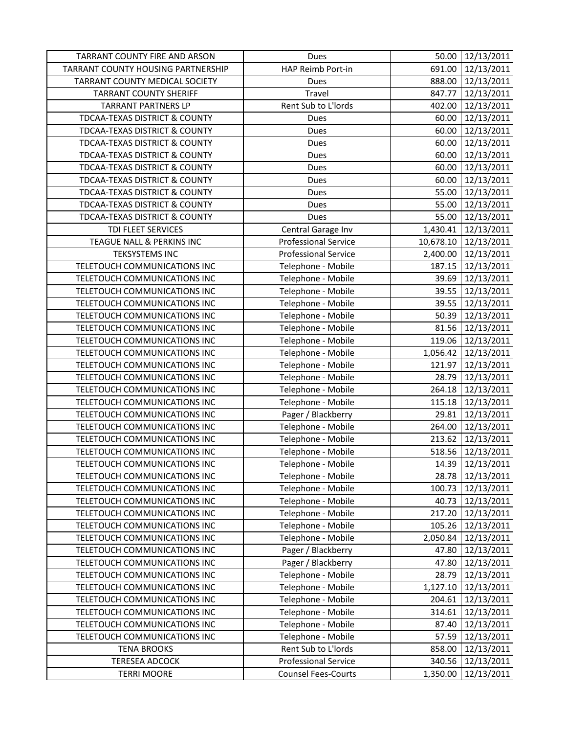| TARRANT COUNTY FIRE AND ARSON | Dues | 50.00 | 12/13/2011 |
|---|---|---|---|
| TARRANT COUNTY HOUSING PARTNERSHIP | HAP Reimb Port-in | 691.00 | 12/13/2011 |
| TARRANT COUNTY MEDICAL SOCIETY | Dues | 888.00 | 12/13/2011 |
| TARRANT COUNTY SHERIFF | Travel | 847.77 | 12/13/2011 |
| TARRANT PARTNERS LP | Rent Sub to L'lords | 402.00 | 12/13/2011 |
| TDCAA-TEXAS DISTRICT & COUNTY | Dues | 60.00 | 12/13/2011 |
| TDCAA-TEXAS DISTRICT & COUNTY | Dues | 60.00 | 12/13/2011 |
| TDCAA-TEXAS DISTRICT & COUNTY | Dues | 60.00 | 12/13/2011 |
| TDCAA-TEXAS DISTRICT & COUNTY | Dues | 60.00 | 12/13/2011 |
| TDCAA-TEXAS DISTRICT & COUNTY | Dues | 60.00 | 12/13/2011 |
| TDCAA-TEXAS DISTRICT & COUNTY | Dues | 60.00 | 12/13/2011 |
| TDCAA-TEXAS DISTRICT & COUNTY | Dues | 55.00 | 12/13/2011 |
| TDCAA-TEXAS DISTRICT & COUNTY | Dues | 55.00 | 12/13/2011 |
| TDCAA-TEXAS DISTRICT & COUNTY | Dues | 55.00 | 12/13/2011 |
| TDI FLEET SERVICES | Central Garage Inv | 1,430.41 | 12/13/2011 |
| TEAGUE NALL & PERKINS INC | Professional Service | 10,678.10 | 12/13/2011 |
| TEKSYSTEMS INC | Professional Service | 2,400.00 | 12/13/2011 |
| TELETOUCH COMMUNICATIONS INC | Telephone - Mobile | 187.15 | 12/13/2011 |
| TELETOUCH COMMUNICATIONS INC | Telephone - Mobile | 39.69 | 12/13/2011 |
| TELETOUCH COMMUNICATIONS INC | Telephone - Mobile | 39.55 | 12/13/2011 |
| TELETOUCH COMMUNICATIONS INC | Telephone - Mobile | 39.55 | 12/13/2011 |
| TELETOUCH COMMUNICATIONS INC | Telephone - Mobile | 50.39 | 12/13/2011 |
| TELETOUCH COMMUNICATIONS INC | Telephone - Mobile | 81.56 | 12/13/2011 |
| TELETOUCH COMMUNICATIONS INC | Telephone - Mobile | 119.06 | 12/13/2011 |
| TELETOUCH COMMUNICATIONS INC | Telephone - Mobile | 1,056.42 | 12/13/2011 |
| TELETOUCH COMMUNICATIONS INC | Telephone - Mobile | 121.97 | 12/13/2011 |
| TELETOUCH COMMUNICATIONS INC | Telephone - Mobile | 28.79 | 12/13/2011 |
| TELETOUCH COMMUNICATIONS INC | Telephone - Mobile | 264.18 | 12/13/2011 |
| TELETOUCH COMMUNICATIONS INC | Telephone - Mobile | 115.18 | 12/13/2011 |
| TELETOUCH COMMUNICATIONS INC | Pager / Blackberry | 29.81 | 12/13/2011 |
| TELETOUCH COMMUNICATIONS INC | Telephone - Mobile | 264.00 | 12/13/2011 |
| TELETOUCH COMMUNICATIONS INC | Telephone - Mobile | 213.62 | 12/13/2011 |
| TELETOUCH COMMUNICATIONS INC | Telephone - Mobile | 518.56 | 12/13/2011 |
| TELETOUCH COMMUNICATIONS INC | Telephone - Mobile | 14.39 | 12/13/2011 |
| TELETOUCH COMMUNICATIONS INC | Telephone - Mobile | 28.78 | 12/13/2011 |
| TELETOUCH COMMUNICATIONS INC | Telephone - Mobile | 100.73 | 12/13/2011 |
| TELETOUCH COMMUNICATIONS INC | Telephone - Mobile | 40.73 | 12/13/2011 |
| TELETOUCH COMMUNICATIONS INC | Telephone - Mobile | 217.20 | 12/13/2011 |
| TELETOUCH COMMUNICATIONS INC | Telephone - Mobile | 105.26 | 12/13/2011 |
| TELETOUCH COMMUNICATIONS INC | Telephone - Mobile | 2,050.84 | 12/13/2011 |
| TELETOUCH COMMUNICATIONS INC | Pager / Blackberry | 47.80 | 12/13/2011 |
| TELETOUCH COMMUNICATIONS INC | Pager / Blackberry | 47.80 | 12/13/2011 |
| TELETOUCH COMMUNICATIONS INC | Telephone - Mobile | 28.79 | 12/13/2011 |
| TELETOUCH COMMUNICATIONS INC | Telephone - Mobile | 1,127.10 | 12/13/2011 |
| TELETOUCH COMMUNICATIONS INC | Telephone - Mobile | 204.61 | 12/13/2011 |
| TELETOUCH COMMUNICATIONS INC | Telephone - Mobile | 314.61 | 12/13/2011 |
| TELETOUCH COMMUNICATIONS INC | Telephone - Mobile | 87.40 | 12/13/2011 |
| TELETOUCH COMMUNICATIONS INC | Telephone - Mobile | 57.59 | 12/13/2011 |
| TENA BROOKS | Rent Sub to L'lords | 858.00 | 12/13/2011 |
| TERESEA ADCOCK | Professional Service | 340.56 | 12/13/2011 |
| TERRI MOORE | Counsel Fees-Courts | 1,350.00 | 12/13/2011 |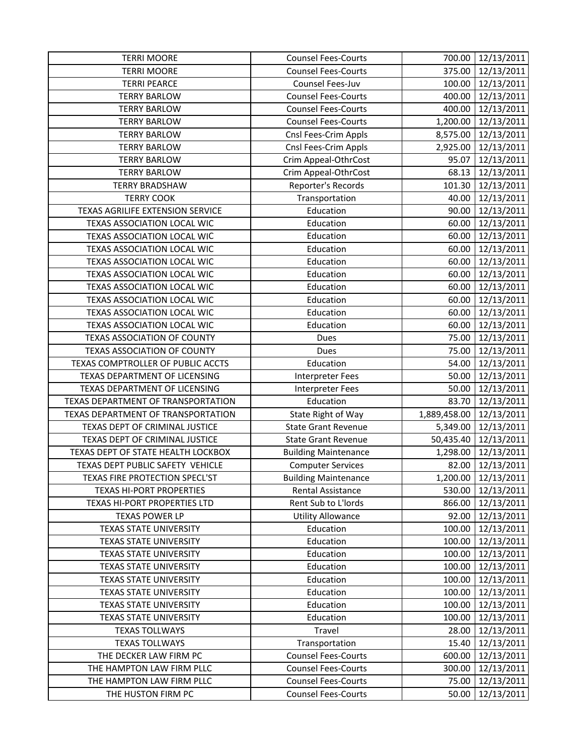| TERRI MOORE | Counsel Fees-Courts | 700.00 | 12/13/2011 |
|---|---|---|---|
| TERRI MOORE | Counsel Fees-Courts | 375.00 | 12/13/2011 |
| TERRI PEARCE | Counsel Fees-Juv | 100.00 | 12/13/2011 |
| TERRY BARLOW | Counsel Fees-Courts | 400.00 | 12/13/2011 |
| TERRY BARLOW | Counsel Fees-Courts | 400.00 | 12/13/2011 |
| TERRY BARLOW | Counsel Fees-Courts | 1,200.00 | 12/13/2011 |
| TERRY BARLOW | Cnsl Fees-Crim Appls | 8,575.00 | 12/13/2011 |
| TERRY BARLOW | Cnsl Fees-Crim Appls | 2,925.00 | 12/13/2011 |
| TERRY BARLOW | Crim Appeal-OthrCost | 95.07 | 12/13/2011 |
| TERRY BARLOW | Crim Appeal-OthrCost | 68.13 | 12/13/2011 |
| TERRY BRADSHAW | Reporter's Records | 101.30 | 12/13/2011 |
| TERRY COOK | Transportation | 40.00 | 12/13/2011 |
| TEXAS AGRILIFE EXTENSION SERVICE | Education | 90.00 | 12/13/2011 |
| TEXAS ASSOCIATION LOCAL WIC | Education | 60.00 | 12/13/2011 |
| TEXAS ASSOCIATION LOCAL WIC | Education | 60.00 | 12/13/2011 |
| TEXAS ASSOCIATION LOCAL WIC | Education | 60.00 | 12/13/2011 |
| TEXAS ASSOCIATION LOCAL WIC | Education | 60.00 | 12/13/2011 |
| TEXAS ASSOCIATION LOCAL WIC | Education | 60.00 | 12/13/2011 |
| TEXAS ASSOCIATION LOCAL WIC | Education | 60.00 | 12/13/2011 |
| TEXAS ASSOCIATION LOCAL WIC | Education | 60.00 | 12/13/2011 |
| TEXAS ASSOCIATION LOCAL WIC | Education | 60.00 | 12/13/2011 |
| TEXAS ASSOCIATION LOCAL WIC | Education | 60.00 | 12/13/2011 |
| TEXAS ASSOCIATION OF COUNTY | Dues | 75.00 | 12/13/2011 |
| TEXAS ASSOCIATION OF COUNTY | Dues | 75.00 | 12/13/2011 |
| TEXAS COMPTROLLER OF PUBLIC ACCTS | Education | 54.00 | 12/13/2011 |
| TEXAS DEPARTMENT OF LICENSING | Interpreter Fees | 50.00 | 12/13/2011 |
| TEXAS DEPARTMENT OF LICENSING | Interpreter Fees | 50.00 | 12/13/2011 |
| TEXAS DEPARTMENT OF TRANSPORTATION | Education | 83.70 | 12/13/2011 |
| TEXAS DEPARTMENT OF TRANSPORTATION | State Right of Way | 1,889,458.00 | 12/13/2011 |
| TEXAS DEPT OF CRIMINAL JUSTICE | State Grant Revenue | 5,349.00 | 12/13/2011 |
| TEXAS DEPT OF CRIMINAL JUSTICE | State Grant Revenue | 50,435.40 | 12/13/2011 |
| TEXAS DEPT OF STATE HEALTH LOCKBOX | Building Maintenance | 1,298.00 | 12/13/2011 |
| TEXAS DEPT PUBLIC SAFETY VEHICLE | Computer Services | 82.00 | 12/13/2011 |
| TEXAS FIRE PROTECTION SPECL'ST | Building Maintenance | 1,200.00 | 12/13/2011 |
| TEXAS HI-PORT PROPERTIES | Rental Assistance | 530.00 | 12/13/2011 |
| TEXAS HI-PORT PROPERTIES LTD | Rent Sub to L'lords | 866.00 | 12/13/2011 |
| TEXAS POWER LP | Utility Allowance | 92.00 | 12/13/2011 |
| TEXAS STATE UNIVERSITY | Education | 100.00 | 12/13/2011 |
| TEXAS STATE UNIVERSITY | Education | 100.00 | 12/13/2011 |
| TEXAS STATE UNIVERSITY | Education | 100.00 | 12/13/2011 |
| TEXAS STATE UNIVERSITY | Education | 100.00 | 12/13/2011 |
| TEXAS STATE UNIVERSITY | Education | 100.00 | 12/13/2011 |
| TEXAS STATE UNIVERSITY | Education | 100.00 | 12/13/2011 |
| TEXAS STATE UNIVERSITY | Education | 100.00 | 12/13/2011 |
| TEXAS STATE UNIVERSITY | Education | 100.00 | 12/13/2011 |
| TEXAS TOLLWAYS | Travel | 28.00 | 12/13/2011 |
| TEXAS TOLLWAYS | Transportation | 15.40 | 12/13/2011 |
| THE DECKER LAW FIRM PC | Counsel Fees-Courts | 600.00 | 12/13/2011 |
| THE HAMPTON LAW FIRM PLLC | Counsel Fees-Courts | 300.00 | 12/13/2011 |
| THE HAMPTON LAW FIRM PLLC | Counsel Fees-Courts | 75.00 | 12/13/2011 |
| THE HUSTON FIRM PC | Counsel Fees-Courts | 50.00 | 12/13/2011 |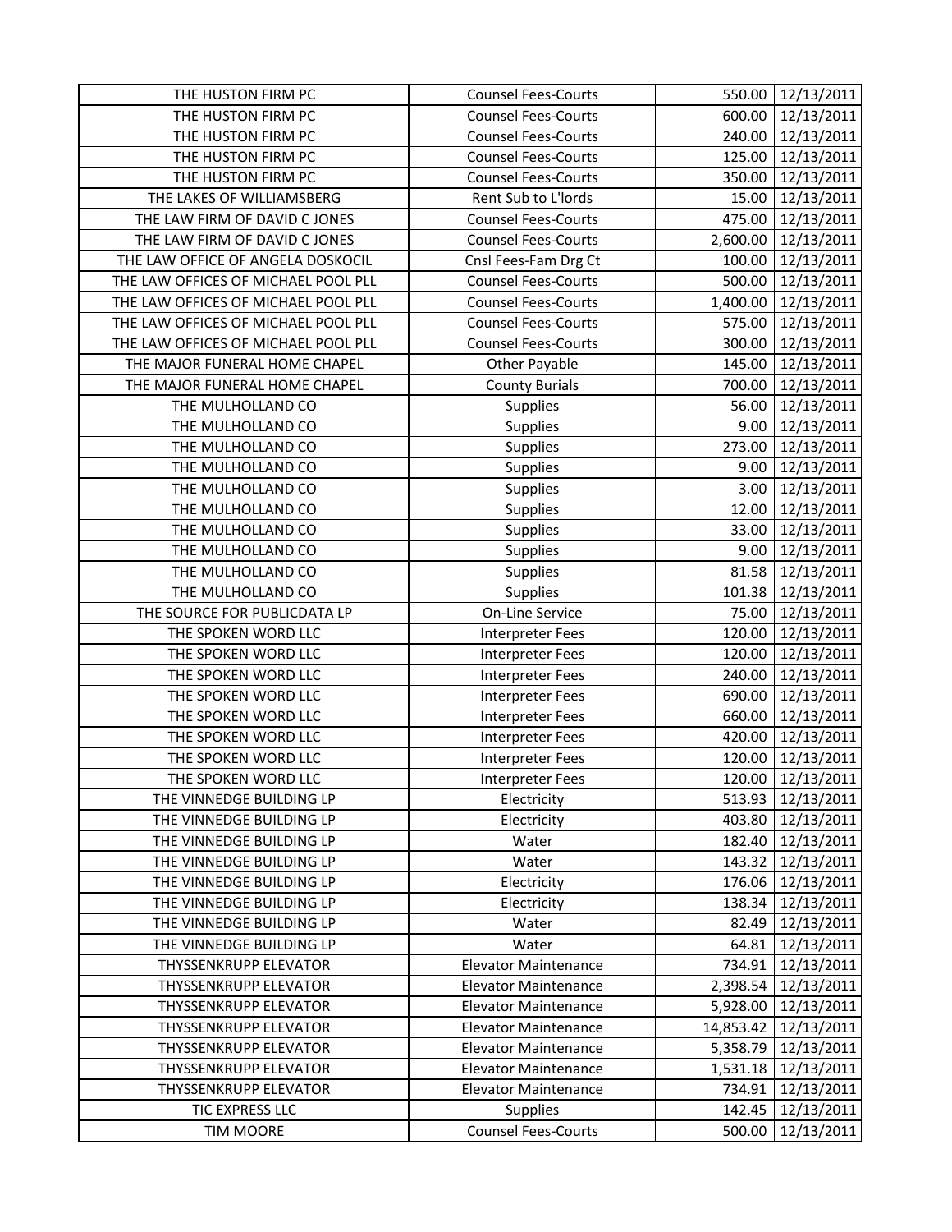| THE HUSTON FIRM PC | Counsel Fees-Courts | 550.00 | 12/13/2011 |
|---|---|---|---|
| THE HUSTON FIRM PC | Counsel Fees-Courts | 600.00 | 12/13/2011 |
| THE HUSTON FIRM PC | Counsel Fees-Courts | 240.00 | 12/13/2011 |
| THE HUSTON FIRM PC | Counsel Fees-Courts | 125.00 | 12/13/2011 |
| THE HUSTON FIRM PC | Counsel Fees-Courts | 350.00 | 12/13/2011 |
| THE LAKES OF WILLIAMSBERG | Rent Sub to L'lords | 15.00 | 12/13/2011 |
| THE LAW FIRM OF DAVID C JONES | Counsel Fees-Courts | 475.00 | 12/13/2011 |
| THE LAW FIRM OF DAVID C JONES | Counsel Fees-Courts | 2,600.00 | 12/13/2011 |
| THE LAW OFFICE OF ANGELA DOSKOCIL | Cnsl Fees-Fam Drg Ct | 100.00 | 12/13/2011 |
| THE LAW OFFICES OF MICHAEL POOL PLL | Counsel Fees-Courts | 500.00 | 12/13/2011 |
| THE LAW OFFICES OF MICHAEL POOL PLL | Counsel Fees-Courts | 1,400.00 | 12/13/2011 |
| THE LAW OFFICES OF MICHAEL POOL PLL | Counsel Fees-Courts | 575.00 | 12/13/2011 |
| THE LAW OFFICES OF MICHAEL POOL PLL | Counsel Fees-Courts | 300.00 | 12/13/2011 |
| THE MAJOR FUNERAL HOME CHAPEL | Other Payable | 145.00 | 12/13/2011 |
| THE MAJOR FUNERAL HOME CHAPEL | County Burials | 700.00 | 12/13/2011 |
| THE MULHOLLAND CO | Supplies | 56.00 | 12/13/2011 |
| THE MULHOLLAND CO | Supplies | 9.00 | 12/13/2011 |
| THE MULHOLLAND CO | Supplies | 273.00 | 12/13/2011 |
| THE MULHOLLAND CO | Supplies | 9.00 | 12/13/2011 |
| THE MULHOLLAND CO | Supplies | 3.00 | 12/13/2011 |
| THE MULHOLLAND CO | Supplies | 12.00 | 12/13/2011 |
| THE MULHOLLAND CO | Supplies | 33.00 | 12/13/2011 |
| THE MULHOLLAND CO | Supplies | 9.00 | 12/13/2011 |
| THE MULHOLLAND CO | Supplies | 81.58 | 12/13/2011 |
| THE MULHOLLAND CO | Supplies | 101.38 | 12/13/2011 |
| THE SOURCE FOR PUBLICDATA LP | On-Line Service | 75.00 | 12/13/2011 |
| THE SPOKEN WORD LLC | Interpreter Fees | 120.00 | 12/13/2011 |
| THE SPOKEN WORD LLC | Interpreter Fees | 120.00 | 12/13/2011 |
| THE SPOKEN WORD LLC | Interpreter Fees | 240.00 | 12/13/2011 |
| THE SPOKEN WORD LLC | Interpreter Fees | 690.00 | 12/13/2011 |
| THE SPOKEN WORD LLC | Interpreter Fees | 660.00 | 12/13/2011 |
| THE SPOKEN WORD LLC | Interpreter Fees | 420.00 | 12/13/2011 |
| THE SPOKEN WORD LLC | Interpreter Fees | 120.00 | 12/13/2011 |
| THE SPOKEN WORD LLC | Interpreter Fees | 120.00 | 12/13/2011 |
| THE VINNEDGE BUILDING LP | Electricity | 513.93 | 12/13/2011 |
| THE VINNEDGE BUILDING LP | Electricity | 403.80 | 12/13/2011 |
| THE VINNEDGE BUILDING LP | Water | 182.40 | 12/13/2011 |
| THE VINNEDGE BUILDING LP | Water | 143.32 | 12/13/2011 |
| THE VINNEDGE BUILDING LP | Electricity | 176.06 | 12/13/2011 |
| THE VINNEDGE BUILDING LP | Electricity | 138.34 | 12/13/2011 |
| THE VINNEDGE BUILDING LP | Water | 82.49 | 12/13/2011 |
| THE VINNEDGE BUILDING LP | Water | 64.81 | 12/13/2011 |
| THYSSENKRUPP ELEVATOR | Elevator Maintenance | 734.91 | 12/13/2011 |
| THYSSENKRUPP ELEVATOR | Elevator Maintenance | 2,398.54 | 12/13/2011 |
| THYSSENKRUPP ELEVATOR | Elevator Maintenance | 5,928.00 | 12/13/2011 |
| THYSSENKRUPP ELEVATOR | Elevator Maintenance | 14,853.42 | 12/13/2011 |
| THYSSENKRUPP ELEVATOR | Elevator Maintenance | 5,358.79 | 12/13/2011 |
| THYSSENKRUPP ELEVATOR | Elevator Maintenance | 1,531.18 | 12/13/2011 |
| THYSSENKRUPP ELEVATOR | Elevator Maintenance | 734.91 | 12/13/2011 |
| TIC EXPRESS LLC | Supplies | 142.45 | 12/13/2011 |
| TIM MOORE | Counsel Fees-Courts | 500.00 | 12/13/2011 |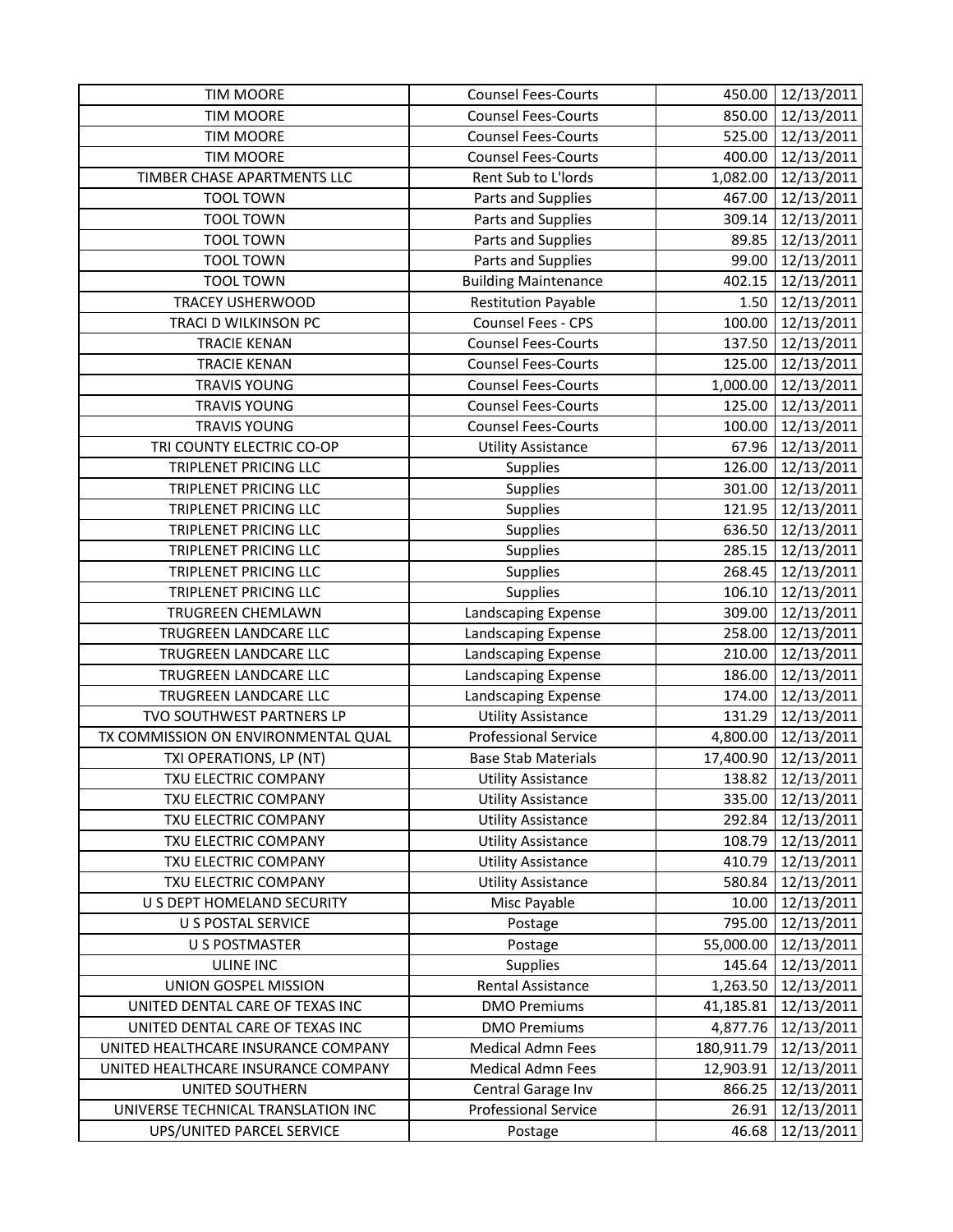| TIM MOORE | Counsel Fees-Courts | 450.00 | 12/13/2011 |
|---|---|---|---|
| TIM MOORE | Counsel Fees-Courts | 850.00 | 12/13/2011 |
| TIM MOORE | Counsel Fees-Courts | 525.00 | 12/13/2011 |
| TIM MOORE | Counsel Fees-Courts | 400.00 | 12/13/2011 |
| TIMBER CHASE APARTMENTS LLC | Rent Sub to L'lords | 1,082.00 | 12/13/2011 |
| TOOL TOWN | Parts and Supplies | 467.00 | 12/13/2011 |
| TOOL TOWN | Parts and Supplies | 309.14 | 12/13/2011 |
| TOOL TOWN | Parts and Supplies | 89.85 | 12/13/2011 |
| TOOL TOWN | Parts and Supplies | 99.00 | 12/13/2011 |
| TOOL TOWN | Building Maintenance | 402.15 | 12/13/2011 |
| TRACEY USHERWOOD | Restitution Payable | 1.50 | 12/13/2011 |
| TRACI D WILKINSON PC | Counsel Fees - CPS | 100.00 | 12/13/2011 |
| TRACIE KENAN | Counsel Fees-Courts | 137.50 | 12/13/2011 |
| TRACIE KENAN | Counsel Fees-Courts | 125.00 | 12/13/2011 |
| TRAVIS YOUNG | Counsel Fees-Courts | 1,000.00 | 12/13/2011 |
| TRAVIS YOUNG | Counsel Fees-Courts | 125.00 | 12/13/2011 |
| TRAVIS YOUNG | Counsel Fees-Courts | 100.00 | 12/13/2011 |
| TRI COUNTY ELECTRIC CO-OP | Utility Assistance | 67.96 | 12/13/2011 |
| TRIPLENET PRICING LLC | Supplies | 126.00 | 12/13/2011 |
| TRIPLENET PRICING LLC | Supplies | 301.00 | 12/13/2011 |
| TRIPLENET PRICING LLC | Supplies | 121.95 | 12/13/2011 |
| TRIPLENET PRICING LLC | Supplies | 636.50 | 12/13/2011 |
| TRIPLENET PRICING LLC | Supplies | 285.15 | 12/13/2011 |
| TRIPLENET PRICING LLC | Supplies | 268.45 | 12/13/2011 |
| TRIPLENET PRICING LLC | Supplies | 106.10 | 12/13/2011 |
| TRUGREEN CHEMLAWN | Landscaping Expense | 309.00 | 12/13/2011 |
| TRUGREEN LANDCARE LLC | Landscaping Expense | 258.00 | 12/13/2011 |
| TRUGREEN LANDCARE LLC | Landscaping Expense | 210.00 | 12/13/2011 |
| TRUGREEN LANDCARE LLC | Landscaping Expense | 186.00 | 12/13/2011 |
| TRUGREEN LANDCARE LLC | Landscaping Expense | 174.00 | 12/13/2011 |
| TVO SOUTHWEST PARTNERS LP | Utility Assistance | 131.29 | 12/13/2011 |
| TX COMMISSION ON ENVIRONMENTAL QUAL | Professional Service | 4,800.00 | 12/13/2011 |
| TXI OPERATIONS, LP (NT) | Base Stab Materials | 17,400.90 | 12/13/2011 |
| TXU ELECTRIC COMPANY | Utility Assistance | 138.82 | 12/13/2011 |
| TXU ELECTRIC COMPANY | Utility Assistance | 335.00 | 12/13/2011 |
| TXU ELECTRIC COMPANY | Utility Assistance | 292.84 | 12/13/2011 |
| TXU ELECTRIC COMPANY | Utility Assistance | 108.79 | 12/13/2011 |
| TXU ELECTRIC COMPANY | Utility Assistance | 410.79 | 12/13/2011 |
| TXU ELECTRIC COMPANY | Utility Assistance | 580.84 | 12/13/2011 |
| U S DEPT HOMELAND SECURITY | Misc Payable | 10.00 | 12/13/2011 |
| U S POSTAL SERVICE | Postage | 795.00 | 12/13/2011 |
| U S POSTMASTER | Postage | 55,000.00 | 12/13/2011 |
| ULINE INC | Supplies | 145.64 | 12/13/2011 |
| UNION GOSPEL MISSION | Rental Assistance | 1,263.50 | 12/13/2011 |
| UNITED DENTAL CARE OF TEXAS INC | DMO Premiums | 41,185.81 | 12/13/2011 |
| UNITED DENTAL CARE OF TEXAS INC | DMO Premiums | 4,877.76 | 12/13/2011 |
| UNITED HEALTHCARE INSURANCE COMPANY | Medical Admn Fees | 180,911.79 | 12/13/2011 |
| UNITED HEALTHCARE INSURANCE COMPANY | Medical Admn Fees | 12,903.91 | 12/13/2011 |
| UNITED SOUTHERN | Central Garage Inv | 866.25 | 12/13/2011 |
| UNIVERSE TECHNICAL TRANSLATION INC | Professional Service | 26.91 | 12/13/2011 |
| UPS/UNITED PARCEL SERVICE | Postage | 46.68 | 12/13/2011 |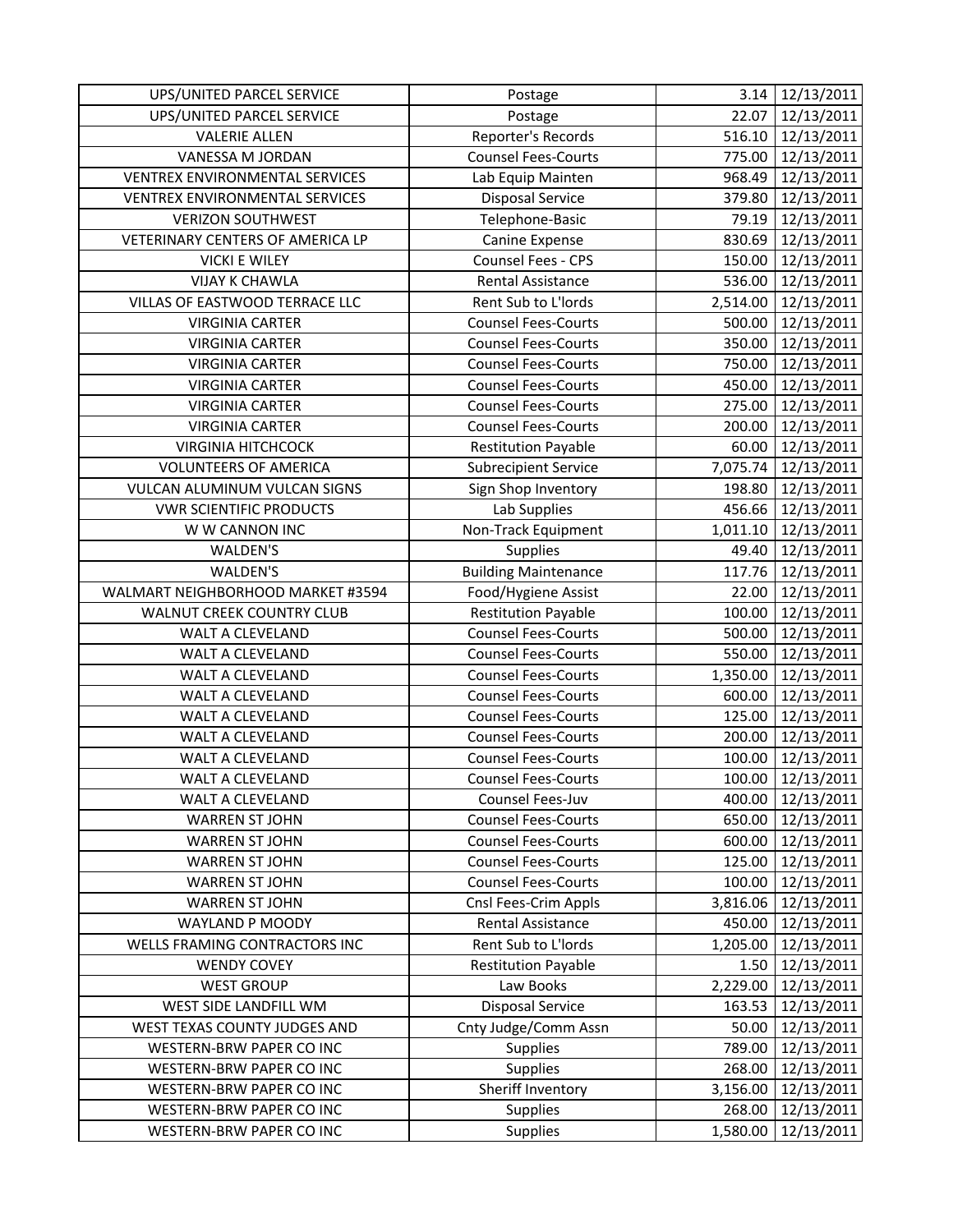| | | | |
|---|---|---|---|
| UPS/UNITED PARCEL SERVICE | Postage | 3.14 | 12/13/2011 |
| UPS/UNITED PARCEL SERVICE | Postage | 22.07 | 12/13/2011 |
| VALERIE ALLEN | Reporter's Records | 516.10 | 12/13/2011 |
| VANESSA M JORDAN | Counsel Fees-Courts | 775.00 | 12/13/2011 |
| VENTREX ENVIRONMENTAL SERVICES | Lab Equip Mainten | 968.49 | 12/13/2011 |
| VENTREX ENVIRONMENTAL SERVICES | Disposal Service | 379.80 | 12/13/2011 |
| VERIZON SOUTHWEST | Telephone-Basic | 79.19 | 12/13/2011 |
| VETERINARY CENTERS OF AMERICA LP | Canine Expense | 830.69 | 12/13/2011 |
| VICKI E WILEY | Counsel Fees - CPS | 150.00 | 12/13/2011 |
| VIJAY K CHAWLA | Rental Assistance | 536.00 | 12/13/2011 |
| VILLAS OF EASTWOOD TERRACE LLC | Rent Sub to L'lords | 2,514.00 | 12/13/2011 |
| VIRGINIA CARTER | Counsel Fees-Courts | 500.00 | 12/13/2011 |
| VIRGINIA CARTER | Counsel Fees-Courts | 350.00 | 12/13/2011 |
| VIRGINIA CARTER | Counsel Fees-Courts | 750.00 | 12/13/2011 |
| VIRGINIA CARTER | Counsel Fees-Courts | 450.00 | 12/13/2011 |
| VIRGINIA CARTER | Counsel Fees-Courts | 275.00 | 12/13/2011 |
| VIRGINIA CARTER | Counsel Fees-Courts | 200.00 | 12/13/2011 |
| VIRGINIA HITCHCOCK | Restitution Payable | 60.00 | 12/13/2011 |
| VOLUNTEERS OF AMERICA | Subrecipient Service | 7,075.74 | 12/13/2011 |
| VULCAN ALUMINUM VULCAN SIGNS | Sign Shop Inventory | 198.80 | 12/13/2011 |
| VWR SCIENTIFIC PRODUCTS | Lab Supplies | 456.66 | 12/13/2011 |
| W W CANNON INC | Non-Track Equipment | 1,011.10 | 12/13/2011 |
| WALDEN'S | Supplies | 49.40 | 12/13/2011 |
| WALDEN'S | Building Maintenance | 117.76 | 12/13/2011 |
| WALMART NEIGHBORHOOD MARKET #3594 | Food/Hygiene Assist | 22.00 | 12/13/2011 |
| WALNUT CREEK COUNTRY CLUB | Restitution Payable | 100.00 | 12/13/2011 |
| WALT A CLEVELAND | Counsel Fees-Courts | 500.00 | 12/13/2011 |
| WALT A CLEVELAND | Counsel Fees-Courts | 550.00 | 12/13/2011 |
| WALT A CLEVELAND | Counsel Fees-Courts | 1,350.00 | 12/13/2011 |
| WALT A CLEVELAND | Counsel Fees-Courts | 600.00 | 12/13/2011 |
| WALT A CLEVELAND | Counsel Fees-Courts | 125.00 | 12/13/2011 |
| WALT A CLEVELAND | Counsel Fees-Courts | 200.00 | 12/13/2011 |
| WALT A CLEVELAND | Counsel Fees-Courts | 100.00 | 12/13/2011 |
| WALT A CLEVELAND | Counsel Fees-Courts | 100.00 | 12/13/2011 |
| WALT A CLEVELAND | Counsel Fees-Juv | 400.00 | 12/13/2011 |
| WARREN ST JOHN | Counsel Fees-Courts | 650.00 | 12/13/2011 |
| WARREN ST JOHN | Counsel Fees-Courts | 600.00 | 12/13/2011 |
| WARREN ST JOHN | Counsel Fees-Courts | 125.00 | 12/13/2011 |
| WARREN ST JOHN | Counsel Fees-Courts | 100.00 | 12/13/2011 |
| WARREN ST JOHN | Cnsl Fees-Crim Appls | 3,816.06 | 12/13/2011 |
| WAYLAND P MOODY | Rental Assistance | 450.00 | 12/13/2011 |
| WELLS FRAMING CONTRACTORS INC | Rent Sub to L'lords | 1,205.00 | 12/13/2011 |
| WENDY COVEY | Restitution Payable | 1.50 | 12/13/2011 |
| WEST GROUP | Law Books | 2,229.00 | 12/13/2011 |
| WEST SIDE LANDFILL WM | Disposal Service | 163.53 | 12/13/2011 |
| WEST TEXAS COUNTY JUDGES AND | Cnty Judge/Comm Assn | 50.00 | 12/13/2011 |
| WESTERN-BRW PAPER CO INC | Supplies | 789.00 | 12/13/2011 |
| WESTERN-BRW PAPER CO INC | Supplies | 268.00 | 12/13/2011 |
| WESTERN-BRW PAPER CO INC | Sheriff Inventory | 3,156.00 | 12/13/2011 |
| WESTERN-BRW PAPER CO INC | Supplies | 268.00 | 12/13/2011 |
| WESTERN-BRW PAPER CO INC | Supplies | 1,580.00 | 12/13/2011 |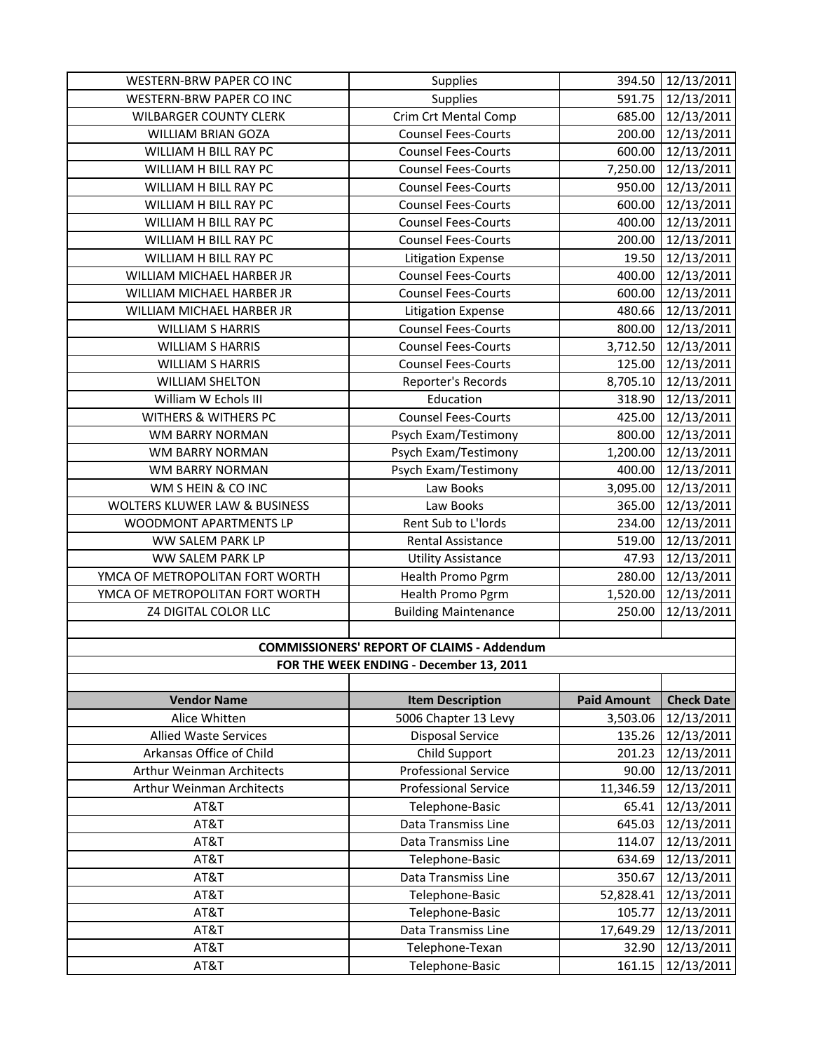| | | | |
|---|---|---|---|
| WESTERN-BRW PAPER CO INC | Supplies | 394.50 | 12/13/2011 |
| WESTERN-BRW PAPER CO INC | Supplies | 591.75 | 12/13/2011 |
| WILBARGER COUNTY CLERK | Crim Crt Mental Comp | 685.00 | 12/13/2011 |
| WILLIAM BRIAN GOZA | Counsel Fees-Courts | 200.00 | 12/13/2011 |
| WILLIAM H BILL RAY PC | Counsel Fees-Courts | 600.00 | 12/13/2011 |
| WILLIAM H BILL RAY PC | Counsel Fees-Courts | 7,250.00 | 12/13/2011 |
| WILLIAM H BILL RAY PC | Counsel Fees-Courts | 950.00 | 12/13/2011 |
| WILLIAM H BILL RAY PC | Counsel Fees-Courts | 600.00 | 12/13/2011 |
| WILLIAM H BILL RAY PC | Counsel Fees-Courts | 400.00 | 12/13/2011 |
| WILLIAM H BILL RAY PC | Counsel Fees-Courts | 200.00 | 12/13/2011 |
| WILLIAM H BILL RAY PC | Litigation Expense | 19.50 | 12/13/2011 |
| WILLIAM MICHAEL HARBER JR | Counsel Fees-Courts | 400.00 | 12/13/2011 |
| WILLIAM MICHAEL HARBER JR | Counsel Fees-Courts | 600.00 | 12/13/2011 |
| WILLIAM MICHAEL HARBER JR | Litigation Expense | 480.66 | 12/13/2011 |
| WILLIAM S HARRIS | Counsel Fees-Courts | 800.00 | 12/13/2011 |
| WILLIAM S HARRIS | Counsel Fees-Courts | 3,712.50 | 12/13/2011 |
| WILLIAM S HARRIS | Counsel Fees-Courts | 125.00 | 12/13/2011 |
| WILLIAM SHELTON | Reporter's Records | 8,705.10 | 12/13/2011 |
| William W Echols III | Education | 318.90 | 12/13/2011 |
| WITHERS & WITHERS PC | Counsel Fees-Courts | 425.00 | 12/13/2011 |
| WM BARRY NORMAN | Psych Exam/Testimony | 800.00 | 12/13/2011 |
| WM BARRY NORMAN | Psych Exam/Testimony | 1,200.00 | 12/13/2011 |
| WM BARRY NORMAN | Psych Exam/Testimony | 400.00 | 12/13/2011 |
| WM S HEIN & CO INC | Law Books | 3,095.00 | 12/13/2011 |
| WOLTERS KLUWER LAW & BUSINESS | Law Books | 365.00 | 12/13/2011 |
| WOODMONT APARTMENTS LP | Rent Sub to L'lords | 234.00 | 12/13/2011 |
| WW SALEM PARK LP | Rental Assistance | 519.00 | 12/13/2011 |
| WW SALEM PARK LP | Utility Assistance | 47.93 | 12/13/2011 |
| YMCA OF METROPOLITAN FORT WORTH | Health Promo Pgrm | 280.00 | 12/13/2011 |
| YMCA OF METROPOLITAN FORT WORTH | Health Promo Pgrm | 1,520.00 | 12/13/2011 |
| Z4 DIGITAL COLOR LLC | Building Maintenance | 250.00 | 12/13/2011 |

**COMMISSIONERS' REPORT OF CLAIMS - Addendum**

**FOR THE WEEK ENDING - December 13, 2011**

| Vendor Name | Item Description | Paid Amount | Check Date |
|---|---|---|---|
| Alice Whitten | 5006 Chapter 13 Levy | 3,503.06 | 12/13/2011 |
| Allied Waste Services | Disposal Service | 135.26 | 12/13/2011 |
| Arkansas Office of Child | Child Support | 201.23 | 12/13/2011 |
| Arthur Weinman Architects | Professional Service | 90.00 | 12/13/2011 |
| Arthur Weinman Architects | Professional Service | 11,346.59 | 12/13/2011 |
| AT&T | Telephone-Basic | 65.41 | 12/13/2011 |
| AT&T | Data Transmiss Line | 645.03 | 12/13/2011 |
| AT&T | Data Transmiss Line | 114.07 | 12/13/2011 |
| AT&T | Telephone-Basic | 634.69 | 12/13/2011 |
| AT&T | Data Transmiss Line | 350.67 | 12/13/2011 |
| AT&T | Telephone-Basic | 52,828.41 | 12/13/2011 |
| AT&T | Telephone-Basic | 105.77 | 12/13/2011 |
| AT&T | Data Transmiss Line | 17,649.29 | 12/13/2011 |
| AT&T | Telephone-Texan | 32.90 | 12/13/2011 |
| AT&T | Telephone-Basic | 161.15 | 12/13/2011 |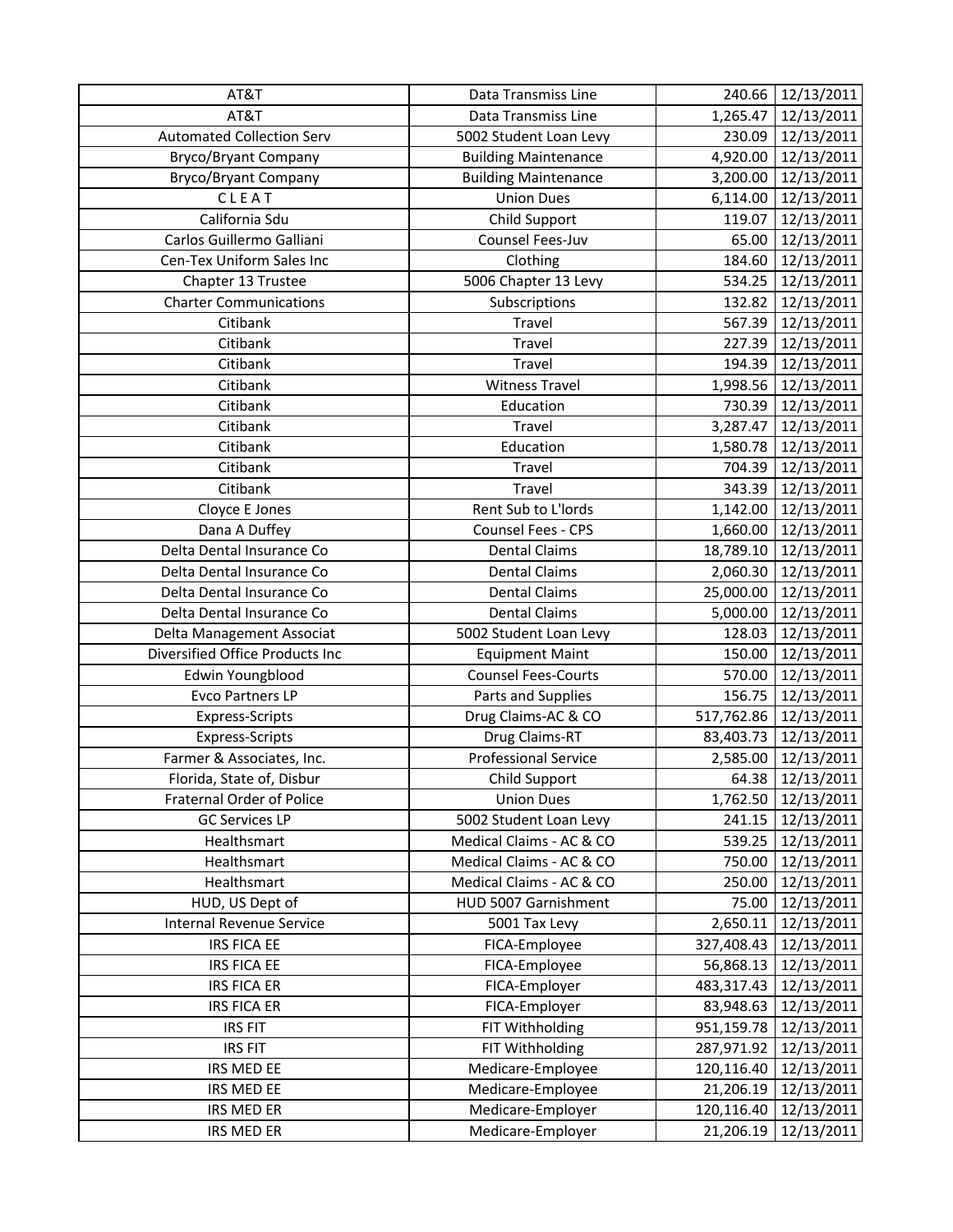| AT&T | Data Transmiss Line | 240.66 | 12/13/2011 |
|---|---|---|---|
| AT&T | Data Transmiss Line | 1,265.47 | 12/13/2011 |
| Automated Collection Serv | 5002 Student Loan Levy | 230.09 | 12/13/2011 |
| Bryco/Bryant Company | Building Maintenance | 4,920.00 | 12/13/2011 |
| Bryco/Bryant Company | Building Maintenance | 3,200.00 | 12/13/2011 |
| C L E A T | Union Dues | 6,114.00 | 12/13/2011 |
| California Sdu | Child Support | 119.07 | 12/13/2011 |
| Carlos Guillermo Galliani | Counsel Fees-Juv | 65.00 | 12/13/2011 |
| Cen-Tex Uniform Sales Inc | Clothing | 184.60 | 12/13/2011 |
| Chapter 13 Trustee | 5006 Chapter 13 Levy | 534.25 | 12/13/2011 |
| Charter Communications | Subscriptions | 132.82 | 12/13/2011 |
| Citibank | Travel | 567.39 | 12/13/2011 |
| Citibank | Travel | 227.39 | 12/13/2011 |
| Citibank | Travel | 194.39 | 12/13/2011 |
| Citibank | Witness Travel | 1,998.56 | 12/13/2011 |
| Citibank | Education | 730.39 | 12/13/2011 |
| Citibank | Travel | 3,287.47 | 12/13/2011 |
| Citibank | Education | 1,580.78 | 12/13/2011 |
| Citibank | Travel | 704.39 | 12/13/2011 |
| Citibank | Travel | 343.39 | 12/13/2011 |
| Cloyce E Jones | Rent Sub to L'lords | 1,142.00 | 12/13/2011 |
| Dana A Duffey | Counsel Fees - CPS | 1,660.00 | 12/13/2011 |
| Delta Dental Insurance Co | Dental Claims | 18,789.10 | 12/13/2011 |
| Delta Dental Insurance Co | Dental Claims | 2,060.30 | 12/13/2011 |
| Delta Dental Insurance Co | Dental Claims | 25,000.00 | 12/13/2011 |
| Delta Dental Insurance Co | Dental Claims | 5,000.00 | 12/13/2011 |
| Delta Management Associat | 5002 Student Loan Levy | 128.03 | 12/13/2011 |
| Diversified Office Products Inc | Equipment Maint | 150.00 | 12/13/2011 |
| Edwin Youngblood | Counsel Fees-Courts | 570.00 | 12/13/2011 |
| Evco Partners LP | Parts and Supplies | 156.75 | 12/13/2011 |
| Express-Scripts | Drug Claims-AC & CO | 517,762.86 | 12/13/2011 |
| Express-Scripts | Drug Claims-RT | 83,403.73 | 12/13/2011 |
| Farmer & Associates, Inc. | Professional Service | 2,585.00 | 12/13/2011 |
| Florida, State of, Disbur | Child Support | 64.38 | 12/13/2011 |
| Fraternal Order of Police | Union Dues | 1,762.50 | 12/13/2011 |
| GC Services LP | 5002 Student Loan Levy | 241.15 | 12/13/2011 |
| Healthsmart | Medical Claims - AC & CO | 539.25 | 12/13/2011 |
| Healthsmart | Medical Claims - AC & CO | 750.00 | 12/13/2011 |
| Healthsmart | Medical Claims - AC & CO | 250.00 | 12/13/2011 |
| HUD, US Dept of | HUD 5007 Garnishment | 75.00 | 12/13/2011 |
| Internal Revenue Service | 5001 Tax Levy | 2,650.11 | 12/13/2011 |
| IRS FICA EE | FICA-Employee | 327,408.43 | 12/13/2011 |
| IRS FICA EE | FICA-Employee | 56,868.13 | 12/13/2011 |
| IRS FICA ER | FICA-Employer | 483,317.43 | 12/13/2011 |
| IRS FICA ER | FICA-Employer | 83,948.63 | 12/13/2011 |
| IRS FIT | FIT Withholding | 951,159.78 | 12/13/2011 |
| IRS FIT | FIT Withholding | 287,971.92 | 12/13/2011 |
| IRS MED EE | Medicare-Employee | 120,116.40 | 12/13/2011 |
| IRS MED EE | Medicare-Employee | 21,206.19 | 12/13/2011 |
| IRS MED ER | Medicare-Employer | 120,116.40 | 12/13/2011 |
| IRS MED ER | Medicare-Employer | 21,206.19 | 12/13/2011 |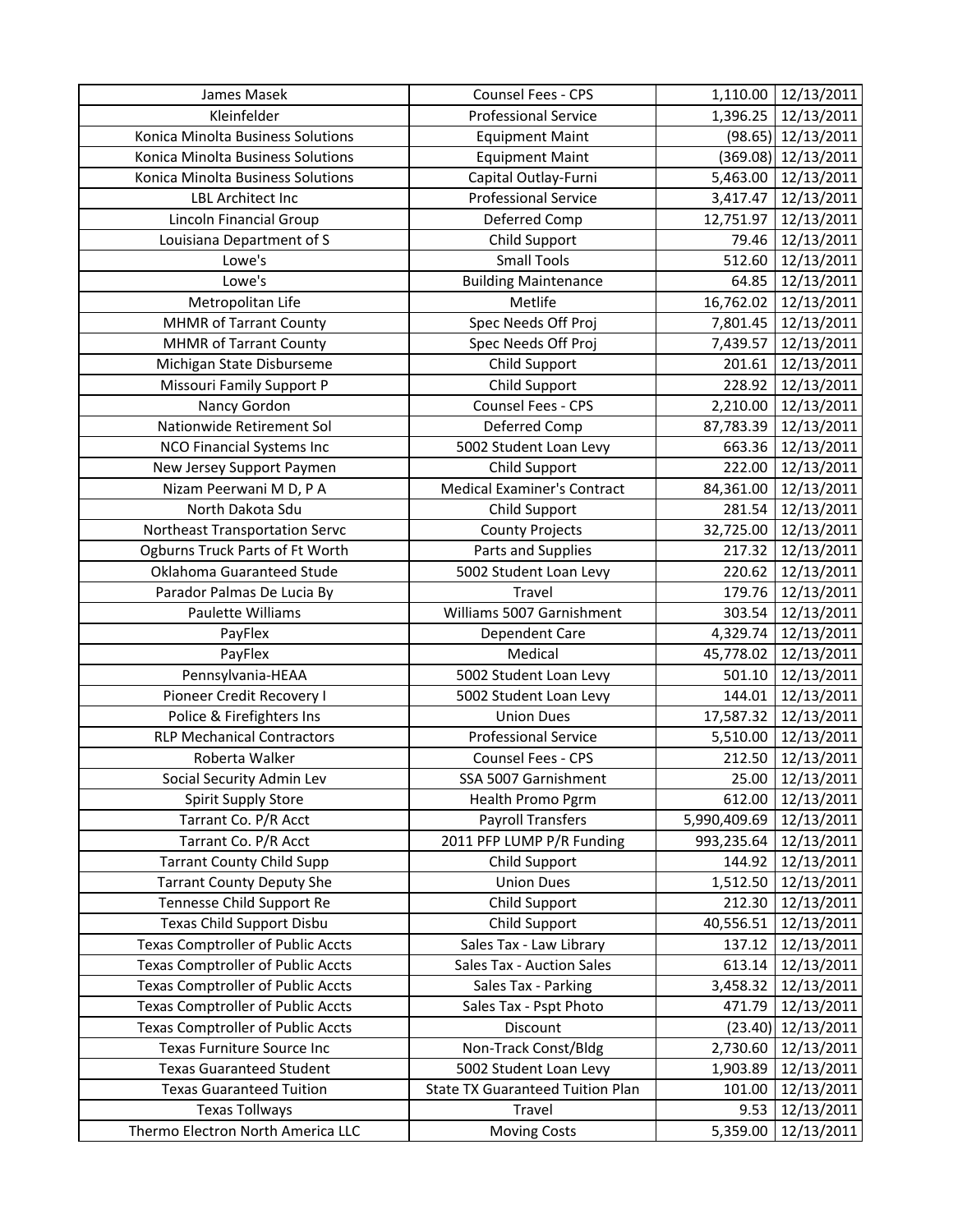| James Masek | Counsel Fees - CPS | 1,110.00 | 12/13/2011 |
|---|---|---|---|
| Kleinfelder | Professional Service | 1,396.25 | 12/13/2011 |
| Konica Minolta Business Solutions | Equipment Maint | (98.65) | 12/13/2011 |
| Konica Minolta Business Solutions | Equipment Maint | (369.08) | 12/13/2011 |
| Konica Minolta Business Solutions | Capital Outlay-Furni | 5,463.00 | 12/13/2011 |
| LBL Architect Inc | Professional Service | 3,417.47 | 12/13/2011 |
| Lincoln Financial Group | Deferred Comp | 12,751.97 | 12/13/2011 |
| Louisiana Department of S | Child Support | 79.46 | 12/13/2011 |
| Lowe's | Small Tools | 512.60 | 12/13/2011 |
| Lowe's | Building Maintenance | 64.85 | 12/13/2011 |
| Metropolitan Life | Metlife | 16,762.02 | 12/13/2011 |
| MHMR of Tarrant County | Spec Needs Off Proj | 7,801.45 | 12/13/2011 |
| MHMR of Tarrant County | Spec Needs Off Proj | 7,439.57 | 12/13/2011 |
| Michigan State Disburseme | Child Support | 201.61 | 12/13/2011 |
| Missouri Family Support P | Child Support | 228.92 | 12/13/2011 |
| Nancy Gordon | Counsel Fees - CPS | 2,210.00 | 12/13/2011 |
| Nationwide Retirement Sol | Deferred Comp | 87,783.39 | 12/13/2011 |
| NCO Financial Systems Inc | 5002 Student Loan Levy | 663.36 | 12/13/2011 |
| New Jersey Support Paymen | Child Support | 222.00 | 12/13/2011 |
| Nizam Peerwani M D, P A | Medical Examiner's Contract | 84,361.00 | 12/13/2011 |
| North Dakota Sdu | Child Support | 281.54 | 12/13/2011 |
| Northeast Transportation Servc | County Projects | 32,725.00 | 12/13/2011 |
| Ogburns Truck Parts of Ft Worth | Parts and Supplies | 217.32 | 12/13/2011 |
| Oklahoma Guaranteed Stude | 5002 Student Loan Levy | 220.62 | 12/13/2011 |
| Parador Palmas De Lucia By | Travel | 179.76 | 12/13/2011 |
| Paulette Williams | Williams 5007 Garnishment | 303.54 | 12/13/2011 |
| PayFlex | Dependent Care | 4,329.74 | 12/13/2011 |
| PayFlex | Medical | 45,778.02 | 12/13/2011 |
| Pennsylvania-HEAA | 5002 Student Loan Levy | 501.10 | 12/13/2011 |
| Pioneer Credit Recovery I | 5002 Student Loan Levy | 144.01 | 12/13/2011 |
| Police & Firefighters Ins | Union Dues | 17,587.32 | 12/13/2011 |
| RLP Mechanical Contractors | Professional Service | 5,510.00 | 12/13/2011 |
| Roberta Walker | Counsel Fees - CPS | 212.50 | 12/13/2011 |
| Social Security Admin Lev | SSA 5007 Garnishment | 25.00 | 12/13/2011 |
| Spirit Supply Store | Health Promo Pgrm | 612.00 | 12/13/2011 |
| Tarrant Co. P/R Acct | Payroll Transfers | 5,990,409.69 | 12/13/2011 |
| Tarrant Co. P/R Acct | 2011 PFP LUMP P/R Funding | 993,235.64 | 12/13/2011 |
| Tarrant County Child Supp | Child Support | 144.92 | 12/13/2011 |
| Tarrant County Deputy She | Union Dues | 1,512.50 | 12/13/2011 |
| Tennesse Child Support Re | Child Support | 212.30 | 12/13/2011 |
| Texas Child Support Disbu | Child Support | 40,556.51 | 12/13/2011 |
| Texas Comptroller of Public Accts | Sales Tax - Law Library | 137.12 | 12/13/2011 |
| Texas Comptroller of Public Accts | Sales Tax - Auction Sales | 613.14 | 12/13/2011 |
| Texas Comptroller of Public Accts | Sales Tax - Parking | 3,458.32 | 12/13/2011 |
| Texas Comptroller of Public Accts | Sales Tax - Pspt Photo | 471.79 | 12/13/2011 |
| Texas Comptroller of Public Accts | Discount | (23.40) | 12/13/2011 |
| Texas Furniture Source Inc | Non-Track Const/Bldg | 2,730.60 | 12/13/2011 |
| Texas Guaranteed Student | 5002 Student Loan Levy | 1,903.89 | 12/13/2011 |
| Texas Guaranteed Tuition | State TX Guaranteed Tuition Plan | 101.00 | 12/13/2011 |
| Texas Tollways | Travel | 9.53 | 12/13/2011 |
| Thermo Electron North America LLC | Moving Costs | 5,359.00 | 12/13/2011 |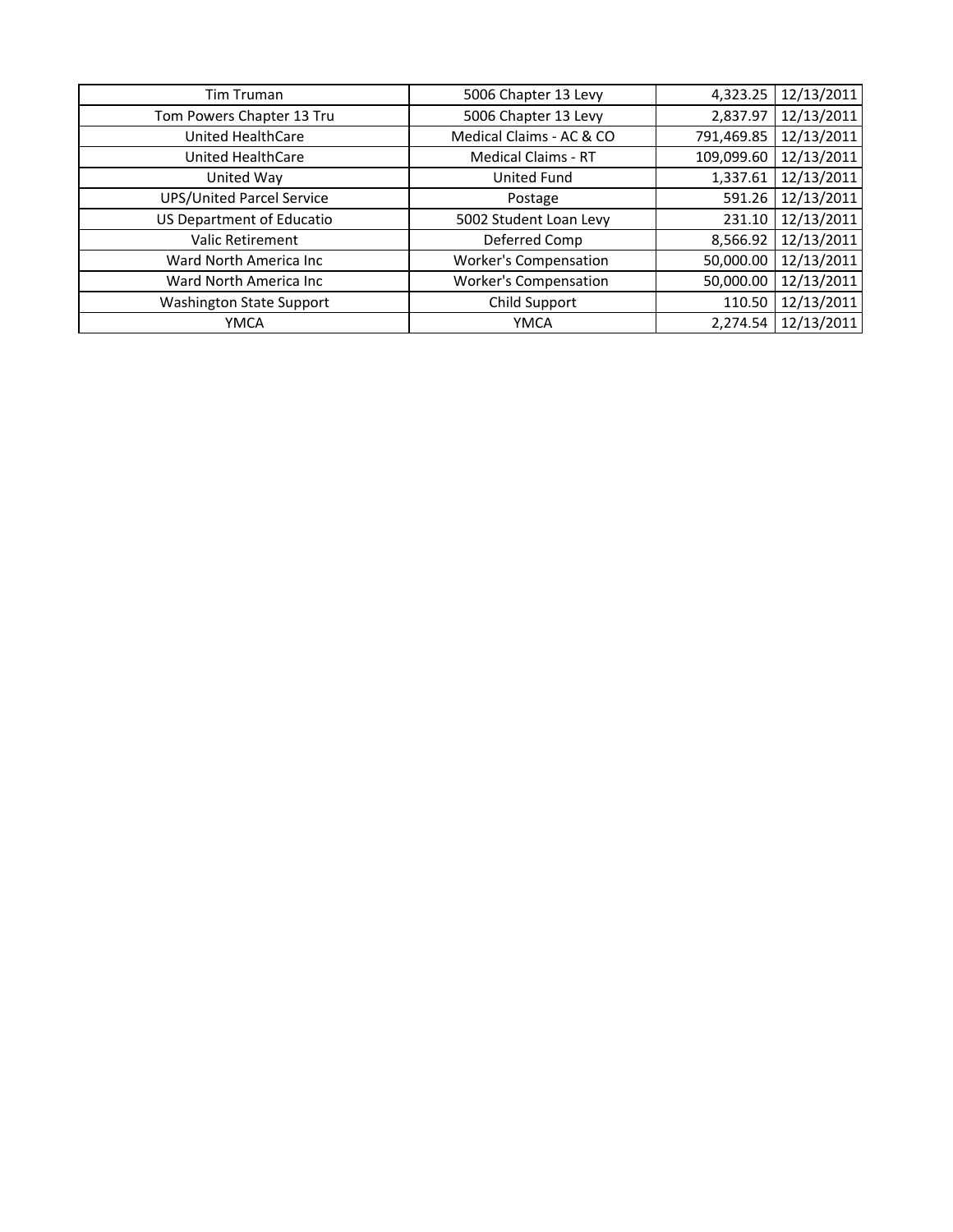| | | | |
|---|---|---|---|
| Tim Truman | 5006 Chapter 13 Levy | 4,323.25 | 12/13/2011 |
| Tom Powers Chapter 13 Tru | 5006 Chapter 13 Levy | 2,837.97 | 12/13/2011 |
| United HealthCare | Medical Claims - AC & CO | 791,469.85 | 12/13/2011 |
| United HealthCare | Medical Claims - RT | 109,099.60 | 12/13/2011 |
| United Way | United Fund | 1,337.61 | 12/13/2011 |
| UPS/United Parcel Service | Postage | 591.26 | 12/13/2011 |
| US Department of Educatio | 5002 Student Loan Levy | 231.10 | 12/13/2011 |
| Valic Retirement | Deferred Comp | 8,566.92 | 12/13/2011 |
| Ward North America Inc | Worker's Compensation | 50,000.00 | 12/13/2011 |
| Ward North America Inc | Worker's Compensation | 50,000.00 | 12/13/2011 |
| Washington State Support | Child Support | 110.50 | 12/13/2011 |
| YMCA | YMCA | 2,274.54 | 12/13/2011 |